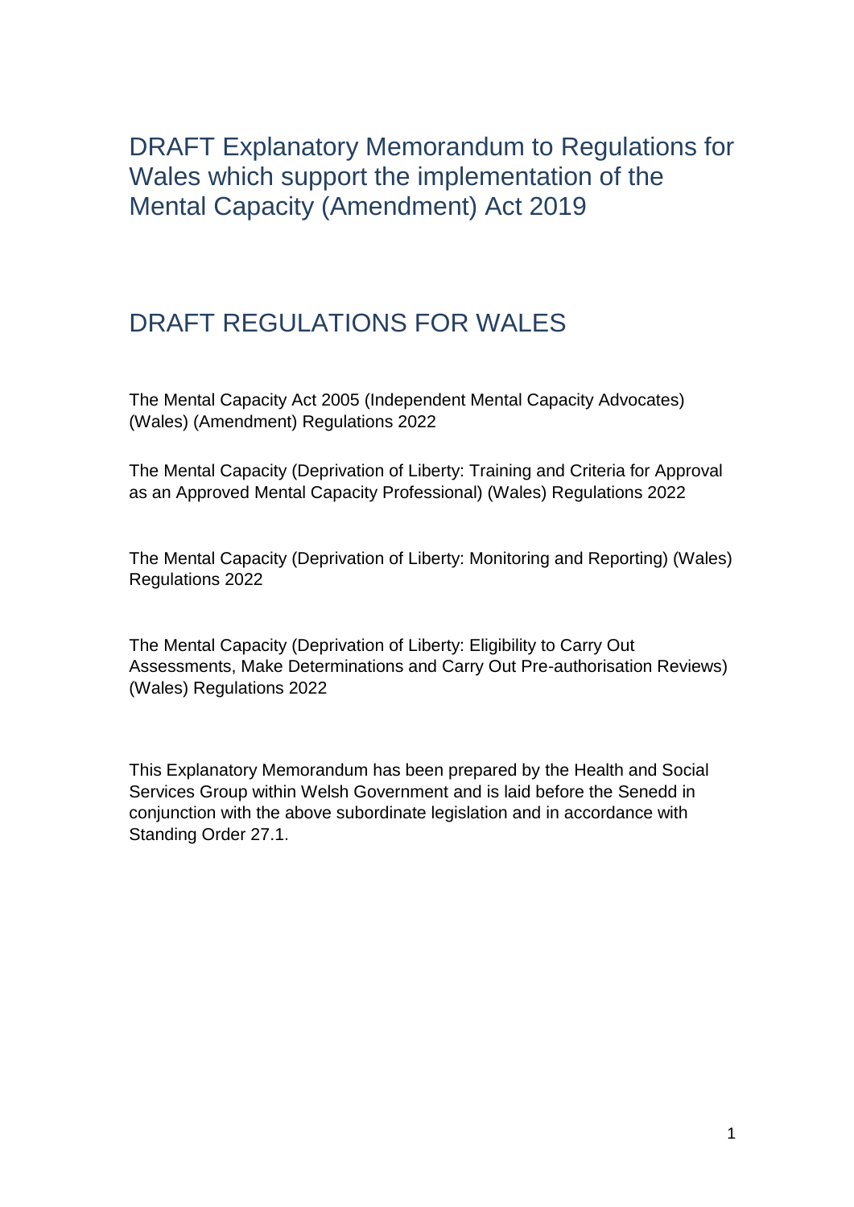# DRAFT Explanatory Memorandum to Regulations for Wales which support the implementation of the Mental Capacity (Amendment) Act 2019

# DRAFT REGULATIONS FOR WALES

The Mental Capacity Act 2005 (Independent Mental Capacity Advocates) (Wales) (Amendment) Regulations 2022

The Mental Capacity (Deprivation of Liberty: Training and Criteria for Approval as an Approved Mental Capacity Professional) (Wales) Regulations 2022

The Mental Capacity (Deprivation of Liberty: Monitoring and Reporting) (Wales) Regulations 2022

The Mental Capacity (Deprivation of Liberty: Eligibility to Carry Out Assessments, Make Determinations and Carry Out Pre-authorisation Reviews) (Wales) Regulations 2022

This Explanatory Memorandum has been prepared by the Health and Social Services Group within Welsh Government and is laid before the Senedd in conjunction with the above subordinate legislation and in accordance with Standing Order 27.1.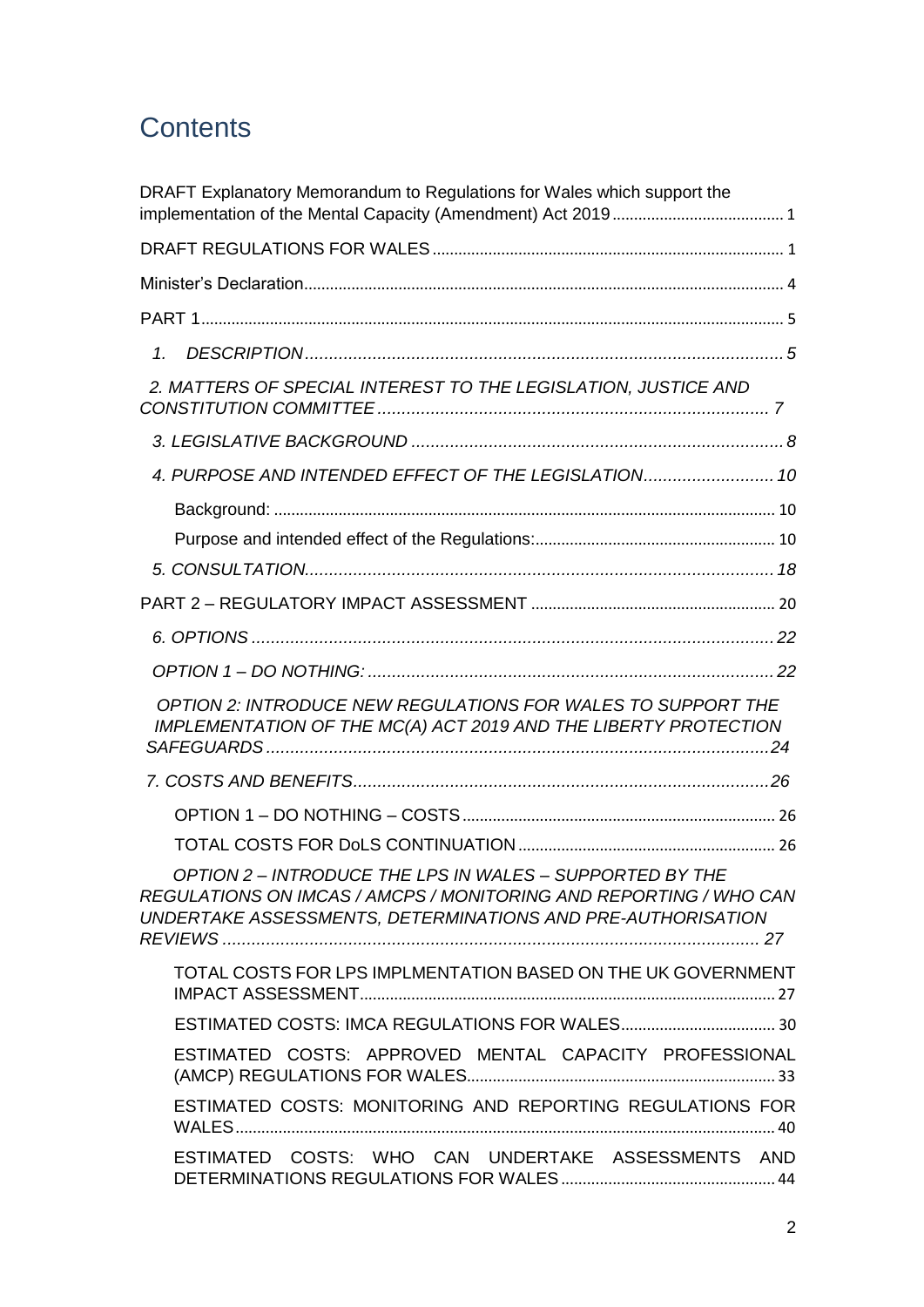# Contents

DRAFT Explanatory Memorandum to Regulations for Wales which support the implementation of the Mental Capacity (Amendment) Act 2019 ........ 1

DRAFT REGULATIONS FOR WALES ........ 1

Minister's Declaration ........ 4

PART 1 ........ 5

*1. DESCRIPTION* ........ 5

*2. MATTERS OF SPECIAL INTEREST TO THE LEGISLATION, JUSTICE AND CONSTITUTION COMMITTEE* ........ 7

*3. LEGISLATIVE BACKGROUND* ........ 8

*4. PURPOSE AND INTENDED EFFECT OF THE LEGISLATION* ........ 10

Background: ........ 10

Purpose and intended effect of the Regulations: ........ 10

*5. CONSULTATION* ........ 18

PART 2 – REGULATORY IMPACT ASSESSMENT ........ 20

*6. OPTIONS* ........ 22

*OPTION 1 – DO NOTHING:* ........ 22

*OPTION 2: INTRODUCE NEW REGULATIONS FOR WALES TO SUPPORT THE IMPLEMENTATION OF THE MC(A) ACT 2019 AND THE LIBERTY PROTECTION SAFEGUARDS* ........ 24

*7. COSTS AND BENEFITS* ........ 26

OPTION 1 – DO NOTHING – COSTS ........ 26

TOTAL COSTS FOR DoLS CONTINUATION ........ 26

*OPTION 2 – INTRODUCE THE LPS IN WALES – SUPPORTED BY THE REGULATIONS ON IMCAS / AMCPS / MONITORING AND REPORTING / WHO CAN UNDERTAKE ASSESSMENTS, DETERMINATIONS AND PRE-AUTHORISATION REVIEWS* ........ 27

TOTAL COSTS FOR LPS IMPLMENTATION BASED ON THE UK GOVERNMENT IMPACT ASSESSMENT ........ 27

ESTIMATED COSTS: IMCA REGULATIONS FOR WALES ........ 30

ESTIMATED COSTS: APPROVED MENTAL CAPACITY PROFESSIONAL (AMCP) REGULATIONS FOR WALES ........ 33

ESTIMATED COSTS: MONITORING AND REPORTING REGULATIONS FOR WALES ........ 40

ESTIMATED COSTS: WHO CAN UNDERTAKE ASSESSMENTS AND DETERMINATIONS REGULATIONS FOR WALES ........ 44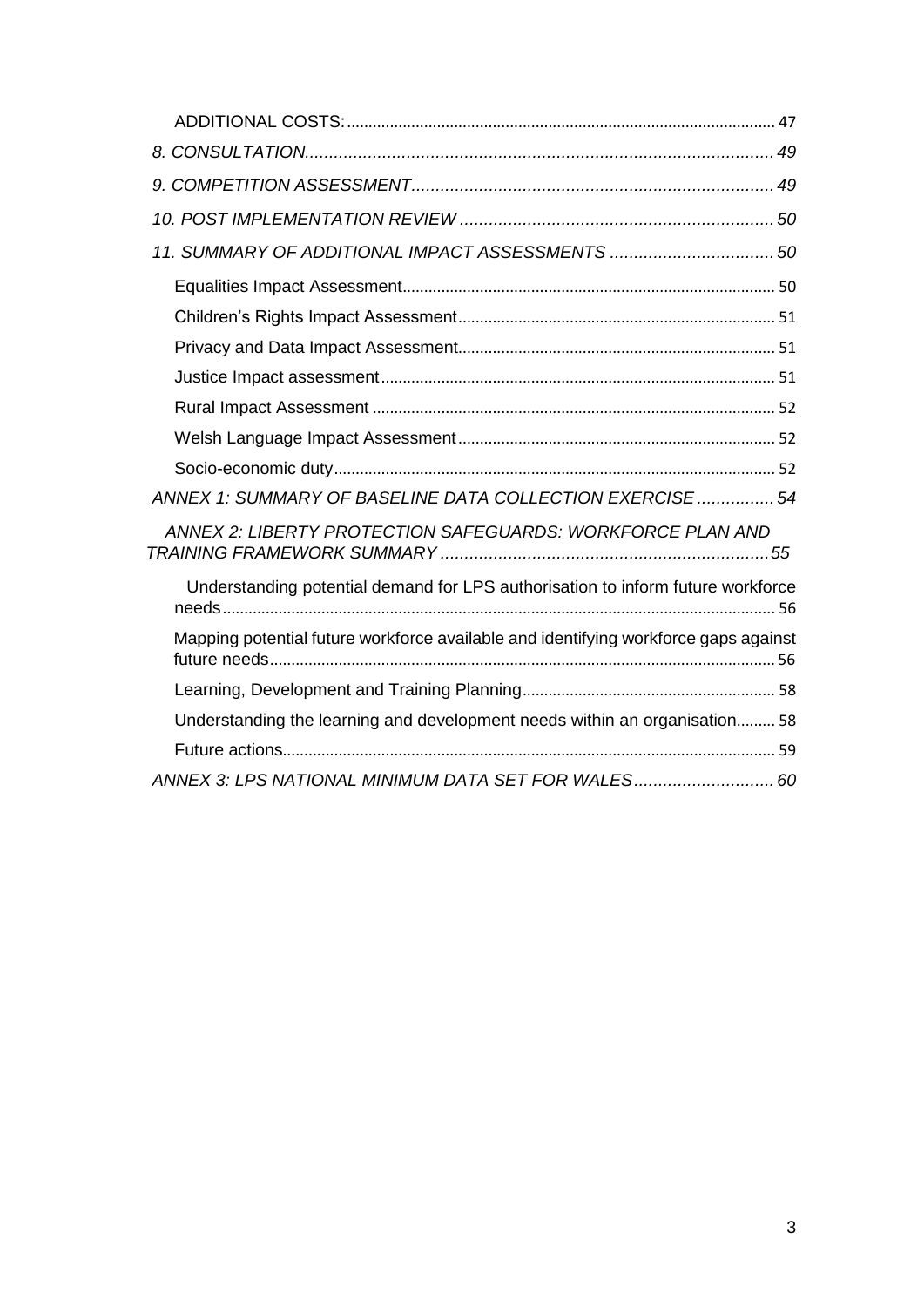ADDITIONAL COSTS: 47

*8. CONSULTATION* 49

*9. COMPETITION ASSESSMENT* 49

*10. POST IMPLEMENTATION REVIEW* 50

*11. SUMMARY OF ADDITIONAL IMPACT ASSESSMENTS* 50

Equalities Impact Assessment 50

Children's Rights Impact Assessment 51

Privacy and Data Impact Assessment 51

Justice Impact assessment 51

Rural Impact Assessment 52

Welsh Language Impact Assessment 52

Socio-economic duty 52

*ANNEX 1: SUMMARY OF BASELINE DATA COLLECTION EXERCISE* 54

*ANNEX 2: LIBERTY PROTECTION SAFEGUARDS: WORKFORCE PLAN AND TRAINING FRAMEWORK SUMMARY* 55

Understanding potential demand for LPS authorisation to inform future workforce needs 56

Mapping potential future workforce available and identifying workforce gaps against future needs 56

Learning, Development and Training Planning 58

Understanding the learning and development needs within an organisation 58

Future actions 59

*ANNEX 3: LPS NATIONAL MINIMUM DATA SET FOR WALES* 60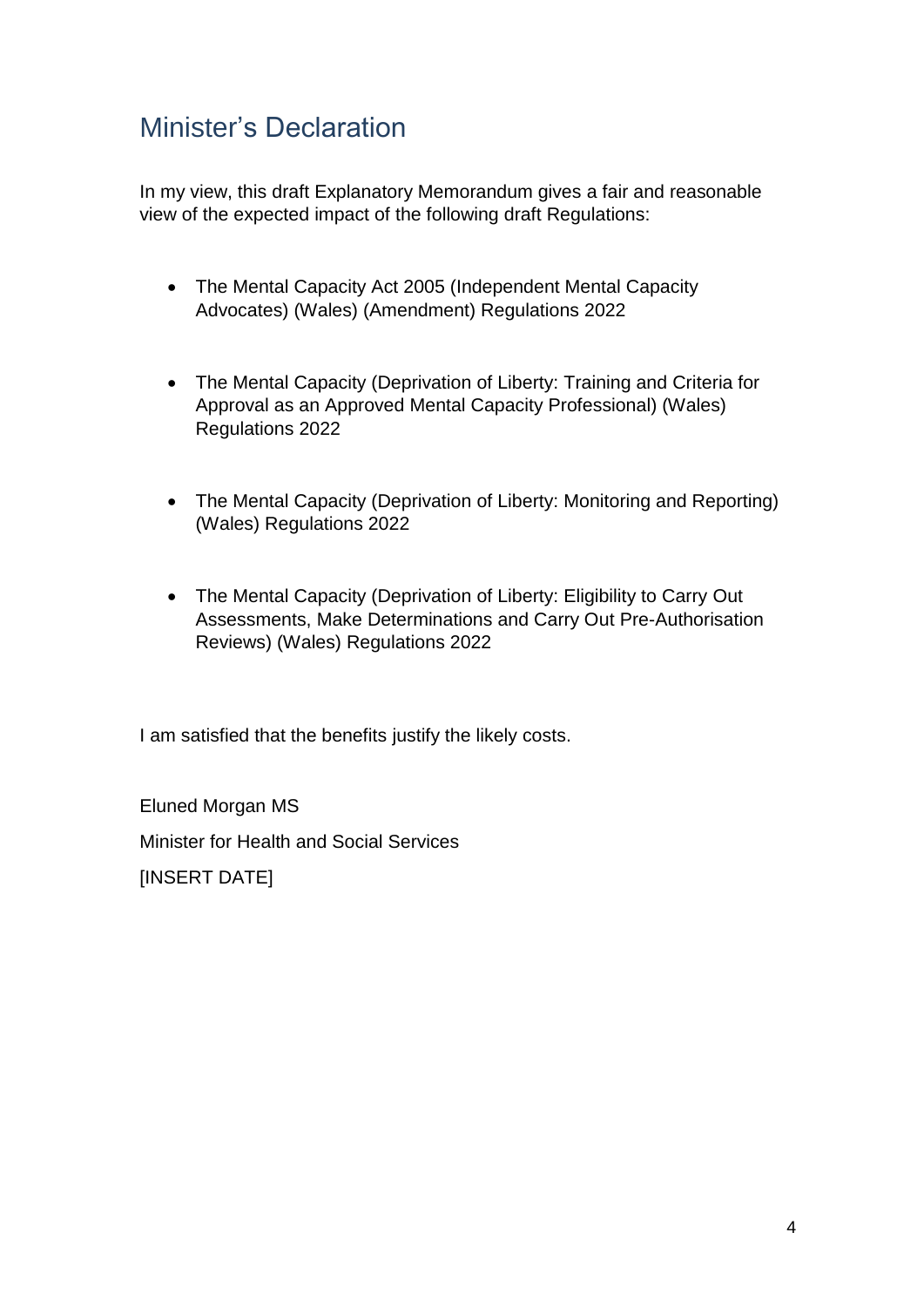## Minister's Declaration

In my view, this draft Explanatory Memorandum gives a fair and reasonable view of the expected impact of the following draft Regulations:

- The Mental Capacity Act 2005 (Independent Mental Capacity Advocates) (Wales) (Amendment) Regulations 2022
- The Mental Capacity (Deprivation of Liberty: Training and Criteria for Approval as an Approved Mental Capacity Professional) (Wales) Regulations 2022
- The Mental Capacity (Deprivation of Liberty: Monitoring and Reporting) (Wales) Regulations 2022
- The Mental Capacity (Deprivation of Liberty: Eligibility to Carry Out Assessments, Make Determinations and Carry Out Pre-Authorisation Reviews) (Wales) Regulations 2022

I am satisfied that the benefits justify the likely costs.

Eluned Morgan MS

Minister for Health and Social Services

[INSERT DATE]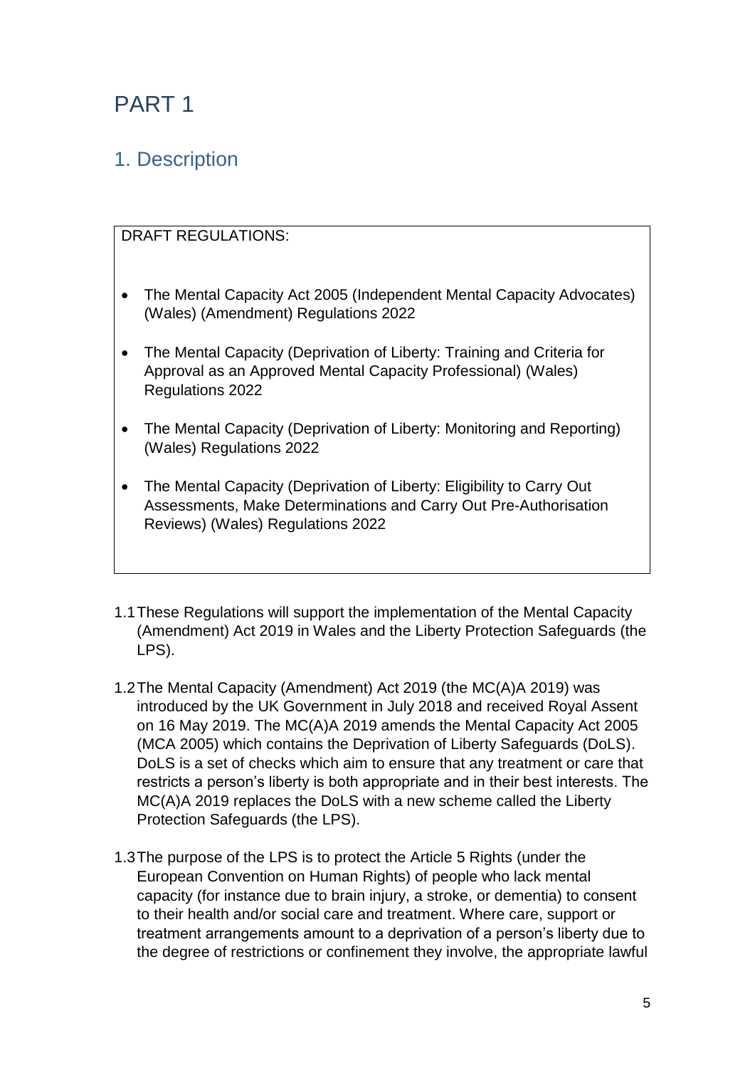# PART 1

## 1. Description

DRAFT REGULATIONS:

- The Mental Capacity Act 2005 (Independent Mental Capacity Advocates) (Wales) (Amendment) Regulations 2022
- The Mental Capacity (Deprivation of Liberty: Training and Criteria for Approval as an Approved Mental Capacity Professional) (Wales) Regulations 2022
- The Mental Capacity (Deprivation of Liberty: Monitoring and Reporting) (Wales) Regulations 2022
- The Mental Capacity (Deprivation of Liberty: Eligibility to Carry Out Assessments, Make Determinations and Carry Out Pre-Authorisation Reviews) (Wales) Regulations 2022

1.1 These Regulations will support the implementation of the Mental Capacity (Amendment) Act 2019 in Wales and the Liberty Protection Safeguards (the LPS).

1.2 The Mental Capacity (Amendment) Act 2019 (the MC(A)A 2019) was introduced by the UK Government in July 2018 and received Royal Assent on 16 May 2019. The MC(A)A 2019 amends the Mental Capacity Act 2005 (MCA 2005) which contains the Deprivation of Liberty Safeguards (DoLS). DoLS is a set of checks which aim to ensure that any treatment or care that restricts a person's liberty is both appropriate and in their best interests. The MC(A)A 2019 replaces the DoLS with a new scheme called the Liberty Protection Safeguards (the LPS).

1.3 The purpose of the LPS is to protect the Article 5 Rights (under the European Convention on Human Rights) of people who lack mental capacity (for instance due to brain injury, a stroke, or dementia) to consent to their health and/or social care and treatment. Where care, support or treatment arrangements amount to a deprivation of a person's liberty due to the degree of restrictions or confinement they involve, the appropriate lawful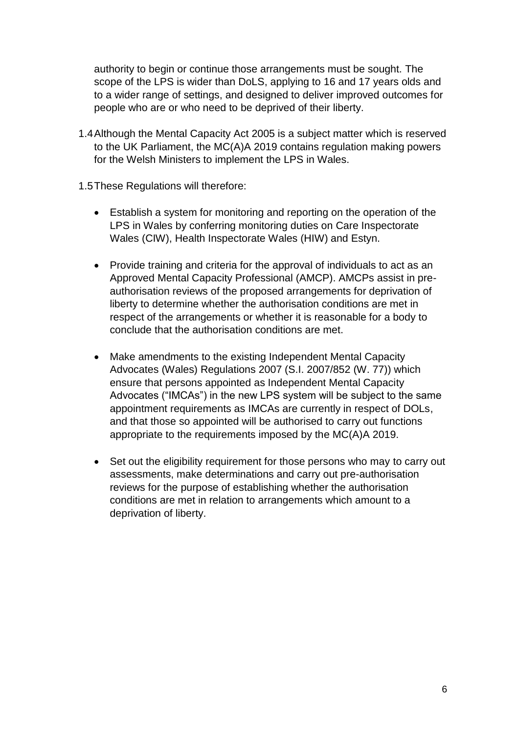authority to begin or continue those arrangements must be sought. The scope of the LPS is wider than DoLS, applying to 16 and 17 years olds and to a wider range of settings, and designed to deliver improved outcomes for people who are or who need to be deprived of their liberty.

1.4 Although the Mental Capacity Act 2005 is a subject matter which is reserved to the UK Parliament, the MC(A)A 2019 contains regulation making powers for the Welsh Ministers to implement the LPS in Wales.

1.5 These Regulations will therefore:

- Establish a system for monitoring and reporting on the operation of the LPS in Wales by conferring monitoring duties on Care Inspectorate Wales (CIW), Health Inspectorate Wales (HIW) and Estyn.

- Provide training and criteria for the approval of individuals to act as an Approved Mental Capacity Professional (AMCP). AMCPs assist in pre-authorisation reviews of the proposed arrangements for deprivation of liberty to determine whether the authorisation conditions are met in respect of the arrangements or whether it is reasonable for a body to conclude that the authorisation conditions are met.

- Make amendments to the existing Independent Mental Capacity Advocates (Wales) Regulations 2007 (S.I. 2007/852 (W. 77)) which ensure that persons appointed as Independent Mental Capacity Advocates ("IMCAs") in the new LPS system will be subject to the same appointment requirements as IMCAs are currently in respect of DOLs, and that those so appointed will be authorised to carry out functions appropriate to the requirements imposed by the MC(A)A 2019.

- Set out the eligibility requirement for those persons who may to carry out assessments, make determinations and carry out pre-authorisation reviews for the purpose of establishing whether the authorisation conditions are met in relation to arrangements which amount to a deprivation of liberty.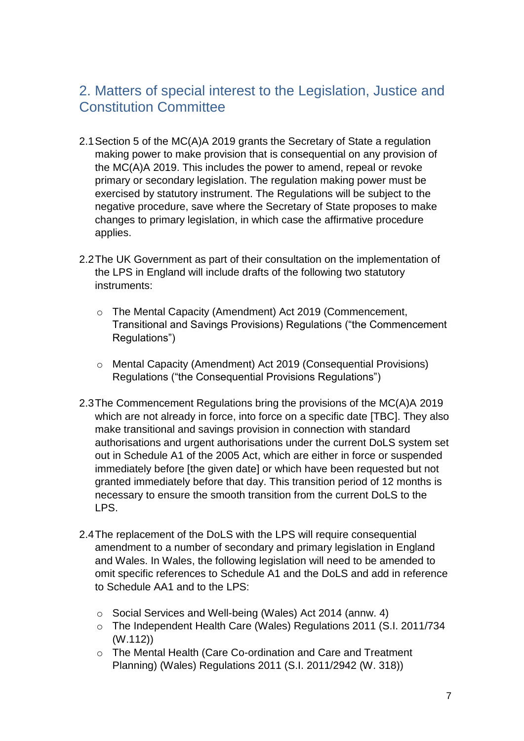## 2. Matters of special interest to the Legislation, Justice and Constitution Committee

2.1 Section 5 of the MC(A)A 2019 grants the Secretary of State a regulation making power to make provision that is consequential on any provision of the MC(A)A 2019. This includes the power to amend, repeal or revoke primary or secondary legislation. The regulation making power must be exercised by statutory instrument. The Regulations will be subject to the negative procedure, save where the Secretary of State proposes to make changes to primary legislation, in which case the affirmative procedure applies.

2.2 The UK Government as part of their consultation on the implementation of the LPS in England will include drafts of the following two statutory instruments:

- The Mental Capacity (Amendment) Act 2019 (Commencement, Transitional and Savings Provisions) Regulations ("the Commencement Regulations")
- Mental Capacity (Amendment) Act 2019 (Consequential Provisions) Regulations ("the Consequential Provisions Regulations")

2.3 The Commencement Regulations bring the provisions of the MC(A)A 2019 which are not already in force, into force on a specific date [TBC]. They also make transitional and savings provision in connection with standard authorisations and urgent authorisations under the current DoLS system set out in Schedule A1 of the 2005 Act, which are either in force or suspended immediately before [the given date] or which have been requested but not granted immediately before that day. This transition period of 12 months is necessary to ensure the smooth transition from the current DoLS to the LPS.

2.4 The replacement of the DoLS with the LPS will require consequential amendment to a number of secondary and primary legislation in England and Wales. In Wales, the following legislation will need to be amended to omit specific references to Schedule A1 and the DoLS and add in reference to Schedule AA1 and to the LPS:

- Social Services and Well-being (Wales) Act 2014 (annw. 4)
- The Independent Health Care (Wales) Regulations 2011 (S.I. 2011/734 (W.112))
- The Mental Health (Care Co-ordination and Care and Treatment Planning) (Wales) Regulations 2011 (S.I. 2011/2942 (W. 318))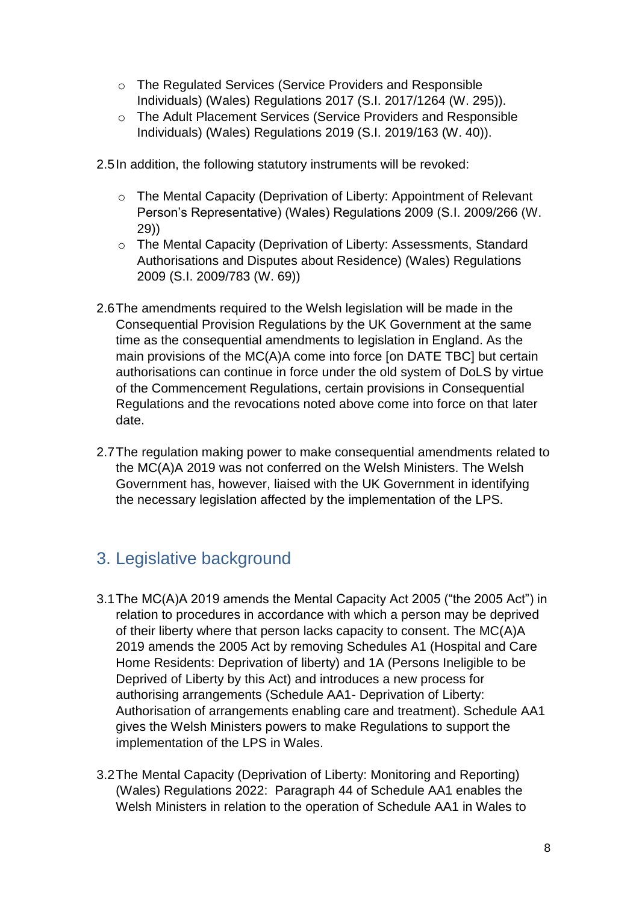- The Regulated Services (Service Providers and Responsible Individuals) (Wales) Regulations 2017 (S.I. 2017/1264 (W. 295)).
- The Adult Placement Services (Service Providers and Responsible Individuals) (Wales) Regulations 2019 (S.I. 2019/163 (W. 40)).

2.5 In addition, the following statutory instruments will be revoked:

- The Mental Capacity (Deprivation of Liberty: Appointment of Relevant Person's Representative) (Wales) Regulations 2009 (S.I. 2009/266 (W. 29))
- The Mental Capacity (Deprivation of Liberty: Assessments, Standard Authorisations and Disputes about Residence) (Wales) Regulations 2009 (S.I. 2009/783 (W. 69))

2.6 The amendments required to the Welsh legislation will be made in the Consequential Provision Regulations by the UK Government at the same time as the consequential amendments to legislation in England. As the main provisions of the MC(A)A come into force [on DATE TBC] but certain authorisations can continue in force under the old system of DoLS by virtue of the Commencement Regulations, certain provisions in Consequential Regulations and the revocations noted above come into force on that later date.

2.7 The regulation making power to make consequential amendments related to the MC(A)A 2019 was not conferred on the Welsh Ministers. The Welsh Government has, however, liaised with the UK Government in identifying the necessary legislation affected by the implementation of the LPS.

## 3. Legislative background

3.1 The MC(A)A 2019 amends the Mental Capacity Act 2005 ("the 2005 Act") in relation to procedures in accordance with which a person may be deprived of their liberty where that person lacks capacity to consent. The MC(A)A 2019 amends the 2005 Act by removing Schedules A1 (Hospital and Care Home Residents: Deprivation of liberty) and 1A (Persons Ineligible to be Deprived of Liberty by this Act) and introduces a new process for authorising arrangements (Schedule AA1- Deprivation of Liberty: Authorisation of arrangements enabling care and treatment). Schedule AA1 gives the Welsh Ministers powers to make Regulations to support the implementation of the LPS in Wales.

3.2 The Mental Capacity (Deprivation of Liberty: Monitoring and Reporting) (Wales) Regulations 2022: Paragraph 44 of Schedule AA1 enables the Welsh Ministers in relation to the operation of Schedule AA1 in Wales to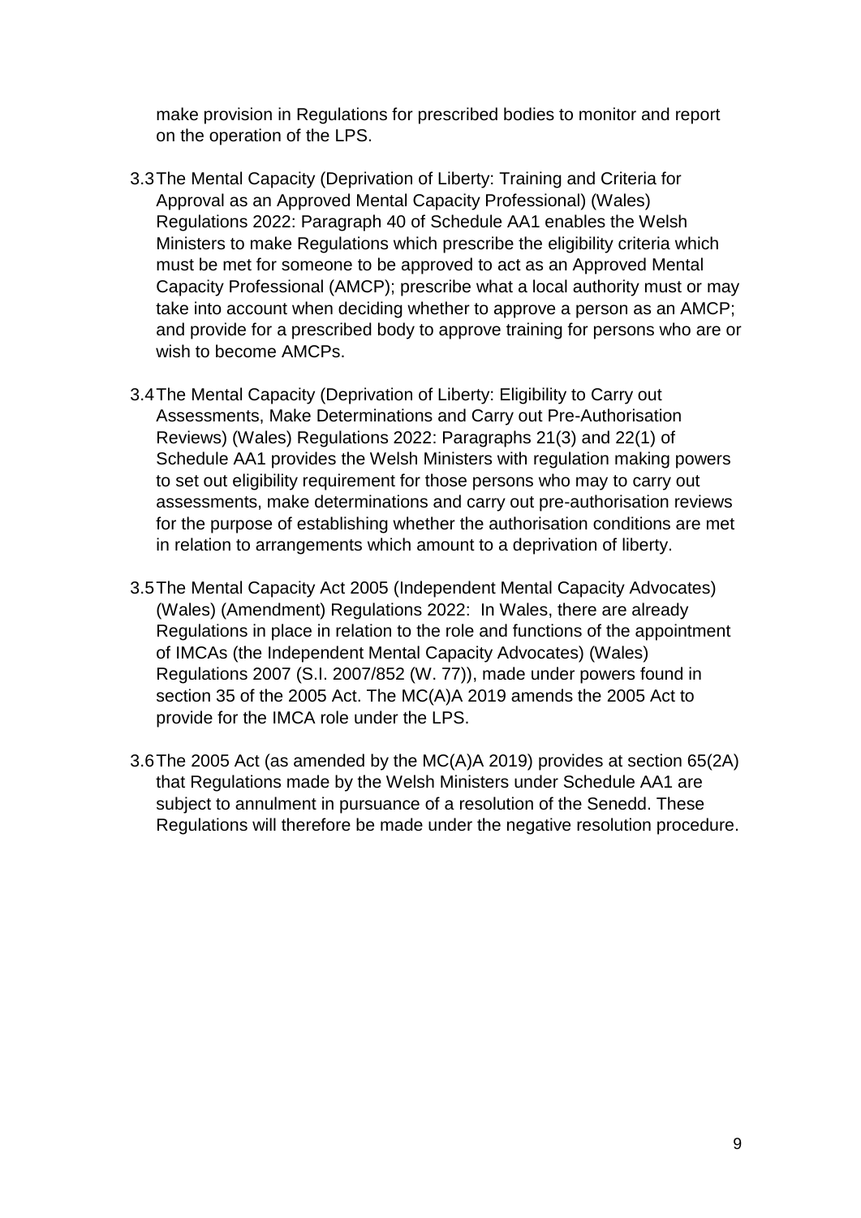make provision in Regulations for prescribed bodies to monitor and report on the operation of the LPS.

3.3 The Mental Capacity (Deprivation of Liberty: Training and Criteria for Approval as an Approved Mental Capacity Professional) (Wales) Regulations 2022: Paragraph 40 of Schedule AA1 enables the Welsh Ministers to make Regulations which prescribe the eligibility criteria which must be met for someone to be approved to act as an Approved Mental Capacity Professional (AMCP); prescribe what a local authority must or may take into account when deciding whether to approve a person as an AMCP; and provide for a prescribed body to approve training for persons who are or wish to become AMCPs.

3.4 The Mental Capacity (Deprivation of Liberty: Eligibility to Carry out Assessments, Make Determinations and Carry out Pre-Authorisation Reviews) (Wales) Regulations 2022: Paragraphs 21(3) and 22(1) of Schedule AA1 provides the Welsh Ministers with regulation making powers to set out eligibility requirement for those persons who may to carry out assessments, make determinations and carry out pre-authorisation reviews for the purpose of establishing whether the authorisation conditions are met in relation to arrangements which amount to a deprivation of liberty.

3.5 The Mental Capacity Act 2005 (Independent Mental Capacity Advocates) (Wales) (Amendment) Regulations 2022: In Wales, there are already Regulations in place in relation to the role and functions of the appointment of IMCAs (the Independent Mental Capacity Advocates) (Wales) Regulations 2007 (S.I. 2007/852 (W. 77)), made under powers found in section 35 of the 2005 Act. The MC(A)A 2019 amends the 2005 Act to provide for the IMCA role under the LPS.

3.6 The 2005 Act (as amended by the MC(A)A 2019) provides at section 65(2A) that Regulations made by the Welsh Ministers under Schedule AA1 are subject to annulment in pursuance of a resolution of the Senedd. These Regulations will therefore be made under the negative resolution procedure.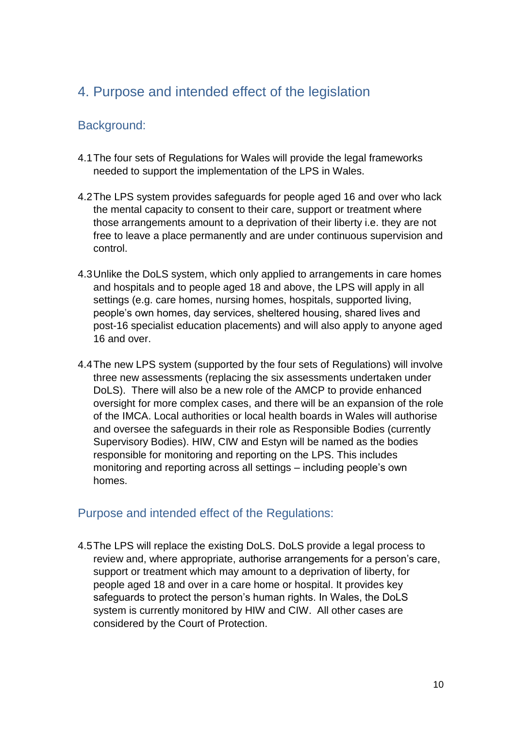## 4. Purpose and intended effect of the legislation

### Background:

4.1 The four sets of Regulations for Wales will provide the legal frameworks needed to support the implementation of the LPS in Wales.

4.2 The LPS system provides safeguards for people aged 16 and over who lack the mental capacity to consent to their care, support or treatment where those arrangements amount to a deprivation of their liberty i.e. they are not free to leave a place permanently and are under continuous supervision and control.

4.3 Unlike the DoLS system, which only applied to arrangements in care homes and hospitals and to people aged 18 and above, the LPS will apply in all settings (e.g. care homes, nursing homes, hospitals, supported living, people's own homes, day services, sheltered housing, shared lives and post-16 specialist education placements) and will also apply to anyone aged 16 and over.

4.4 The new LPS system (supported by the four sets of Regulations) will involve three new assessments (replacing the six assessments undertaken under DoLS). There will also be a new role of the AMCP to provide enhanced oversight for more complex cases, and there will be an expansion of the role of the IMCA. Local authorities or local health boards in Wales will authorise and oversee the safeguards in their role as Responsible Bodies (currently Supervisory Bodies). HIW, CIW and Estyn will be named as the bodies responsible for monitoring and reporting on the LPS. This includes monitoring and reporting across all settings – including people's own homes.

### Purpose and intended effect of the Regulations:

4.5 The LPS will replace the existing DoLS. DoLS provide a legal process to review and, where appropriate, authorise arrangements for a person's care, support or treatment which may amount to a deprivation of liberty, for people aged 18 and over in a care home or hospital. It provides key safeguards to protect the person's human rights. In Wales, the DoLS system is currently monitored by HIW and CIW. All other cases are considered by the Court of Protection.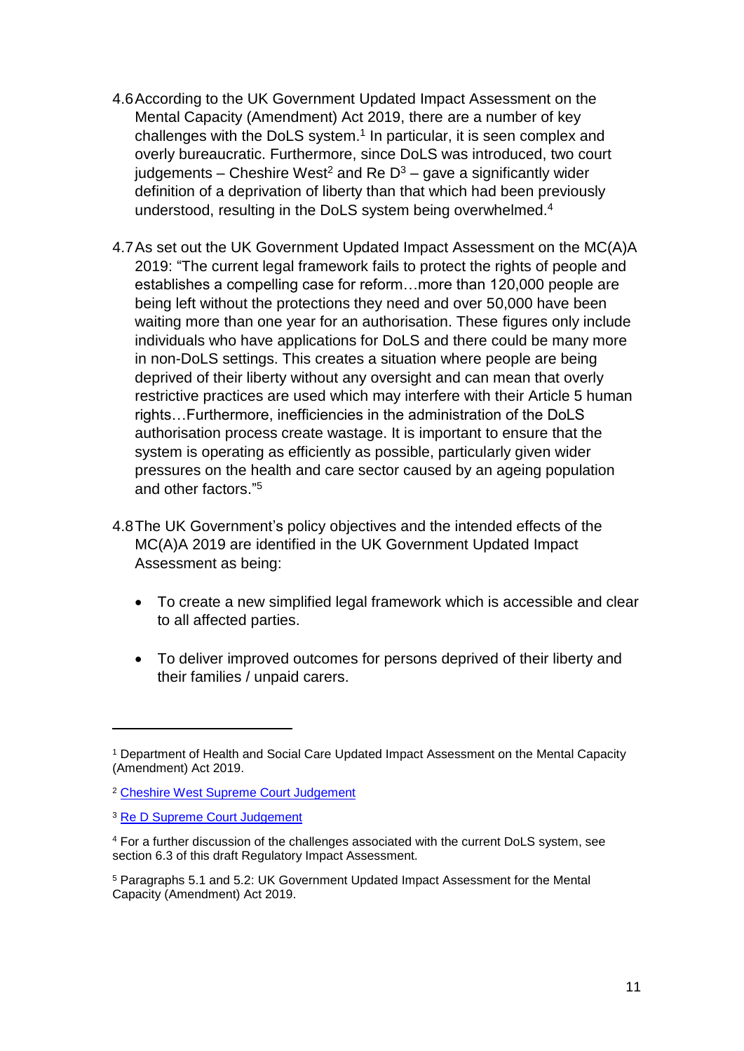4.6 According to the UK Government Updated Impact Assessment on the Mental Capacity (Amendment) Act 2019, there are a number of key challenges with the DoLS system.[1] In particular, it is seen complex and overly bureaucratic. Furthermore, since DoLS was introduced, two court judgements – Cheshire West[2] and Re D[3] – gave a significantly wider definition of a deprivation of liberty than that which had been previously understood, resulting in the DoLS system being overwhelmed.[4]

4.7 As set out the UK Government Updated Impact Assessment on the MC(A)A 2019: "The current legal framework fails to protect the rights of people and establishes a compelling case for reform…more than 120,000 people are being left without the protections they need and over 50,000 have been waiting more than one year for an authorisation. These figures only include individuals who have applications for DoLS and there could be many more in non-DoLS settings. This creates a situation where people are being deprived of their liberty without any oversight and can mean that overly restrictive practices are used which may interfere with their Article 5 human rights…Furthermore, inefficiencies in the administration of the DoLS authorisation process create wastage. It is important to ensure that the system is operating as efficiently as possible, particularly given wider pressures on the health and care sector caused by an ageing population and other factors."[5]

4.8 The UK Government's policy objectives and the intended effects of the MC(A)A 2019 are identified in the UK Government Updated Impact Assessment as being:

- To create a new simplified legal framework which is accessible and clear to all affected parties.
- To deliver improved outcomes for persons deprived of their liberty and their families / unpaid carers.

---

[1] Department of Health and Social Care Updated Impact Assessment on the Mental Capacity (Amendment) Act 2019.

[2] Cheshire West Supreme Court Judgement

[3] Re D Supreme Court Judgement

[4] For a further discussion of the challenges associated with the current DoLS system, see section 6.3 of this draft Regulatory Impact Assessment.

[5] Paragraphs 5.1 and 5.2: UK Government Updated Impact Assessment for the Mental Capacity (Amendment) Act 2019.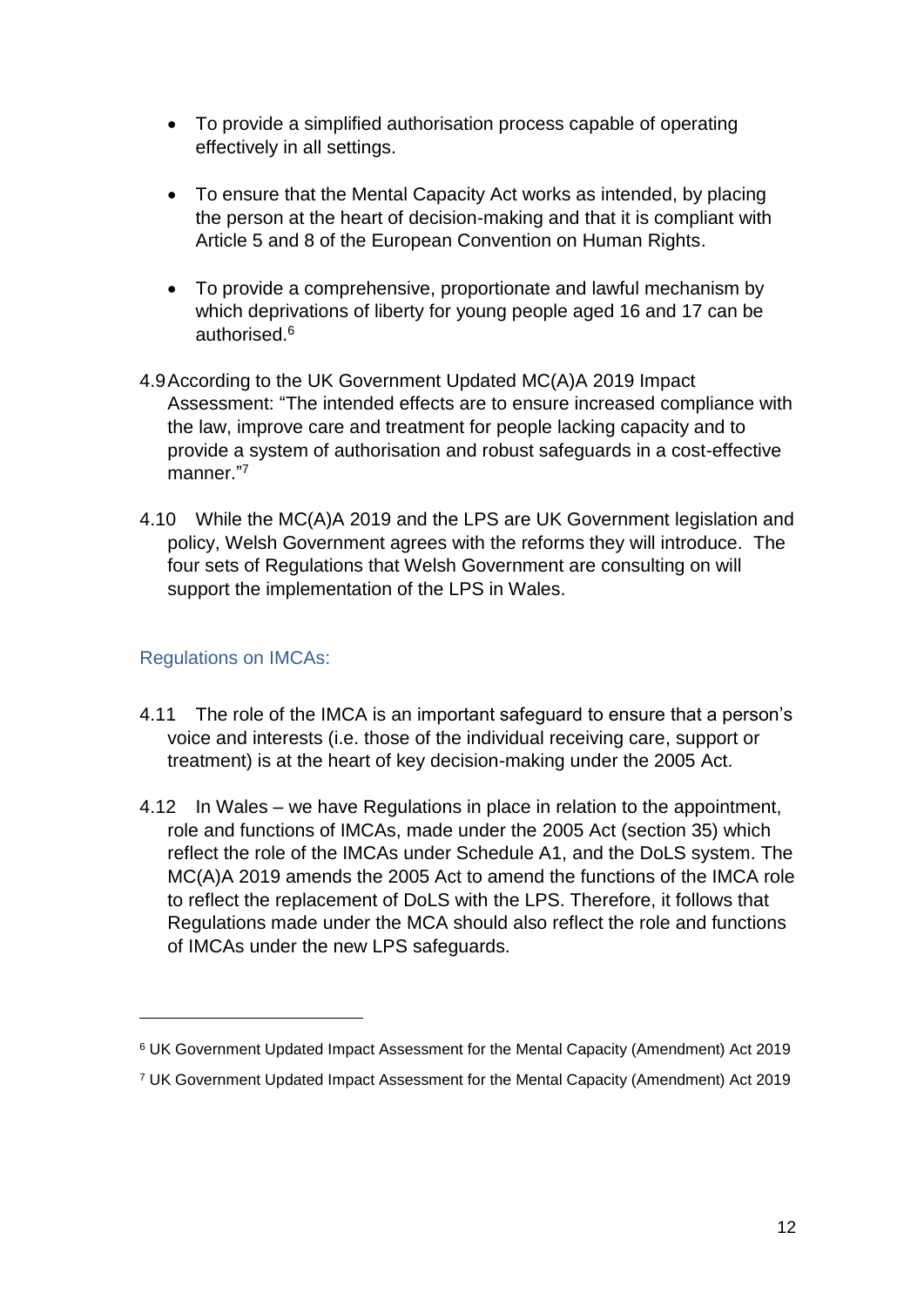- To provide a simplified authorisation process capable of operating effectively in all settings.

- To ensure that the Mental Capacity Act works as intended, by placing the person at the heart of decision-making and that it is compliant with Article 5 and 8 of the European Convention on Human Rights.

- To provide a comprehensive, proportionate and lawful mechanism by which deprivations of liberty for young people aged 16 and 17 can be authorised.[6]

4.9 According to the UK Government Updated MC(A)A 2019 Impact Assessment: "The intended effects are to ensure increased compliance with the law, improve care and treatment for people lacking capacity and to provide a system of authorisation and robust safeguards in a cost-effective manner."[7]

4.10 While the MC(A)A 2019 and the LPS are UK Government legislation and policy, Welsh Government agrees with the reforms they will introduce. The four sets of Regulations that Welsh Government are consulting on will support the implementation of the LPS in Wales.

## Regulations on IMCAs:

4.11 The role of the IMCA is an important safeguard to ensure that a person's voice and interests (i.e. those of the individual receiving care, support or treatment) is at the heart of key decision-making under the 2005 Act.

4.12 In Wales – we have Regulations in place in relation to the appointment, role and functions of IMCAs, made under the 2005 Act (section 35) which reflect the role of the IMCAs under Schedule A1, and the DoLS system. The MC(A)A 2019 amends the 2005 Act to amend the functions of the IMCA role to reflect the replacement of DoLS with the LPS. Therefore, it follows that Regulations made under the MCA should also reflect the role and functions of IMCAs under the new LPS safeguards.

---

[6] UK Government Updated Impact Assessment for the Mental Capacity (Amendment) Act 2019

[7] UK Government Updated Impact Assessment for the Mental Capacity (Amendment) Act 2019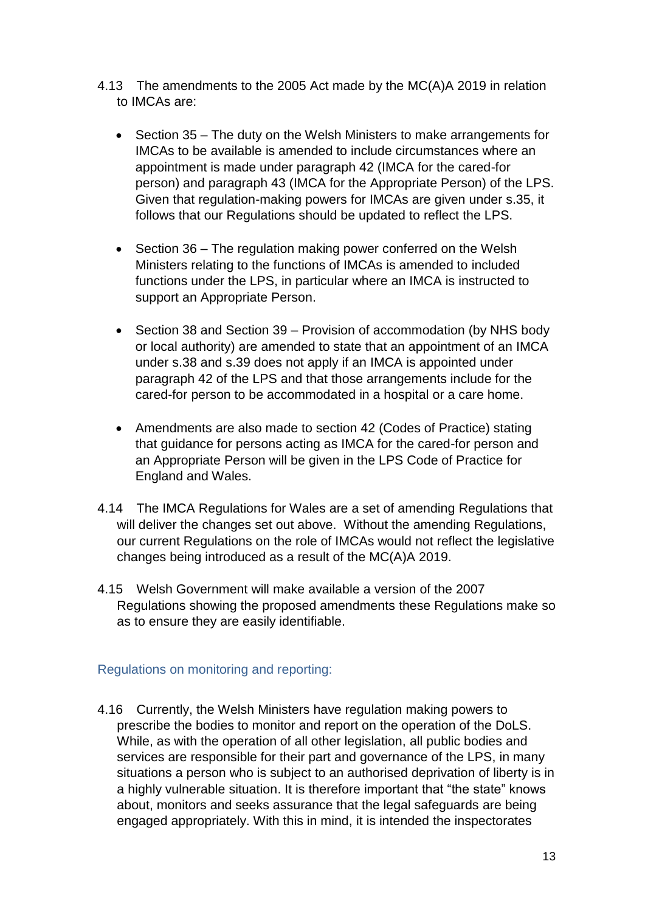4.13 The amendments to the 2005 Act made by the MC(A)A 2019 in relation to IMCAs are:

- Section 35 – The duty on the Welsh Ministers to make arrangements for IMCAs to be available is amended to include circumstances where an appointment is made under paragraph 42 (IMCA for the cared-for person) and paragraph 43 (IMCA for the Appropriate Person) of the LPS. Given that regulation-making powers for IMCAs are given under s.35, it follows that our Regulations should be updated to reflect the LPS.

- Section 36 – The regulation making power conferred on the Welsh Ministers relating to the functions of IMCAs is amended to included functions under the LPS, in particular where an IMCA is instructed to support an Appropriate Person.

- Section 38 and Section 39 – Provision of accommodation (by NHS body or local authority) are amended to state that an appointment of an IMCA under s.38 and s.39 does not apply if an IMCA is appointed under paragraph 42 of the LPS and that those arrangements include for the cared-for person to be accommodated in a hospital or a care home.

- Amendments are also made to section 42 (Codes of Practice) stating that guidance for persons acting as IMCA for the cared-for person and an Appropriate Person will be given in the LPS Code of Practice for England and Wales.

4.14 The IMCA Regulations for Wales are a set of amending Regulations that will deliver the changes set out above. Without the amending Regulations, our current Regulations on the role of IMCAs would not reflect the legislative changes being introduced as a result of the MC(A)A 2019.

4.15 Welsh Government will make available a version of the 2007 Regulations showing the proposed amendments these Regulations make so as to ensure they are easily identifiable.

### Regulations on monitoring and reporting:

4.16 Currently, the Welsh Ministers have regulation making powers to prescribe the bodies to monitor and report on the operation of the DoLS. While, as with the operation of all other legislation, all public bodies and services are responsible for their part and governance of the LPS, in many situations a person who is subject to an authorised deprivation of liberty is in a highly vulnerable situation. It is therefore important that "the state" knows about, monitors and seeks assurance that the legal safeguards are being engaged appropriately. With this in mind, it is intended the inspectorates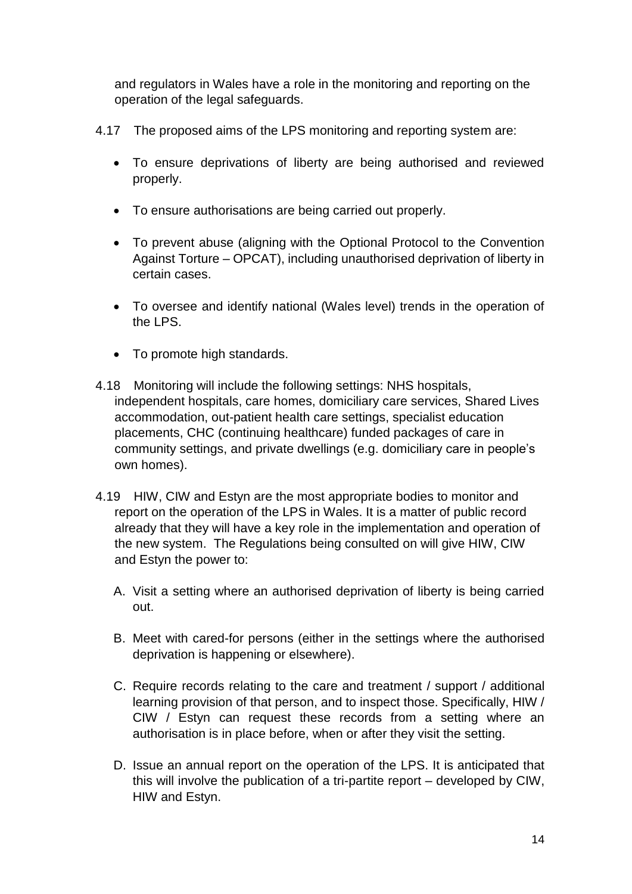and regulators in Wales have a role in the monitoring and reporting on the operation of the legal safeguards.

4.17 The proposed aims of the LPS monitoring and reporting system are:

- To ensure deprivations of liberty are being authorised and reviewed properly.
- To ensure authorisations are being carried out properly.
- To prevent abuse (aligning with the Optional Protocol to the Convention Against Torture – OPCAT), including unauthorised deprivation of liberty in certain cases.
- To oversee and identify national (Wales level) trends in the operation of the LPS.
- To promote high standards.

4.18 Monitoring will include the following settings: NHS hospitals, independent hospitals, care homes, domiciliary care services, Shared Lives accommodation, out-patient health care settings, specialist education placements, CHC (continuing healthcare) funded packages of care in community settings, and private dwellings (e.g. domiciliary care in people's own homes).

4.19 HIW, CIW and Estyn are the most appropriate bodies to monitor and report on the operation of the LPS in Wales. It is a matter of public record already that they will have a key role in the implementation and operation of the new system. The Regulations being consulted on will give HIW, CIW and Estyn the power to:

A. Visit a setting where an authorised deprivation of liberty is being carried out.

B. Meet with cared-for persons (either in the settings where the authorised deprivation is happening or elsewhere).

C. Require records relating to the care and treatment / support / additional learning provision of that person, and to inspect those. Specifically, HIW / CIW / Estyn can request these records from a setting where an authorisation is in place before, when or after they visit the setting.

D. Issue an annual report on the operation of the LPS. It is anticipated that this will involve the publication of a tri-partite report – developed by CIW, HIW and Estyn.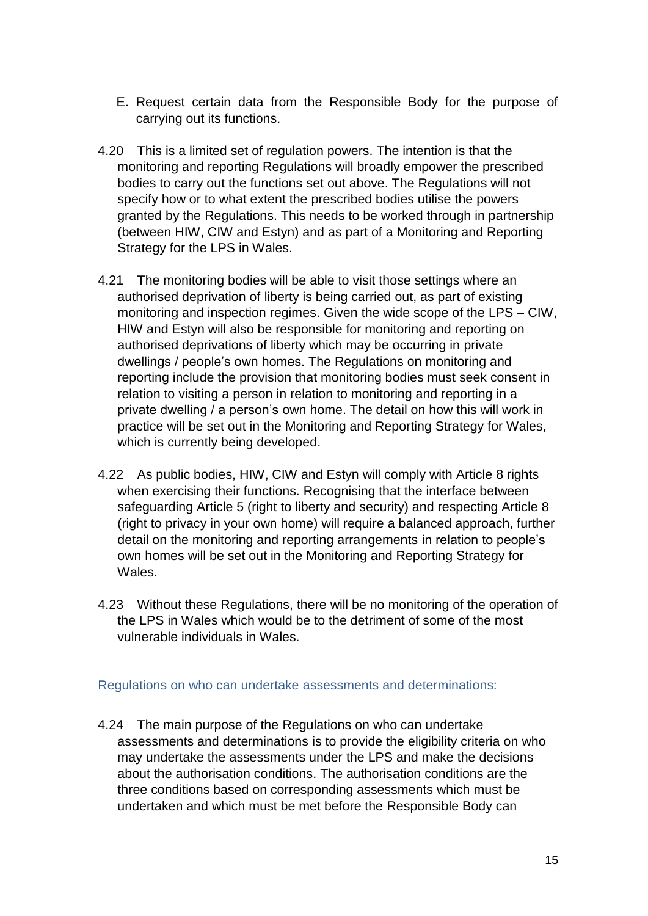E. Request certain data from the Responsible Body for the purpose of carrying out its functions.

4.20 This is a limited set of regulation powers. The intention is that the monitoring and reporting Regulations will broadly empower the prescribed bodies to carry out the functions set out above. The Regulations will not specify how or to what extent the prescribed bodies utilise the powers granted by the Regulations. This needs to be worked through in partnership (between HIW, CIW and Estyn) and as part of a Monitoring and Reporting Strategy for the LPS in Wales.

4.21 The monitoring bodies will be able to visit those settings where an authorised deprivation of liberty is being carried out, as part of existing monitoring and inspection regimes. Given the wide scope of the LPS – CIW, HIW and Estyn will also be responsible for monitoring and reporting on authorised deprivations of liberty which may be occurring in private dwellings / people's own homes. The Regulations on monitoring and reporting include the provision that monitoring bodies must seek consent in relation to visiting a person in relation to monitoring and reporting in a private dwelling / a person's own home. The detail on how this will work in practice will be set out in the Monitoring and Reporting Strategy for Wales, which is currently being developed.

4.22 As public bodies, HIW, CIW and Estyn will comply with Article 8 rights when exercising their functions. Recognising that the interface between safeguarding Article 5 (right to liberty and security) and respecting Article 8 (right to privacy in your own home) will require a balanced approach, further detail on the monitoring and reporting arrangements in relation to people's own homes will be set out in the Monitoring and Reporting Strategy for Wales.

4.23 Without these Regulations, there will be no monitoring of the operation of the LPS in Wales which would be to the detriment of some of the most vulnerable individuals in Wales.

### Regulations on who can undertake assessments and determinations:

4.24 The main purpose of the Regulations on who can undertake assessments and determinations is to provide the eligibility criteria on who may undertake the assessments under the LPS and make the decisions about the authorisation conditions. The authorisation conditions are the three conditions based on corresponding assessments which must be undertaken and which must be met before the Responsible Body can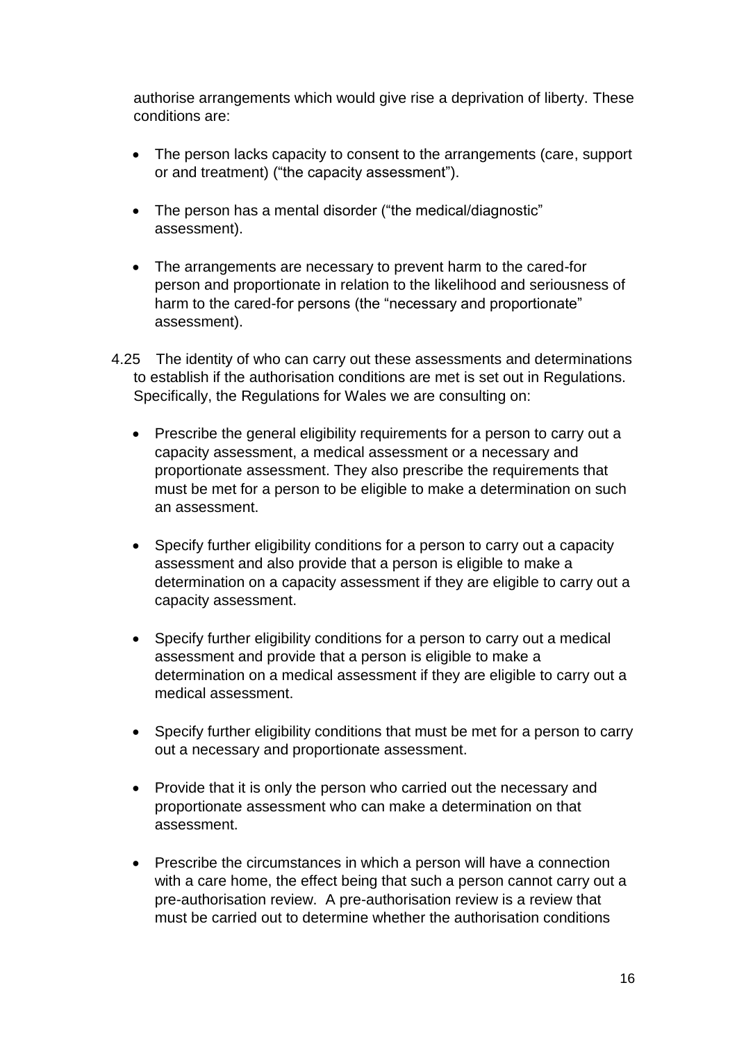authorise arrangements which would give rise a deprivation of liberty. These conditions are:

- The person lacks capacity to consent to the arrangements (care, support or and treatment) ("the capacity assessment").
- The person has a mental disorder ("the medical/diagnostic" assessment).
- The arrangements are necessary to prevent harm to the cared-for person and proportionate in relation to the likelihood and seriousness of harm to the cared-for persons (the "necessary and proportionate" assessment).

4.25 The identity of who can carry out these assessments and determinations to establish if the authorisation conditions are met is set out in Regulations. Specifically, the Regulations for Wales we are consulting on:

- Prescribe the general eligibility requirements for a person to carry out a capacity assessment, a medical assessment or a necessary and proportionate assessment. They also prescribe the requirements that must be met for a person to be eligible to make a determination on such an assessment.
- Specify further eligibility conditions for a person to carry out a capacity assessment and also provide that a person is eligible to make a determination on a capacity assessment if they are eligible to carry out a capacity assessment.
- Specify further eligibility conditions for a person to carry out a medical assessment and provide that a person is eligible to make a determination on a medical assessment if they are eligible to carry out a medical assessment.
- Specify further eligibility conditions that must be met for a person to carry out a necessary and proportionate assessment.
- Provide that it is only the person who carried out the necessary and proportionate assessment who can make a determination on that assessment.
- Prescribe the circumstances in which a person will have a connection with a care home, the effect being that such a person cannot carry out a pre-authorisation review. A pre-authorisation review is a review that must be carried out to determine whether the authorisation conditions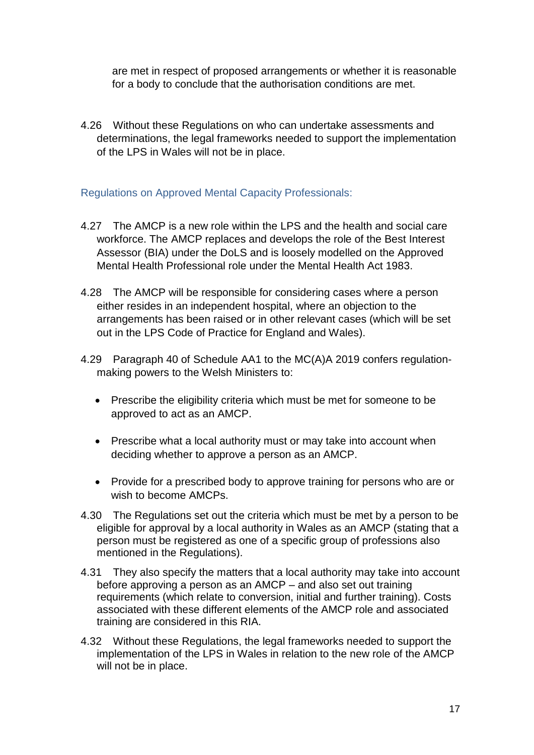are met in respect of proposed arrangements or whether it is reasonable for a body to conclude that the authorisation conditions are met.

4.26 Without these Regulations on who can undertake assessments and determinations, the legal frameworks needed to support the implementation of the LPS in Wales will not be in place.

### Regulations on Approved Mental Capacity Professionals:

4.27 The AMCP is a new role within the LPS and the health and social care workforce. The AMCP replaces and develops the role of the Best Interest Assessor (BIA) under the DoLS and is loosely modelled on the Approved Mental Health Professional role under the Mental Health Act 1983.

4.28 The AMCP will be responsible for considering cases where a person either resides in an independent hospital, where an objection to the arrangements has been raised or in other relevant cases (which will be set out in the LPS Code of Practice for England and Wales).

4.29 Paragraph 40 of Schedule AA1 to the MC(A)A 2019 confers regulation-making powers to the Welsh Ministers to:

- Prescribe the eligibility criteria which must be met for someone to be approved to act as an AMCP.
- Prescribe what a local authority must or may take into account when deciding whether to approve a person as an AMCP.
- Provide for a prescribed body to approve training for persons who are or wish to become AMCPs.

4.30 The Regulations set out the criteria which must be met by a person to be eligible for approval by a local authority in Wales as an AMCP (stating that a person must be registered as one of a specific group of professions also mentioned in the Regulations).

4.31 They also specify the matters that a local authority may take into account before approving a person as an AMCP – and also set out training requirements (which relate to conversion, initial and further training). Costs associated with these different elements of the AMCP role and associated training are considered in this RIA.

4.32 Without these Regulations, the legal frameworks needed to support the implementation of the LPS in Wales in relation to the new role of the AMCP will not be in place.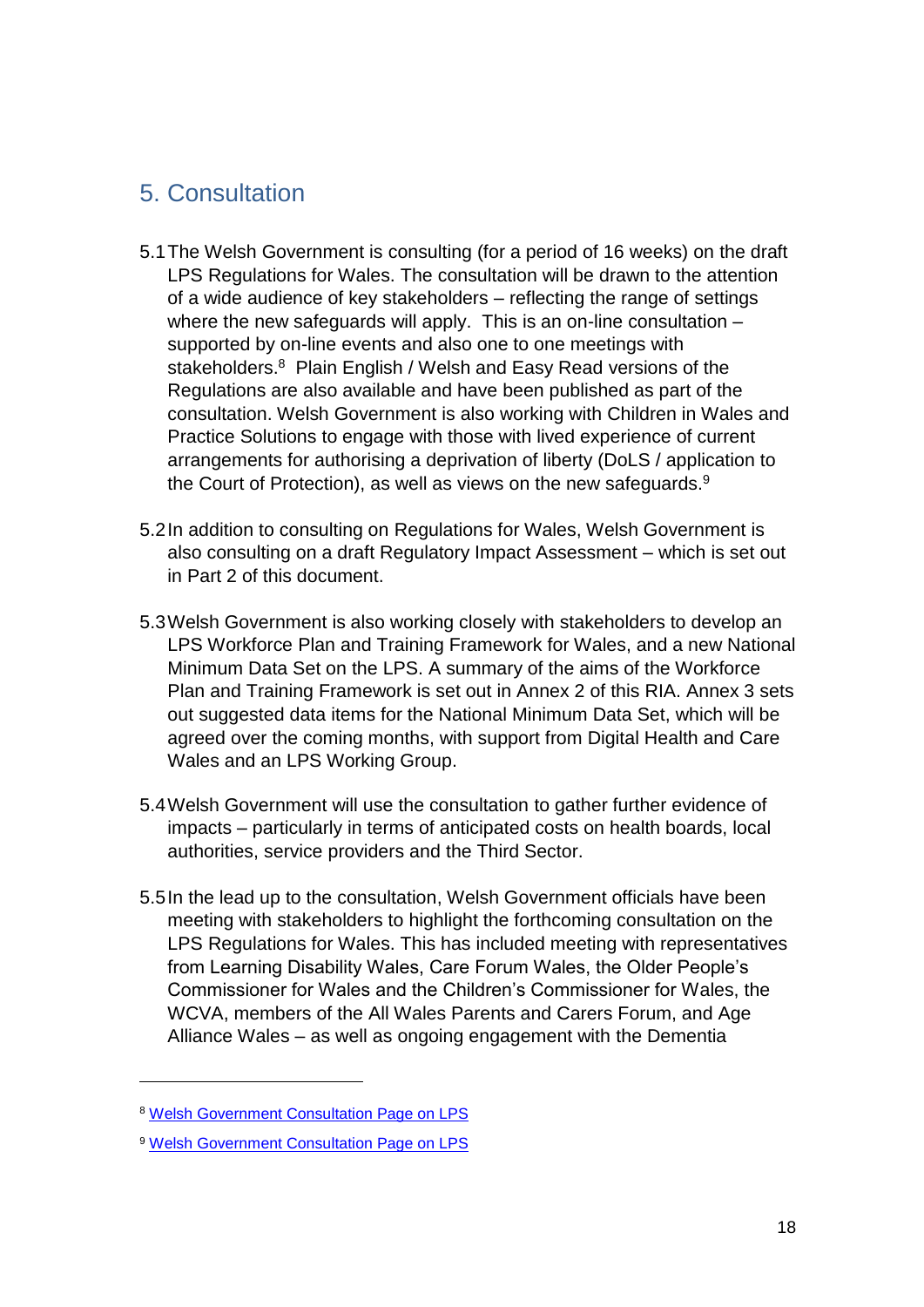## 5. Consultation

5.1 The Welsh Government is consulting (for a period of 16 weeks) on the draft LPS Regulations for Wales. The consultation will be drawn to the attention of a wide audience of key stakeholders – reflecting the range of settings where the new safeguards will apply. This is an on-line consultation – supported by on-line events and also one to one meetings with stakeholders.[8] Plain English / Welsh and Easy Read versions of the Regulations are also available and have been published as part of the consultation. Welsh Government is also working with Children in Wales and Practice Solutions to engage with those with lived experience of current arrangements for authorising a deprivation of liberty (DoLS / application to the Court of Protection), as well as views on the new safeguards.[9]

5.2 In addition to consulting on Regulations for Wales, Welsh Government is also consulting on a draft Regulatory Impact Assessment – which is set out in Part 2 of this document.

5.3 Welsh Government is also working closely with stakeholders to develop an LPS Workforce Plan and Training Framework for Wales, and a new National Minimum Data Set on the LPS. A summary of the aims of the Workforce Plan and Training Framework is set out in Annex 2 of this RIA. Annex 3 sets out suggested data items for the National Minimum Data Set, which will be agreed over the coming months, with support from Digital Health and Care Wales and an LPS Working Group.

5.4 Welsh Government will use the consultation to gather further evidence of impacts – particularly in terms of anticipated costs on health boards, local authorities, service providers and the Third Sector.

5.5 In the lead up to the consultation, Welsh Government officials have been meeting with stakeholders to highlight the forthcoming consultation on the LPS Regulations for Wales. This has included meeting with representatives from Learning Disability Wales, Care Forum Wales, the Older People's Commissioner for Wales and the Children's Commissioner for Wales, the WCVA, members of the All Wales Parents and Carers Forum, and Age Alliance Wales – as well as ongoing engagement with the Dementia

---

[8] Welsh Government Consultation Page on LPS

[9] Welsh Government Consultation Page on LPS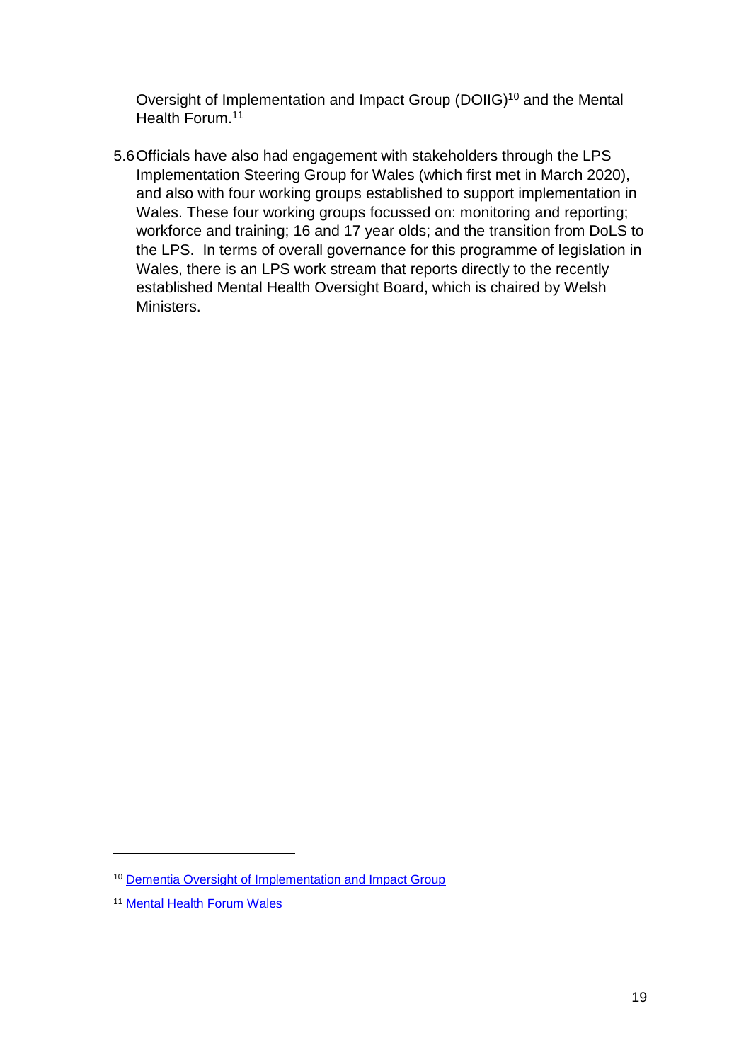Oversight of Implementation and Impact Group (DOIIG)[10] and the Mental Health Forum.[11]

5.6 Officials have also had engagement with stakeholders through the LPS Implementation Steering Group for Wales (which first met in March 2020), and also with four working groups established to support implementation in Wales. These four working groups focussed on: monitoring and reporting; workforce and training; 16 and 17 year olds; and the transition from DoLS to the LPS. In terms of overall governance for this programme of legislation in Wales, there is an LPS work stream that reports directly to the recently established Mental Health Oversight Board, which is chaired by Welsh Ministers.

---

[10] Dementia Oversight of Implementation and Impact Group

[11] Mental Health Forum Wales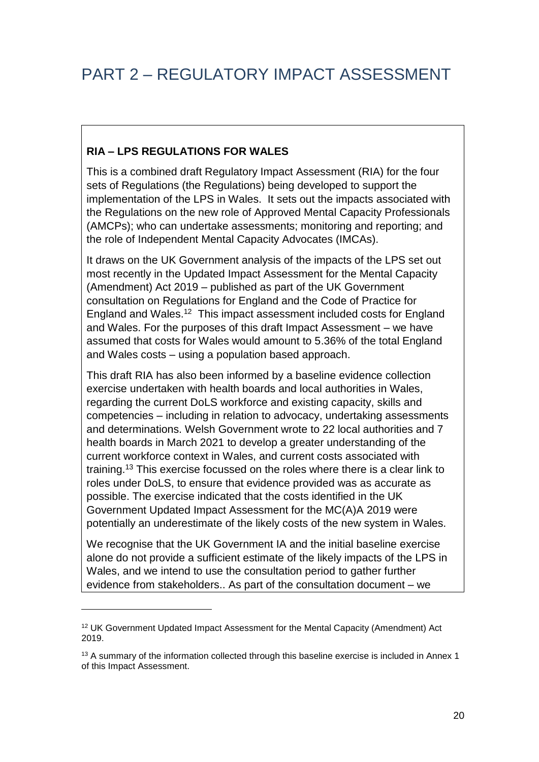# PART 2 – REGULATORY IMPACT ASSESSMENT

**RIA – LPS REGULATIONS FOR WALES**

This is a combined draft Regulatory Impact Assessment (RIA) for the four sets of Regulations (the Regulations) being developed to support the implementation of the LPS in Wales. It sets out the impacts associated with the Regulations on the new role of Approved Mental Capacity Professionals (AMCPs); who can undertake assessments; monitoring and reporting; and the role of Independent Mental Capacity Advocates (IMCAs).

It draws on the UK Government analysis of the impacts of the LPS set out most recently in the Updated Impact Assessment for the Mental Capacity (Amendment) Act 2019 – published as part of the UK Government consultation on Regulations for England and the Code of Practice for England and Wales.[12] This impact assessment included costs for England and Wales. For the purposes of this draft Impact Assessment – we have assumed that costs for Wales would amount to 5.36% of the total England and Wales costs – using a population based approach.

This draft RIA has also been informed by a baseline evidence collection exercise undertaken with health boards and local authorities in Wales, regarding the current DoLS workforce and existing capacity, skills and competencies – including in relation to advocacy, undertaking assessments and determinations. Welsh Government wrote to 22 local authorities and 7 health boards in March 2021 to develop a greater understanding of the current workforce context in Wales, and current costs associated with training.[13] This exercise focussed on the roles where there is a clear link to roles under DoLS, to ensure that evidence provided was as accurate as possible. The exercise indicated that the costs identified in the UK Government Updated Impact Assessment for the MC(A)A 2019 were potentially an underestimate of the likely costs of the new system in Wales.

We recognise that the UK Government IA and the initial baseline exercise alone do not provide a sufficient estimate of the likely impacts of the LPS in Wales, and we intend to use the consultation period to gather further evidence from stakeholders.. As part of the consultation document – we

[12] UK Government Updated Impact Assessment for the Mental Capacity (Amendment) Act 2019.

[13] A summary of the information collected through this baseline exercise is included in Annex 1 of this Impact Assessment.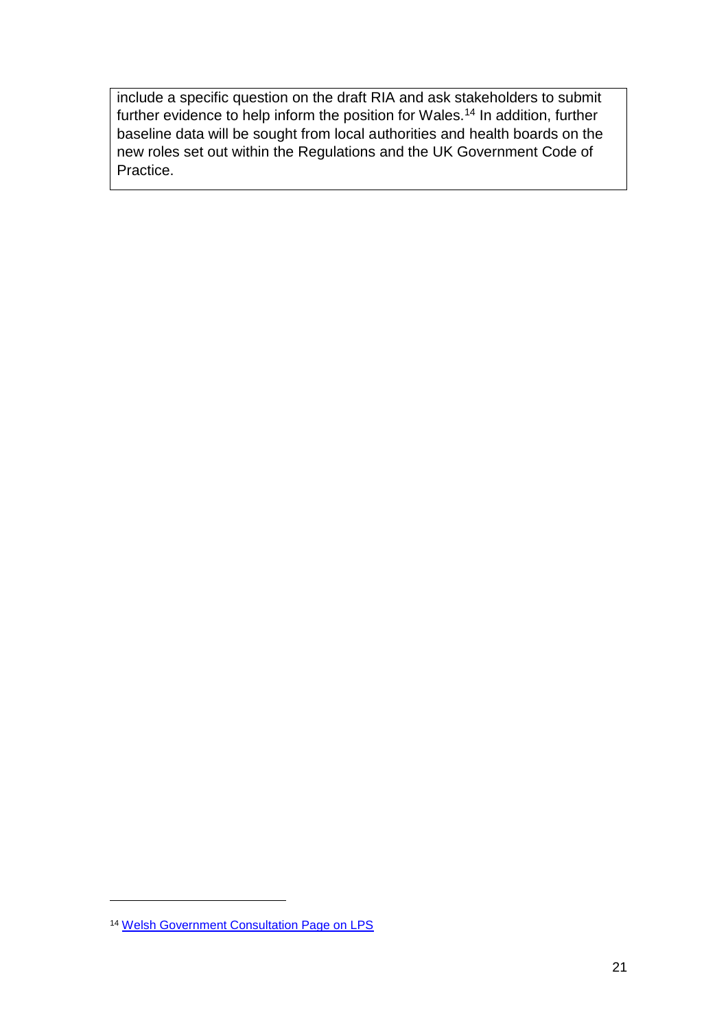include a specific question on the draft RIA and ask stakeholders to submit further evidence to help inform the position for Wales.[14] In addition, further baseline data will be sought from local authorities and health boards on the new roles set out within the Regulations and the UK Government Code of Practice.

[14] Welsh Government Consultation Page on LPS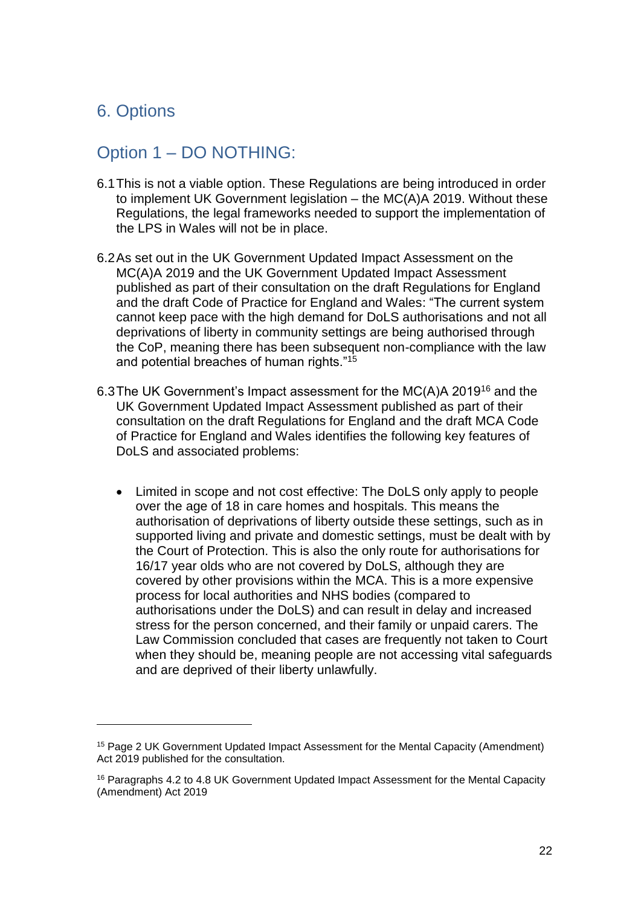## 6. Options

## Option 1 – DO NOTHING:

6.1 This is not a viable option. These Regulations are being introduced in order to implement UK Government legislation – the MC(A)A 2019. Without these Regulations, the legal frameworks needed to support the implementation of the LPS in Wales will not be in place.

6.2 As set out in the UK Government Updated Impact Assessment on the MC(A)A 2019 and the UK Government Updated Impact Assessment published as part of their consultation on the draft Regulations for England and the draft Code of Practice for England and Wales: "The current system cannot keep pace with the high demand for DoLS authorisations and not all deprivations of liberty in community settings are being authorised through the CoP, meaning there has been subsequent non-compliance with the law and potential breaches of human rights."[15]

6.3 The UK Government's Impact assessment for the MC(A)A 2019[16] and the UK Government Updated Impact Assessment published as part of their consultation on the draft Regulations for England and the draft MCA Code of Practice for England and Wales identifies the following key features of DoLS and associated problems:

- Limited in scope and not cost effective: The DoLS only apply to people over the age of 18 in care homes and hospitals. This means the authorisation of deprivations of liberty outside these settings, such as in supported living and private and domestic settings, must be dealt with by the Court of Protection. This is also the only route for authorisations for 16/17 year olds who are not covered by DoLS, although they are covered by other provisions within the MCA. This is a more expensive process for local authorities and NHS bodies (compared to authorisations under the DoLS) and can result in delay and increased stress for the person concerned, and their family or unpaid carers. The Law Commission concluded that cases are frequently not taken to Court when they should be, meaning people are not accessing vital safeguards and are deprived of their liberty unlawfully.

---

[15] Page 2 UK Government Updated Impact Assessment for the Mental Capacity (Amendment) Act 2019 published for the consultation.

[16] Paragraphs 4.2 to 4.8 UK Government Updated Impact Assessment for the Mental Capacity (Amendment) Act 2019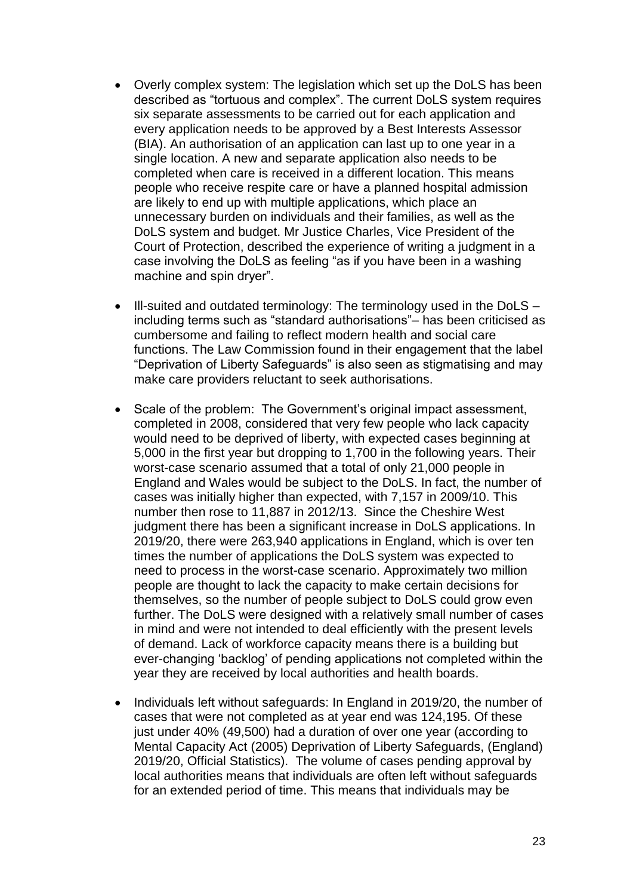- Overly complex system: The legislation which set up the DoLS has been described as "tortuous and complex". The current DoLS system requires six separate assessments to be carried out for each application and every application needs to be approved by a Best Interests Assessor (BIA). An authorisation of an application can last up to one year in a single location. A new and separate application also needs to be completed when care is received in a different location. This means people who receive respite care or have a planned hospital admission are likely to end up with multiple applications, which place an unnecessary burden on individuals and their families, as well as the DoLS system and budget. Mr Justice Charles, Vice President of the Court of Protection, described the experience of writing a judgment in a case involving the DoLS as feeling "as if you have been in a washing machine and spin dryer".

- Ill-suited and outdated terminology: The terminology used in the DoLS – including terms such as "standard authorisations"– has been criticised as cumbersome and failing to reflect modern health and social care functions. The Law Commission found in their engagement that the label "Deprivation of Liberty Safeguards" is also seen as stigmatising and may make care providers reluctant to seek authorisations.

- Scale of the problem: The Government's original impact assessment, completed in 2008, considered that very few people who lack capacity would need to be deprived of liberty, with expected cases beginning at 5,000 in the first year but dropping to 1,700 in the following years. Their worst-case scenario assumed that a total of only 21,000 people in England and Wales would be subject to the DoLS. In fact, the number of cases was initially higher than expected, with 7,157 in 2009/10. This number then rose to 11,887 in 2012/13. Since the Cheshire West judgment there has been a significant increase in DoLS applications. In 2019/20, there were 263,940 applications in England, which is over ten times the number of applications the DoLS system was expected to need to process in the worst-case scenario. Approximately two million people are thought to lack the capacity to make certain decisions for themselves, so the number of people subject to DoLS could grow even further. The DoLS were designed with a relatively small number of cases in mind and were not intended to deal efficiently with the present levels of demand. Lack of workforce capacity means there is a building but ever-changing 'backlog' of pending applications not completed within the year they are received by local authorities and health boards.

- Individuals left without safeguards: In England in 2019/20, the number of cases that were not completed as at year end was 124,195. Of these just under 40% (49,500) had a duration of over one year (according to Mental Capacity Act (2005) Deprivation of Liberty Safeguards, (England) 2019/20, Official Statistics). The volume of cases pending approval by local authorities means that individuals are often left without safeguards for an extended period of time. This means that individuals may be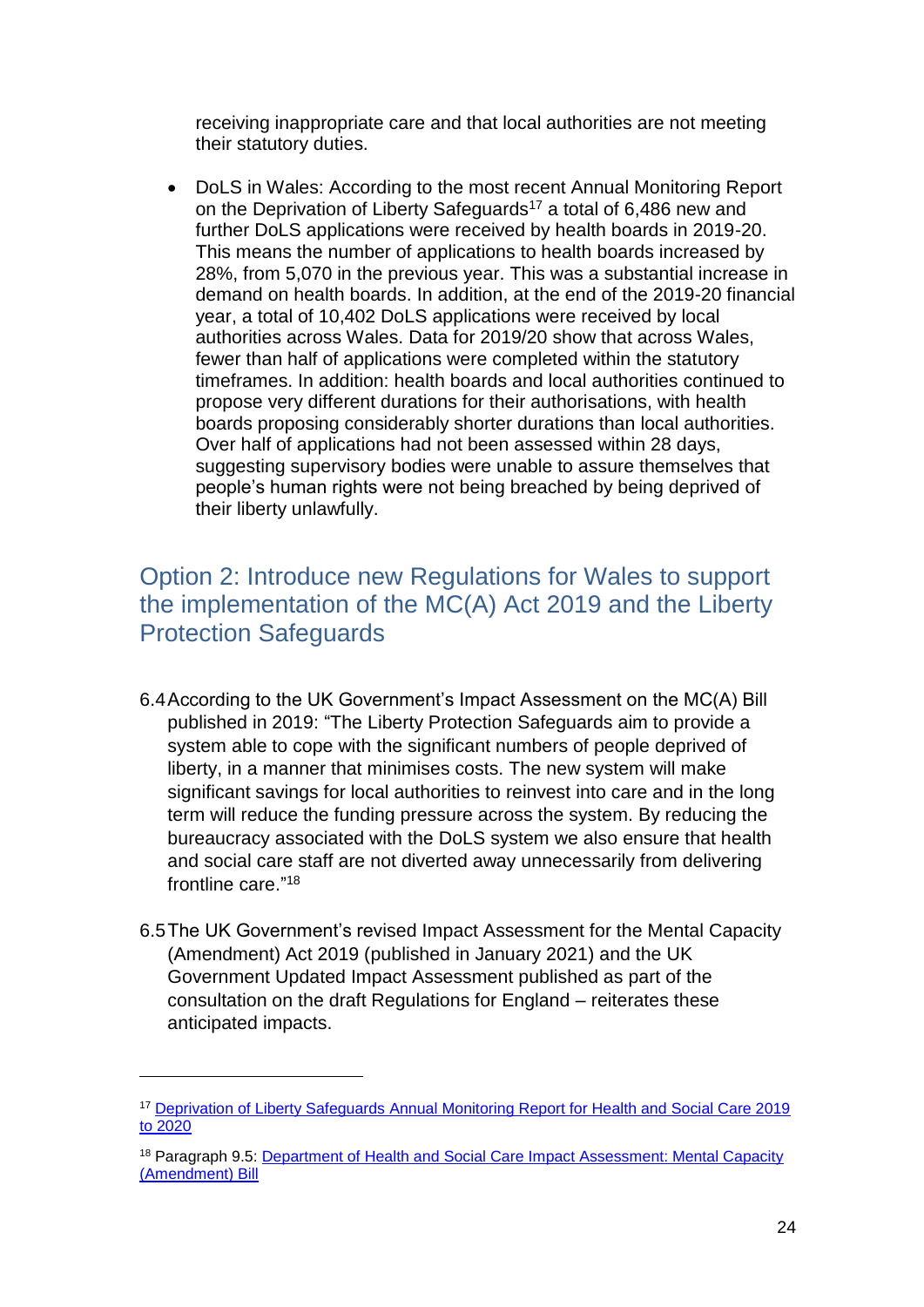receiving inappropriate care and that local authorities are not meeting their statutory duties.

- DoLS in Wales: According to the most recent Annual Monitoring Report on the Deprivation of Liberty Safeguards[17] a total of 6,486 new and further DoLS applications were received by health boards in 2019-20. This means the number of applications to health boards increased by 28%, from 5,070 in the previous year. This was a substantial increase in demand on health boards. In addition, at the end of the 2019-20 financial year, a total of 10,402 DoLS applications were received by local authorities across Wales. Data for 2019/20 show that across Wales, fewer than half of applications were completed within the statutory timeframes. In addition: health boards and local authorities continued to propose very different durations for their authorisations, with health boards proposing considerably shorter durations than local authorities. Over half of applications had not been assessed within 28 days, suggesting supervisory bodies were unable to assure themselves that people's human rights were not being breached by being deprived of their liberty unlawfully.

## Option 2: Introduce new Regulations for Wales to support the implementation of the MC(A) Act 2019 and the Liberty Protection Safeguards

6.4 According to the UK Government's Impact Assessment on the MC(A) Bill published in 2019: "The Liberty Protection Safeguards aim to provide a system able to cope with the significant numbers of people deprived of liberty, in a manner that minimises costs. The new system will make significant savings for local authorities to reinvest into care and in the long term will reduce the funding pressure across the system. By reducing the bureaucracy associated with the DoLS system we also ensure that health and social care staff are not diverted away unnecessarily from delivering frontline care."[18]

6.5 The UK Government's revised Impact Assessment for the Mental Capacity (Amendment) Act 2019 (published in January 2021) and the UK Government Updated Impact Assessment published as part of the consultation on the draft Regulations for England – reiterates these anticipated impacts.

---

[17] Deprivation of Liberty Safeguards Annual Monitoring Report for Health and Social Care 2019 to 2020

[18] Paragraph 9.5: Department of Health and Social Care Impact Assessment: Mental Capacity (Amendment) Bill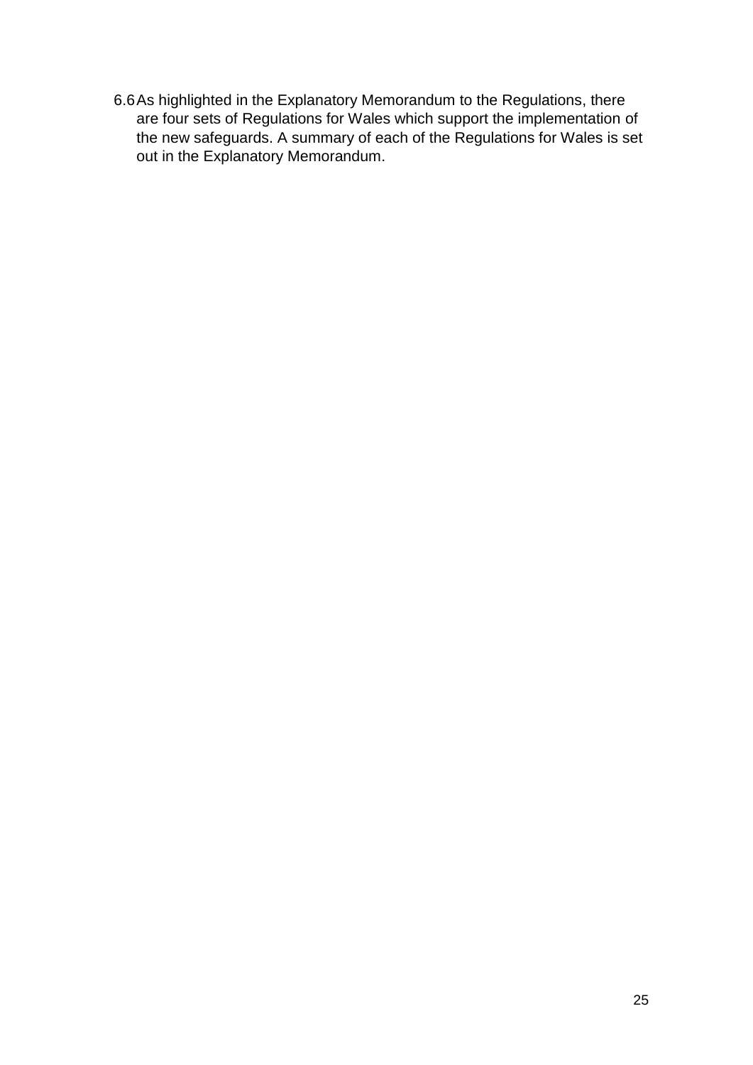6.6 As highlighted in the Explanatory Memorandum to the Regulations, there are four sets of Regulations for Wales which support the implementation of the new safeguards. A summary of each of the Regulations for Wales is set out in the Explanatory Memorandum.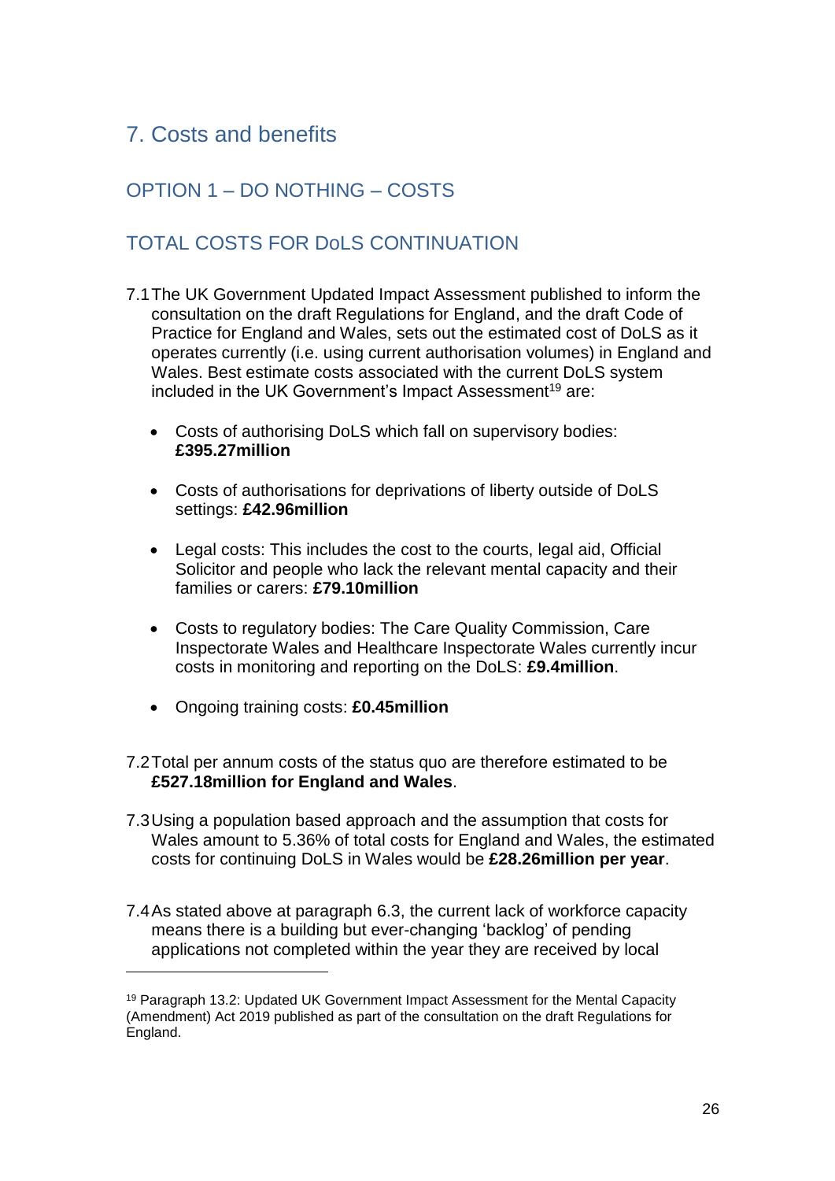## 7. Costs and benefits

### OPTION 1 – DO NOTHING – COSTS

### TOTAL COSTS FOR DoLS CONTINUATION

7.1 The UK Government Updated Impact Assessment published to inform the consultation on the draft Regulations for England, and the draft Code of Practice for England and Wales, sets out the estimated cost of DoLS as it operates currently (i.e. using current authorisation volumes) in England and Wales. Best estimate costs associated with the current DoLS system included in the UK Government's Impact Assessment[19] are:

- Costs of authorising DoLS which fall on supervisory bodies: **£395.27million**
- Costs of authorisations for deprivations of liberty outside of DoLS settings: **£42.96million**
- Legal costs: This includes the cost to the courts, legal aid, Official Solicitor and people who lack the relevant mental capacity and their families or carers: **£79.10million**
- Costs to regulatory bodies: The Care Quality Commission, Care Inspectorate Wales and Healthcare Inspectorate Wales currently incur costs in monitoring and reporting on the DoLS: **£9.4million**.
- Ongoing training costs: **£0.45million**

7.2 Total per annum costs of the status quo are therefore estimated to be **£527.18million for England and Wales**.

7.3 Using a population based approach and the assumption that costs for Wales amount to 5.36% of total costs for England and Wales, the estimated costs for continuing DoLS in Wales would be **£28.26million per year**.

7.4 As stated above at paragraph 6.3, the current lack of workforce capacity means there is a building but ever-changing 'backlog' of pending applications not completed within the year they are received by local

[19] Paragraph 13.2: Updated UK Government Impact Assessment for the Mental Capacity (Amendment) Act 2019 published as part of the consultation on the draft Regulations for England.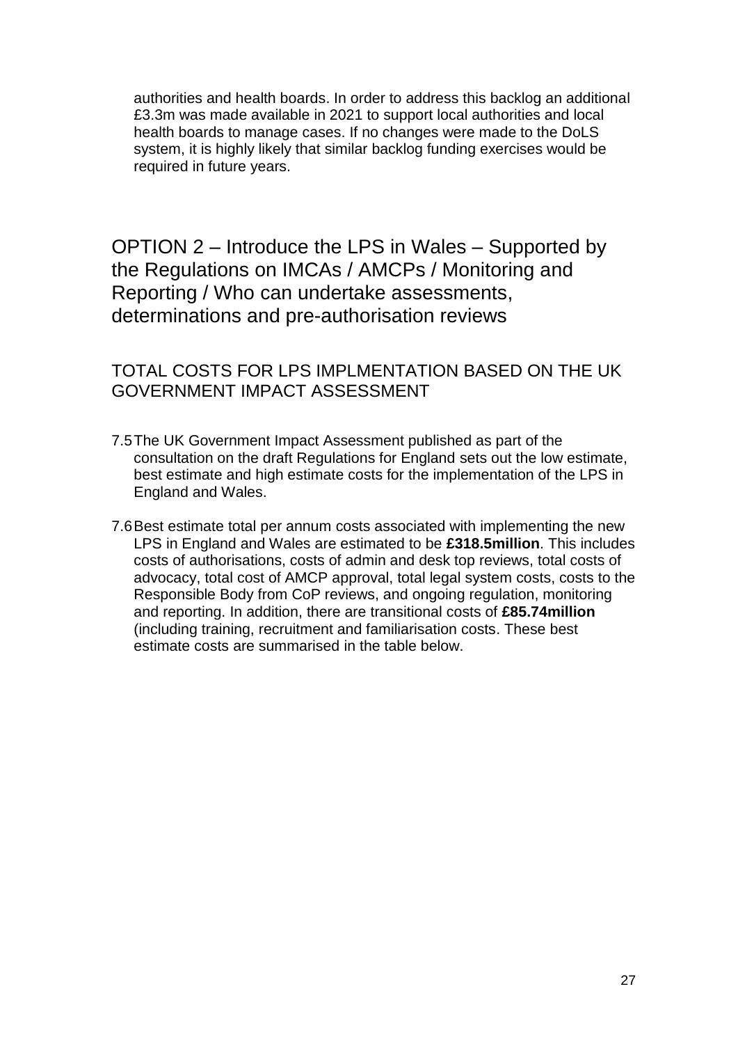authorities and health boards. In order to address this backlog an additional £3.3m was made available in 2021 to support local authorities and local health boards to manage cases. If no changes were made to the DoLS system, it is highly likely that similar backlog funding exercises would be required in future years.

## OPTION 2 – Introduce the LPS in Wales – Supported by the Regulations on IMCAs / AMCPs / Monitoring and Reporting / Who can undertake assessments, determinations and pre-authorisation reviews

### TOTAL COSTS FOR LPS IMPLMENTATION BASED ON THE UK GOVERNMENT IMPACT ASSESSMENT

7.5 The UK Government Impact Assessment published as part of the consultation on the draft Regulations for England sets out the low estimate, best estimate and high estimate costs for the implementation of the LPS in England and Wales.

7.6 Best estimate total per annum costs associated with implementing the new LPS in England and Wales are estimated to be **£318.5million**. This includes costs of authorisations, costs of admin and desk top reviews, total costs of advocacy, total cost of AMCP approval, total legal system costs, costs to the Responsible Body from CoP reviews, and ongoing regulation, monitoring and reporting. In addition, there are transitional costs of **£85.74million** (including training, recruitment and familiarisation costs. These best estimate costs are summarised in the table below.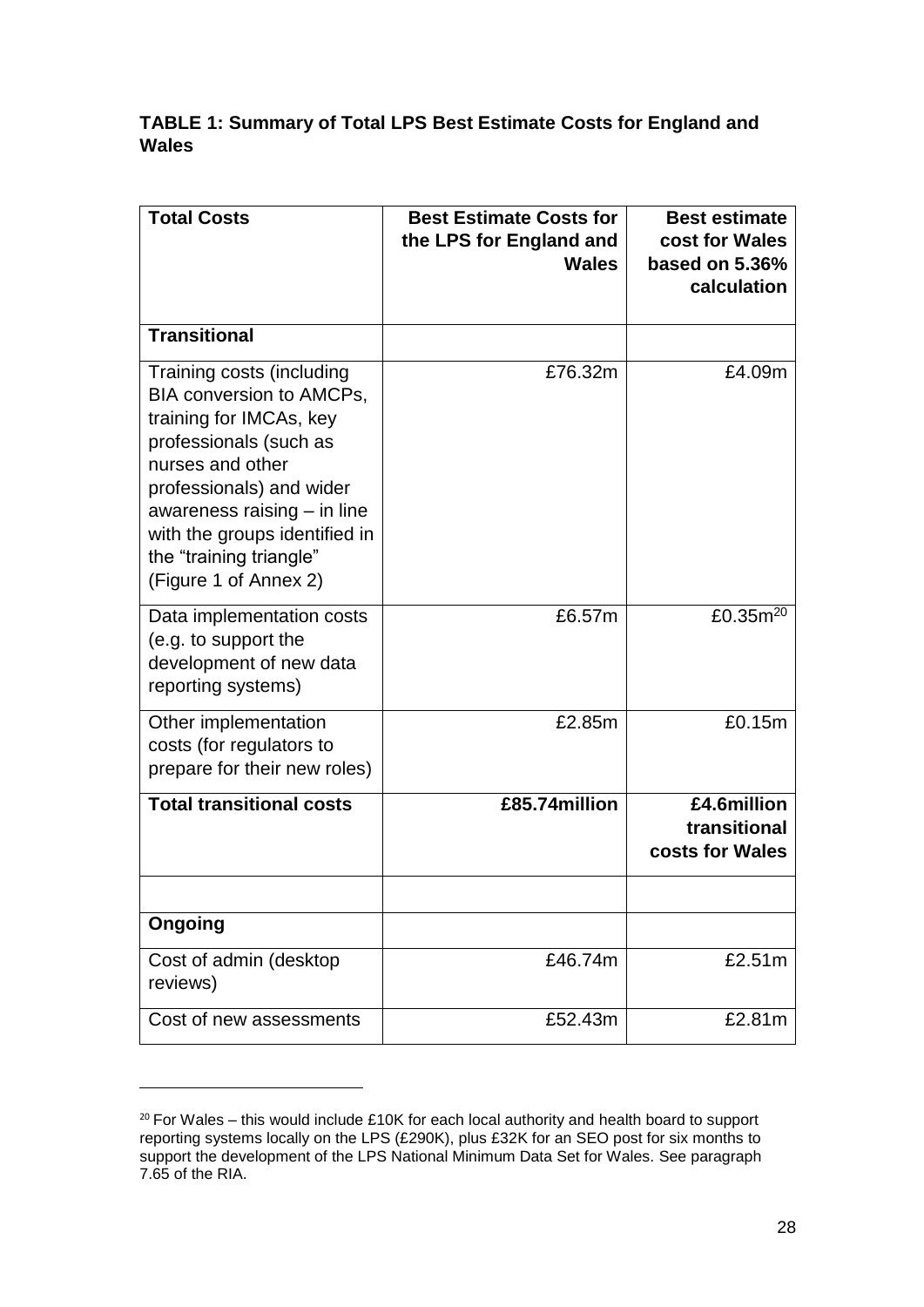**TABLE 1: Summary of Total LPS Best Estimate Costs for England and Wales**

| Total Costs | Best Estimate Costs for the LPS for England and Wales | Best estimate cost for Wales based on 5.36% calculation |
|---|---|---|
| **Transitional** | | |
| Training costs (including BIA conversion to AMCPs, training for IMCAs, key professionals (such as nurses and other professionals) and wider awareness raising – in line with the groups identified in the "training triangle" (Figure 1 of Annex 2) | £76.32m | £4.09m |
| Data implementation costs (e.g. to support the development of new data reporting systems) | £6.57m | £0.35m[20] |
| Other implementation costs (for regulators to prepare for their new roles) | £2.85m | £0.15m |
| **Total transitional costs** | **£85.74million** | **£4.6million transitional costs for Wales** |
| | | |
| **Ongoing** | | |
| Cost of admin (desktop reviews) | £46.74m | £2.51m |
| Cost of new assessments | £52.43m | £2.81m |

[20] For Wales – this would include £10K for each local authority and health board to support reporting systems locally on the LPS (£290K), plus £32K for an SEO post for six months to support the development of the LPS National Minimum Data Set for Wales. See paragraph 7.65 of the RIA.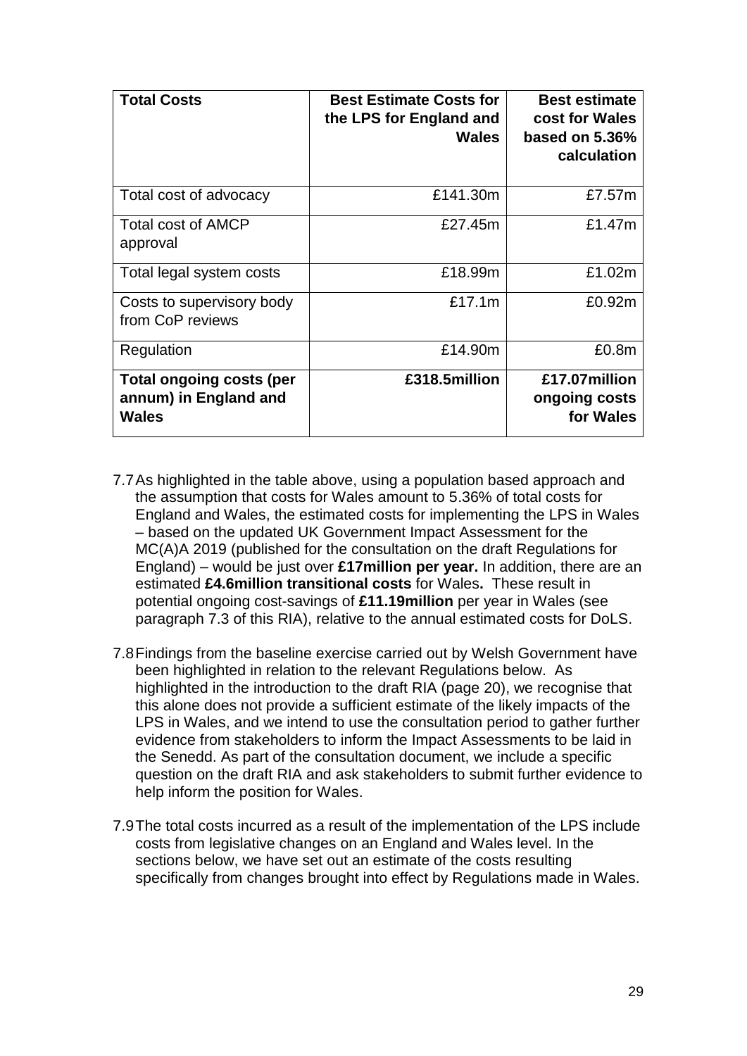| **Total Costs** | **Best Estimate Costs for the LPS for England and Wales** | **Best estimate cost for Wales based on 5.36% calculation** |
| --- | --- | --- |
| Total cost of advocacy | £141.30m | £7.57m |
| Total cost of AMCP approval | £27.45m | £1.47m |
| Total legal system costs | £18.99m | £1.02m |
| Costs to supervisory body from CoP reviews | £17.1m | £0.92m |
| Regulation | £14.90m | £0.8m |
| **Total ongoing costs (per annum) in England and Wales** | **£318.5million** | **£17.07million ongoing costs for Wales** |

7.7 As highlighted in the table above, using a population based approach and the assumption that costs for Wales amount to 5.36% of total costs for England and Wales, the estimated costs for implementing the LPS in Wales – based on the updated UK Government Impact Assessment for the MC(A)A 2019 (published for the consultation on the draft Regulations for England) – would be just over **£17million per year.** In addition, there are an estimated **£4.6million transitional costs** for Wales**.** These result in potential ongoing cost-savings of **£11.19million** per year in Wales (see paragraph 7.3 of this RIA), relative to the annual estimated costs for DoLS.

7.8 Findings from the baseline exercise carried out by Welsh Government have been highlighted in relation to the relevant Regulations below. As highlighted in the introduction to the draft RIA (page 20), we recognise that this alone does not provide a sufficient estimate of the likely impacts of the LPS in Wales, and we intend to use the consultation period to gather further evidence from stakeholders to inform the Impact Assessments to be laid in the Senedd. As part of the consultation document, we include a specific question on the draft RIA and ask stakeholders to submit further evidence to help inform the position for Wales.

7.9 The total costs incurred as a result of the implementation of the LPS include costs from legislative changes on an England and Wales level. In the sections below, we have set out an estimate of the costs resulting specifically from changes brought into effect by Regulations made in Wales.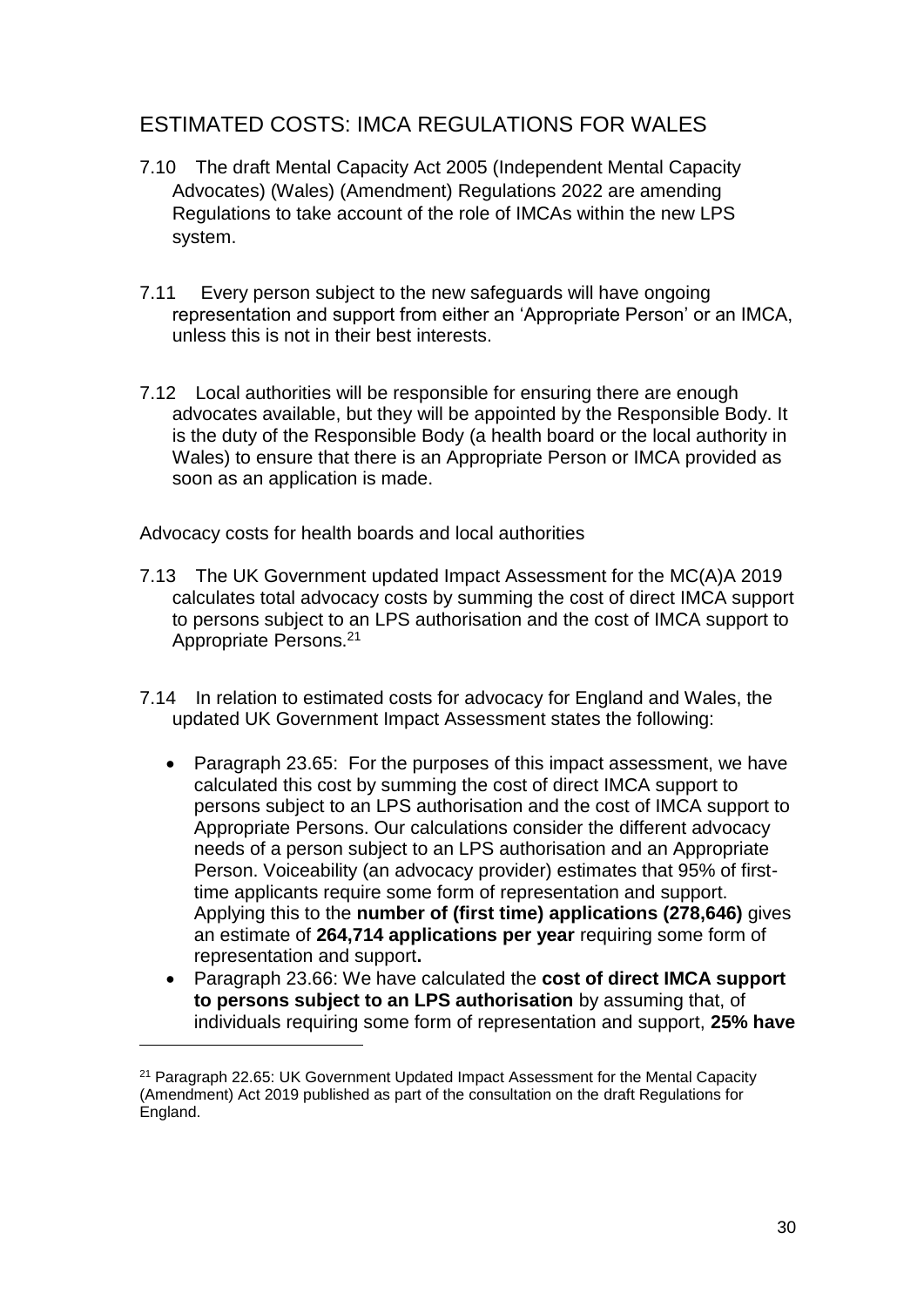## ESTIMATED COSTS: IMCA REGULATIONS FOR WALES

7.10 The draft Mental Capacity Act 2005 (Independent Mental Capacity Advocates) (Wales) (Amendment) Regulations 2022 are amending Regulations to take account of the role of IMCAs within the new LPS system.

7.11 Every person subject to the new safeguards will have ongoing representation and support from either an 'Appropriate Person' or an IMCA, unless this is not in their best interests.

7.12 Local authorities will be responsible for ensuring there are enough advocates available, but they will be appointed by the Responsible Body. It is the duty of the Responsible Body (a health board or the local authority in Wales) to ensure that there is an Appropriate Person or IMCA provided as soon as an application is made.

Advocacy costs for health boards and local authorities

7.13 The UK Government updated Impact Assessment for the MC(A)A 2019 calculates total advocacy costs by summing the cost of direct IMCA support to persons subject to an LPS authorisation and the cost of IMCA support to Appropriate Persons.[21]

7.14 In relation to estimated costs for advocacy for England and Wales, the updated UK Government Impact Assessment states the following:

- Paragraph 23.65: For the purposes of this impact assessment, we have calculated this cost by summing the cost of direct IMCA support to persons subject to an LPS authorisation and the cost of IMCA support to Appropriate Persons. Our calculations consider the different advocacy needs of a person subject to an LPS authorisation and an Appropriate Person. Voiceability (an advocacy provider) estimates that 95% of first-time applicants require some form of representation and support. Applying this to the **number of (first time) applications (278,646)** gives an estimate of **264,714 applications per year** requiring some form of representation and support**.**
- Paragraph 23.66: We have calculated the **cost of direct IMCA support to persons subject to an LPS authorisation** by assuming that, of individuals requiring some form of representation and support, **25% have**

[21] Paragraph 22.65: UK Government Updated Impact Assessment for the Mental Capacity (Amendment) Act 2019 published as part of the consultation on the draft Regulations for England.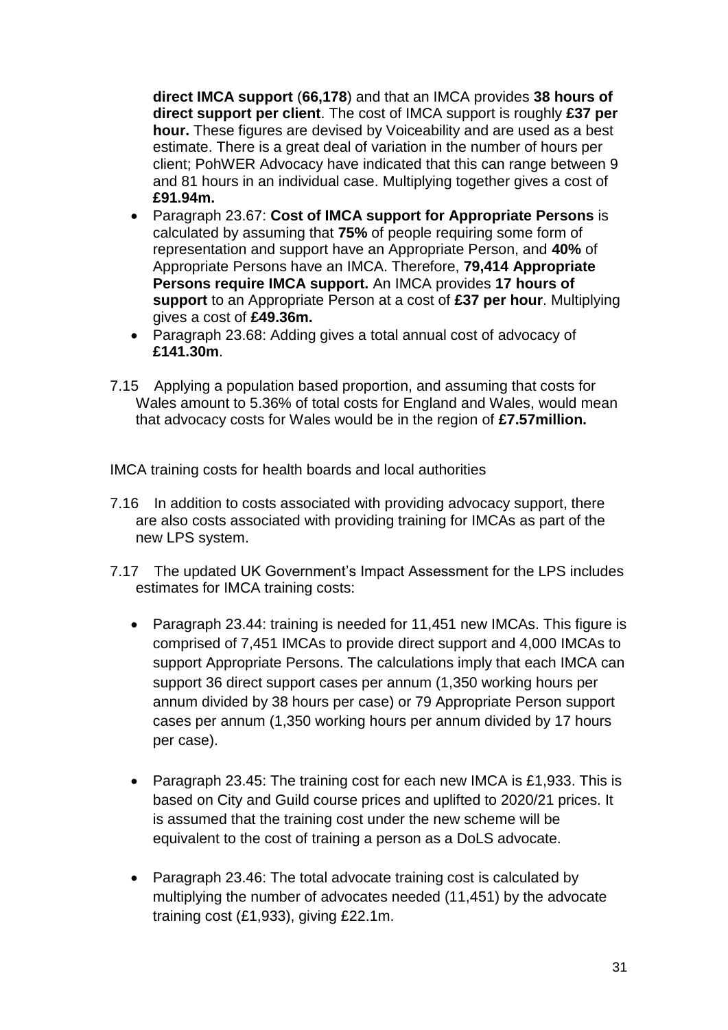**direct IMCA support** (**66,178**) and that an IMCA provides **38 hours of direct support per client**. The cost of IMCA support is roughly **£37 per hour.** These figures are devised by Voiceability and are used as a best estimate. There is a great deal of variation in the number of hours per client; PohWER Advocacy have indicated that this can range between 9 and 81 hours in an individual case. Multiplying together gives a cost of **£91.94m.**

- Paragraph 23.67: **Cost of IMCA support for Appropriate Persons** is calculated by assuming that **75%** of people requiring some form of representation and support have an Appropriate Person, and **40%** of Appropriate Persons have an IMCA. Therefore, **79,414 Appropriate Persons require IMCA support.** An IMCA provides **17 hours of support** to an Appropriate Person at a cost of **£37 per hour**. Multiplying gives a cost of **£49.36m.**
- Paragraph 23.68: Adding gives a total annual cost of advocacy of **£141.30m**.

7.15 Applying a population based proportion, and assuming that costs for Wales amount to 5.36% of total costs for England and Wales, would mean that advocacy costs for Wales would be in the region of **£7.57million.**

IMCA training costs for health boards and local authorities

7.16 In addition to costs associated with providing advocacy support, there are also costs associated with providing training for IMCAs as part of the new LPS system.

7.17 The updated UK Government's Impact Assessment for the LPS includes estimates for IMCA training costs:

- Paragraph 23.44: training is needed for 11,451 new IMCAs. This figure is comprised of 7,451 IMCAs to provide direct support and 4,000 IMCAs to support Appropriate Persons. The calculations imply that each IMCA can support 36 direct support cases per annum (1,350 working hours per annum divided by 38 hours per case) or 79 Appropriate Person support cases per annum (1,350 working hours per annum divided by 17 hours per case).

- Paragraph 23.45: The training cost for each new IMCA is £1,933. This is based on City and Guild course prices and uplifted to 2020/21 prices. It is assumed that the training cost under the new scheme will be equivalent to the cost of training a person as a DoLS advocate.

- Paragraph 23.46: The total advocate training cost is calculated by multiplying the number of advocates needed (11,451) by the advocate training cost (£1,933), giving £22.1m.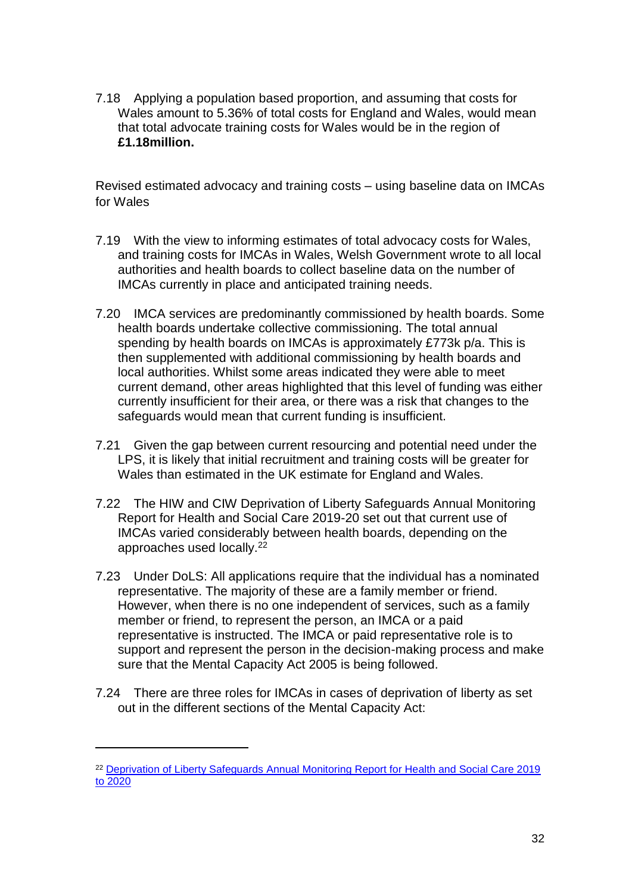7.18 Applying a population based proportion, and assuming that costs for Wales amount to 5.36% of total costs for England and Wales, would mean that total advocate training costs for Wales would be in the region of **£1.18million.**

Revised estimated advocacy and training costs – using baseline data on IMCAs for Wales

7.19 With the view to informing estimates of total advocacy costs for Wales, and training costs for IMCAs in Wales, Welsh Government wrote to all local authorities and health boards to collect baseline data on the number of IMCAs currently in place and anticipated training needs.

7.20 IMCA services are predominantly commissioned by health boards. Some health boards undertake collective commissioning. The total annual spending by health boards on IMCAs is approximately £773k p/a. This is then supplemented with additional commissioning by health boards and local authorities. Whilst some areas indicated they were able to meet current demand, other areas highlighted that this level of funding was either currently insufficient for their area, or there was a risk that changes to the safeguards would mean that current funding is insufficient.

7.21 Given the gap between current resourcing and potential need under the LPS, it is likely that initial recruitment and training costs will be greater for Wales than estimated in the UK estimate for England and Wales.

7.22 The HIW and CIW Deprivation of Liberty Safeguards Annual Monitoring Report for Health and Social Care 2019-20 set out that current use of IMCAs varied considerably between health boards, depending on the approaches used locally.[22]

7.23 Under DoLS: All applications require that the individual has a nominated representative. The majority of these are a family member or friend. However, when there is no one independent of services, such as a family member or friend, to represent the person, an IMCA or a paid representative is instructed. The IMCA or paid representative role is to support and represent the person in the decision-making process and make sure that the Mental Capacity Act 2005 is being followed.

7.24 There are three roles for IMCAs in cases of deprivation of liberty as set out in the different sections of the Mental Capacity Act:

---

[22] Deprivation of Liberty Safeguards Annual Monitoring Report for Health and Social Care 2019 to 2020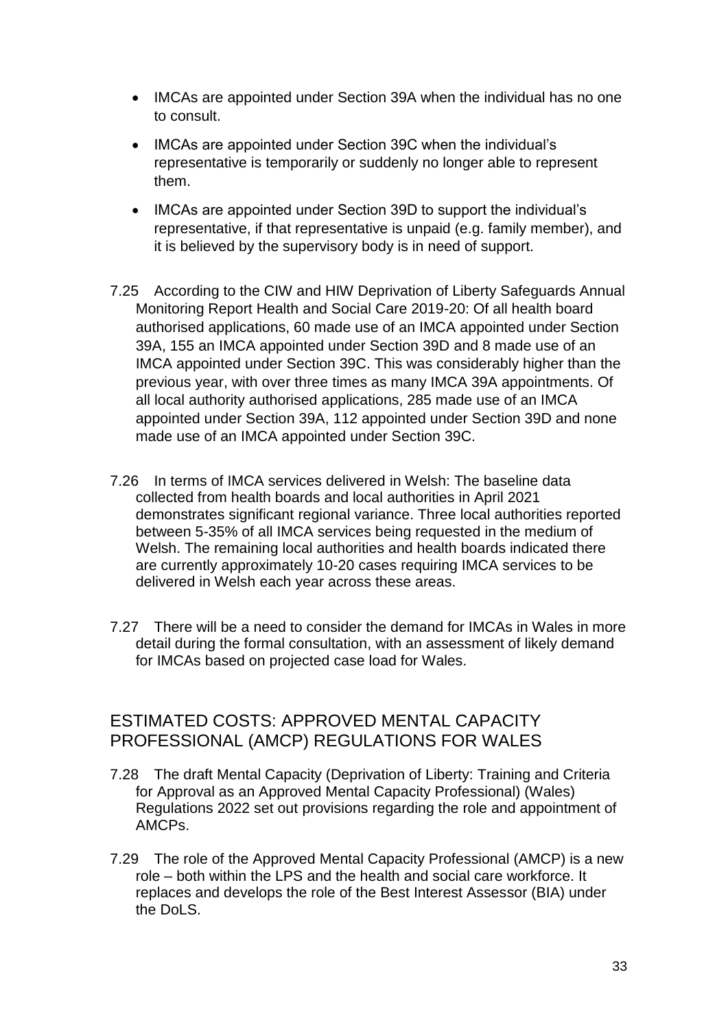- IMCAs are appointed under Section 39A when the individual has no one to consult.
- IMCAs are appointed under Section 39C when the individual's representative is temporarily or suddenly no longer able to represent them.
- IMCAs are appointed under Section 39D to support the individual's representative, if that representative is unpaid (e.g. family member), and it is believed by the supervisory body is in need of support.

7.25 According to the CIW and HIW Deprivation of Liberty Safeguards Annual Monitoring Report Health and Social Care 2019-20: Of all health board authorised applications, 60 made use of an IMCA appointed under Section 39A, 155 an IMCA appointed under Section 39D and 8 made use of an IMCA appointed under Section 39C. This was considerably higher than the previous year, with over three times as many IMCA 39A appointments. Of all local authority authorised applications, 285 made use of an IMCA appointed under Section 39A, 112 appointed under Section 39D and none made use of an IMCA appointed under Section 39C.

7.26 In terms of IMCA services delivered in Welsh: The baseline data collected from health boards and local authorities in April 2021 demonstrates significant regional variance. Three local authorities reported between 5-35% of all IMCA services being requested in the medium of Welsh. The remaining local authorities and health boards indicated there are currently approximately 10-20 cases requiring IMCA services to be delivered in Welsh each year across these areas.

7.27 There will be a need to consider the demand for IMCAs in Wales in more detail during the formal consultation, with an assessment of likely demand for IMCAs based on projected case load for Wales.

## ESTIMATED COSTS: APPROVED MENTAL CAPACITY PROFESSIONAL (AMCP) REGULATIONS FOR WALES

7.28 The draft Mental Capacity (Deprivation of Liberty: Training and Criteria for Approval as an Approved Mental Capacity Professional) (Wales) Regulations 2022 set out provisions regarding the role and appointment of AMCPs.

7.29 The role of the Approved Mental Capacity Professional (AMCP) is a new role – both within the LPS and the health and social care workforce. It replaces and develops the role of the Best Interest Assessor (BIA) under the DoLS.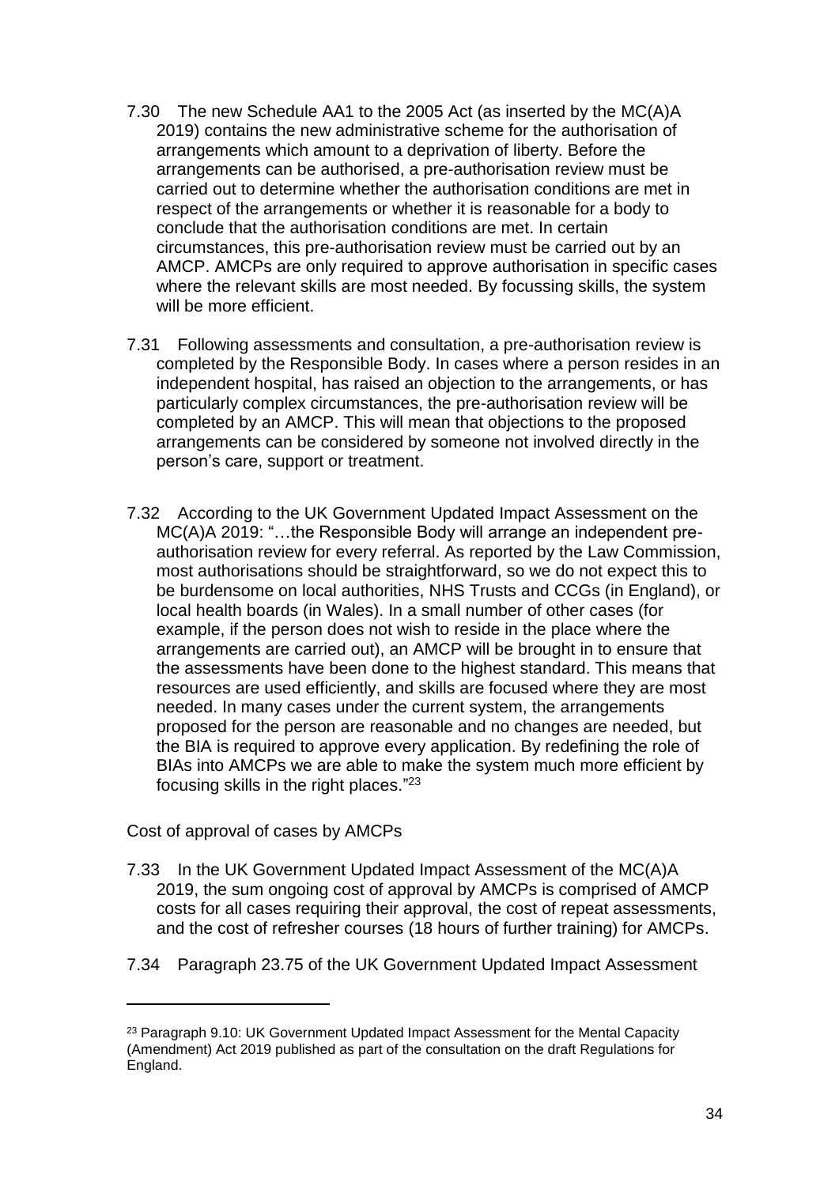7.30 The new Schedule AA1 to the 2005 Act (as inserted by the MC(A)A 2019) contains the new administrative scheme for the authorisation of arrangements which amount to a deprivation of liberty. Before the arrangements can be authorised, a pre-authorisation review must be carried out to determine whether the authorisation conditions are met in respect of the arrangements or whether it is reasonable for a body to conclude that the authorisation conditions are met. In certain circumstances, this pre-authorisation review must be carried out by an AMCP. AMCPs are only required to approve authorisation in specific cases where the relevant skills are most needed. By focussing skills, the system will be more efficient.

7.31 Following assessments and consultation, a pre-authorisation review is completed by the Responsible Body. In cases where a person resides in an independent hospital, has raised an objection to the arrangements, or has particularly complex circumstances, the pre-authorisation review will be completed by an AMCP. This will mean that objections to the proposed arrangements can be considered by someone not involved directly in the person's care, support or treatment.

7.32 According to the UK Government Updated Impact Assessment on the MC(A)A 2019: "…the Responsible Body will arrange an independent pre-authorisation review for every referral. As reported by the Law Commission, most authorisations should be straightforward, so we do not expect this to be burdensome on local authorities, NHS Trusts and CCGs (in England), or local health boards (in Wales). In a small number of other cases (for example, if the person does not wish to reside in the place where the arrangements are carried out), an AMCP will be brought in to ensure that the assessments have been done to the highest standard. This means that resources are used efficiently, and skills are focused where they are most needed. In many cases under the current system, the arrangements proposed for the person are reasonable and no changes are needed, but the BIA is required to approve every application. By redefining the role of BIAs into AMCPs we are able to make the system much more efficient by focusing skills in the right places."[23]

Cost of approval of cases by AMCPs

7.33 In the UK Government Updated Impact Assessment of the MC(A)A 2019, the sum ongoing cost of approval by AMCPs is comprised of AMCP costs for all cases requiring their approval, the cost of repeat assessments, and the cost of refresher courses (18 hours of further training) for AMCPs.

7.34 Paragraph 23.75 of the UK Government Updated Impact Assessment

---

[23] Paragraph 9.10: UK Government Updated Impact Assessment for the Mental Capacity (Amendment) Act 2019 published as part of the consultation on the draft Regulations for England.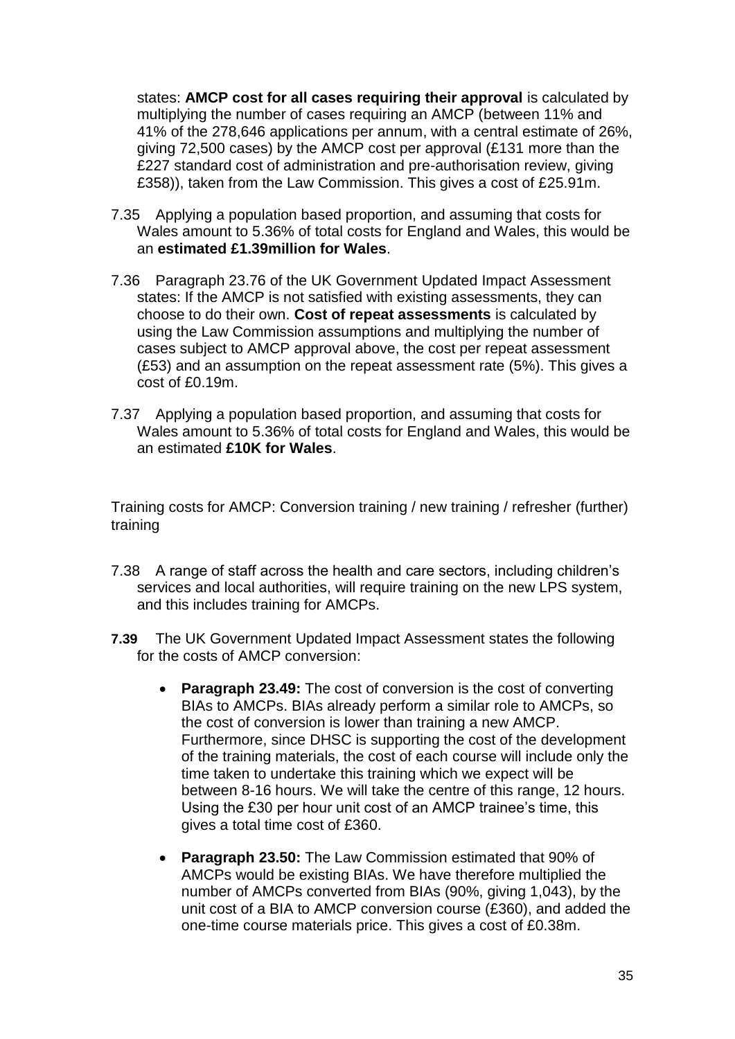states: **AMCP cost for all cases requiring their approval** is calculated by multiplying the number of cases requiring an AMCP (between 11% and 41% of the 278,646 applications per annum, with a central estimate of 26%, giving 72,500 cases) by the AMCP cost per approval (£131 more than the £227 standard cost of administration and pre-authorisation review, giving £358)), taken from the Law Commission. This gives a cost of £25.91m.

7.35 Applying a population based proportion, and assuming that costs for Wales amount to 5.36% of total costs for England and Wales, this would be an **estimated £1.39million for Wales**.

7.36 Paragraph 23.76 of the UK Government Updated Impact Assessment states: If the AMCP is not satisfied with existing assessments, they can choose to do their own. **Cost of repeat assessments** is calculated by using the Law Commission assumptions and multiplying the number of cases subject to AMCP approval above, the cost per repeat assessment (£53) and an assumption on the repeat assessment rate (5%). This gives a cost of £0.19m.

7.37 Applying a population based proportion, and assuming that costs for Wales amount to 5.36% of total costs for England and Wales, this would be an estimated **£10K for Wales**.

Training costs for AMCP: Conversion training / new training / refresher (further) training

7.38 A range of staff across the health and care sectors, including children's services and local authorities, will require training on the new LPS system, and this includes training for AMCPs.

**7.39** The UK Government Updated Impact Assessment states the following for the costs of AMCP conversion:

- **Paragraph 23.49:** The cost of conversion is the cost of converting BIAs to AMCPs. BIAs already perform a similar role to AMCPs, so the cost of conversion is lower than training a new AMCP. Furthermore, since DHSC is supporting the cost of the development of the training materials, the cost of each course will include only the time taken to undertake this training which we expect will be between 8-16 hours. We will take the centre of this range, 12 hours. Using the £30 per hour unit cost of an AMCP trainee's time, this gives a total time cost of £360.

- **Paragraph 23.50:** The Law Commission estimated that 90% of AMCPs would be existing BIAs. We have therefore multiplied the number of AMCPs converted from BIAs (90%, giving 1,043), by the unit cost of a BIA to AMCP conversion course (£360), and added the one-time course materials price. This gives a cost of £0.38m.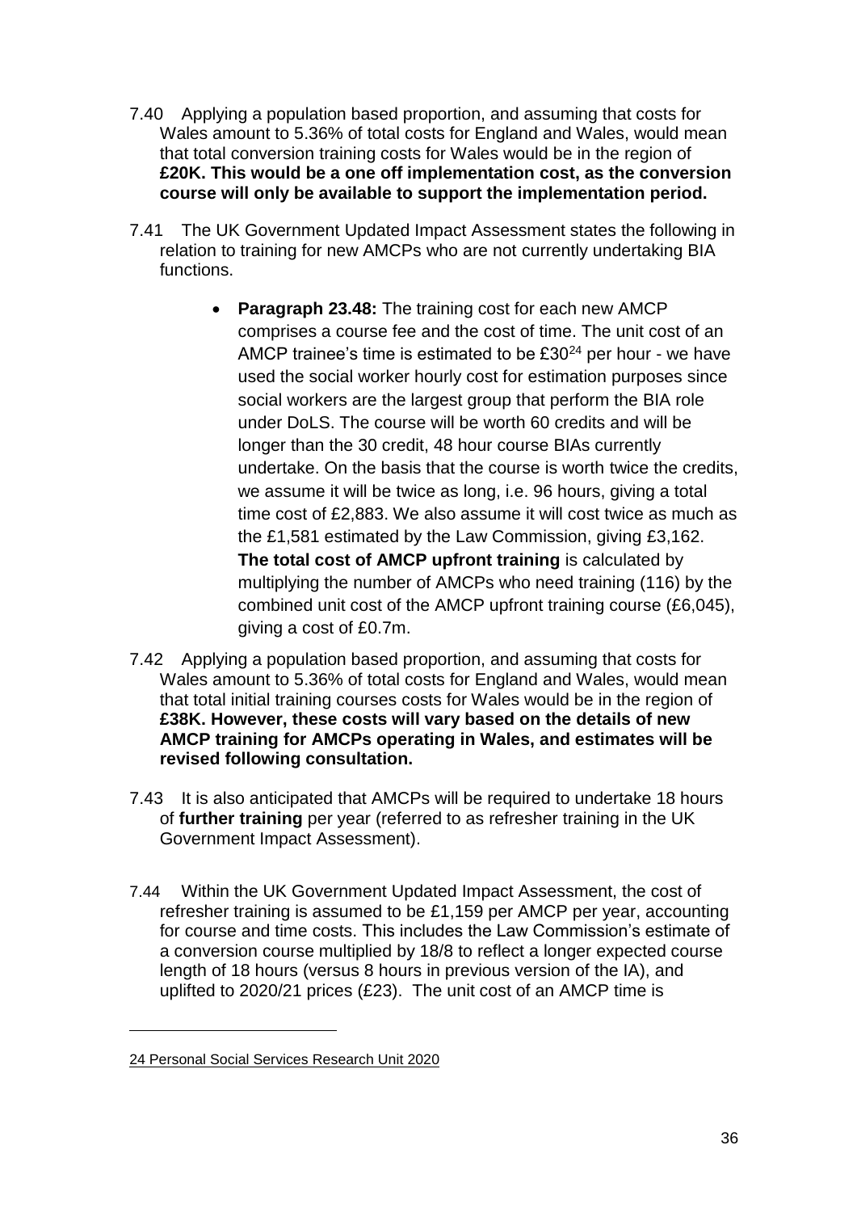7.40 Applying a population based proportion, and assuming that costs for Wales amount to 5.36% of total costs for England and Wales, would mean that total conversion training costs for Wales would be in the region of **£20K. This would be a one off implementation cost, as the conversion course will only be available to support the implementation period.**

7.41 The UK Government Updated Impact Assessment states the following in relation to training for new AMCPs who are not currently undertaking BIA functions.

- **Paragraph 23.48:** The training cost for each new AMCP comprises a course fee and the cost of time. The unit cost of an AMCP trainee's time is estimated to be £30[24] per hour - we have used the social worker hourly cost for estimation purposes since social workers are the largest group that perform the BIA role under DoLS. The course will be worth 60 credits and will be longer than the 30 credit, 48 hour course BIAs currently undertake. On the basis that the course is worth twice the credits, we assume it will be twice as long, i.e. 96 hours, giving a total time cost of £2,883. We also assume it will cost twice as much as the £1,581 estimated by the Law Commission, giving £3,162. **The total cost of AMCP upfront training** is calculated by multiplying the number of AMCPs who need training (116) by the combined unit cost of the AMCP upfront training course (£6,045), giving a cost of £0.7m.

7.42 Applying a population based proportion, and assuming that costs for Wales amount to 5.36% of total costs for England and Wales, would mean that total initial training courses costs for Wales would be in the region of **£38K. However, these costs will vary based on the details of new AMCP training for AMCPs operating in Wales, and estimates will be revised following consultation.**

7.43 It is also anticipated that AMCPs will be required to undertake 18 hours of **further training** per year (referred to as refresher training in the UK Government Impact Assessment).

7.44 Within the UK Government Updated Impact Assessment, the cost of refresher training is assumed to be £1,159 per AMCP per year, accounting for course and time costs. This includes the Law Commission's estimate of a conversion course multiplied by 18/8 to reflect a longer expected course length of 18 hours (versus 8 hours in previous version of the IA), and uplifted to 2020/21 prices (£23). The unit cost of an AMCP time is

---

24 Personal Social Services Research Unit 2020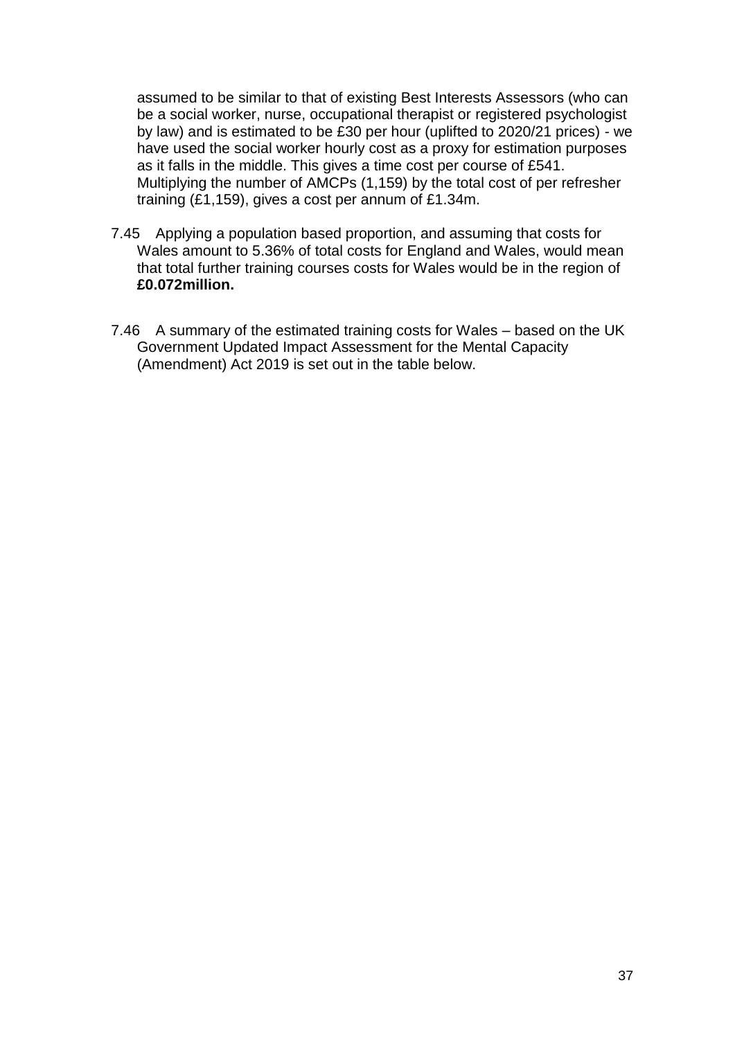assumed to be similar to that of existing Best Interests Assessors (who can be a social worker, nurse, occupational therapist or registered psychologist by law) and is estimated to be £30 per hour (uplifted to 2020/21 prices) - we have used the social worker hourly cost as a proxy for estimation purposes as it falls in the middle. This gives a time cost per course of £541. Multiplying the number of AMCPs (1,159) by the total cost of per refresher training (£1,159), gives a cost per annum of £1.34m.

7.45 Applying a population based proportion, and assuming that costs for Wales amount to 5.36% of total costs for England and Wales, would mean that total further training courses costs for Wales would be in the region of **£0.072million.**

7.46 A summary of the estimated training costs for Wales – based on the UK Government Updated Impact Assessment for the Mental Capacity (Amendment) Act 2019 is set out in the table below.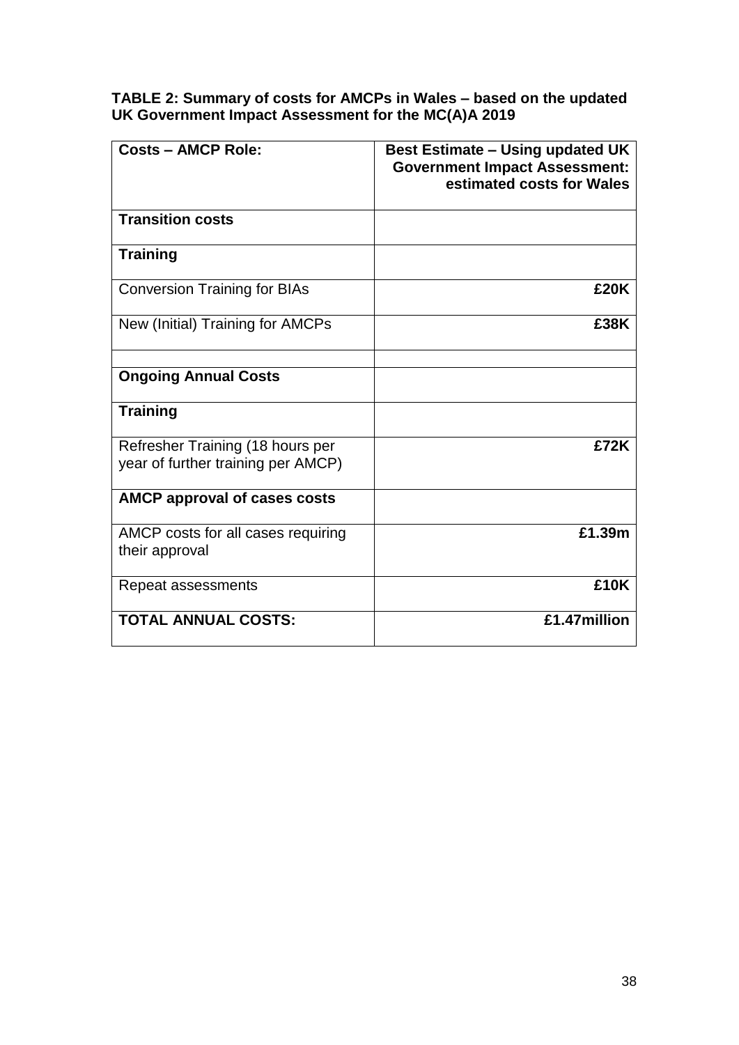**TABLE 2: Summary of costs for AMCPs in Wales – based on the updated UK Government Impact Assessment for the MC(A)A 2019**

| **Costs – AMCP Role:** | **Best Estimate – Using updated UK Government Impact Assessment: estimated costs for Wales** |
|---|---|
| **Transition costs** | |
| **Training** | |
| Conversion Training for BIAs | **£20K** |
| New (Initial) Training for AMCPs | **£38K** |
| | |
| **Ongoing Annual Costs** | |
| **Training** | |
| Refresher Training (18 hours per year of further training per AMCP) | **£72K** |
| **AMCP approval of cases costs** | |
| AMCP costs for all cases requiring their approval | **£1.39m** |
| Repeat assessments | **£10K** |
| **TOTAL ANNUAL COSTS:** | **£1.47million** |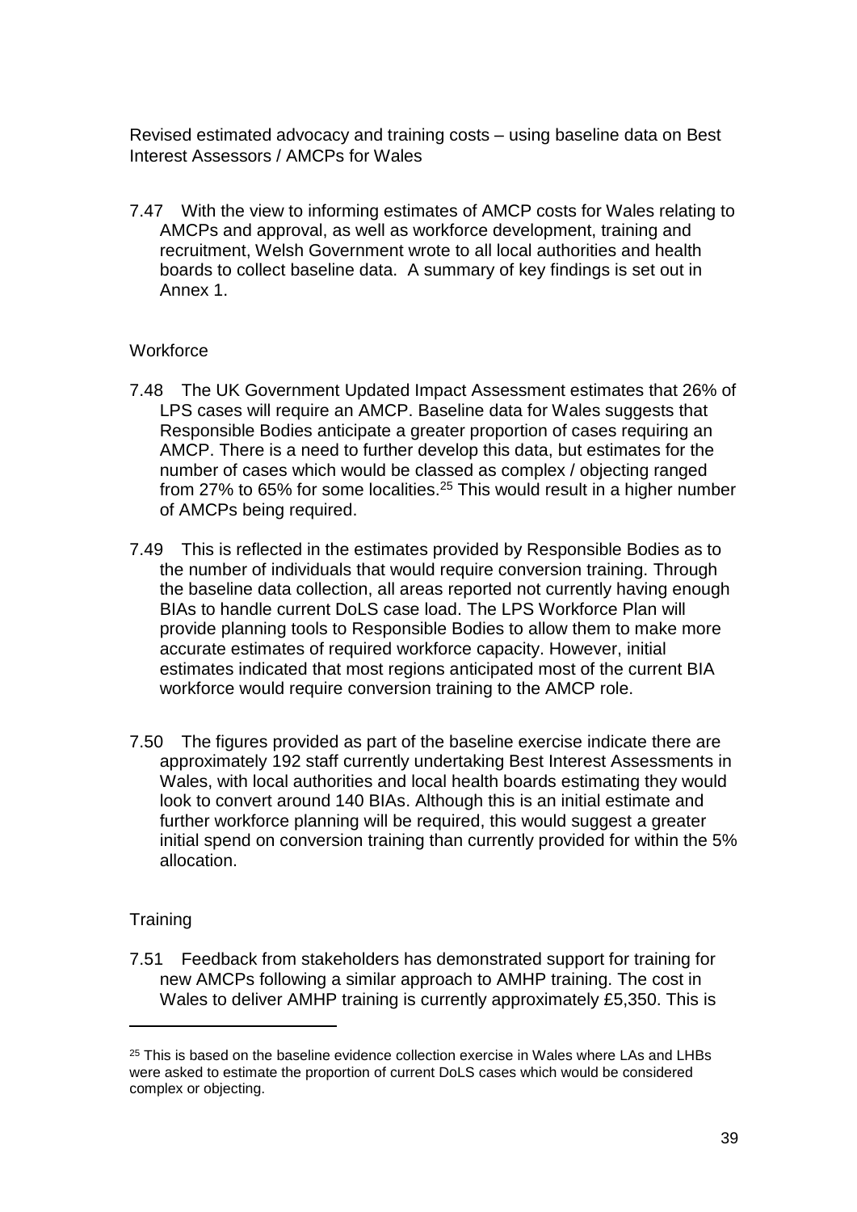Revised estimated advocacy and training costs – using baseline data on Best Interest Assessors / AMCPs for Wales

7.47 With the view to informing estimates of AMCP costs for Wales relating to AMCPs and approval, as well as workforce development, training and recruitment, Welsh Government wrote to all local authorities and health boards to collect baseline data. A summary of key findings is set out in Annex 1.

Workforce

7.48 The UK Government Updated Impact Assessment estimates that 26% of LPS cases will require an AMCP. Baseline data for Wales suggests that Responsible Bodies anticipate a greater proportion of cases requiring an AMCP. There is a need to further develop this data, but estimates for the number of cases which would be classed as complex / objecting ranged from 27% to 65% for some localities.[25] This would result in a higher number of AMCPs being required.

7.49 This is reflected in the estimates provided by Responsible Bodies as to the number of individuals that would require conversion training. Through the baseline data collection, all areas reported not currently having enough BIAs to handle current DoLS case load. The LPS Workforce Plan will provide planning tools to Responsible Bodies to allow them to make more accurate estimates of required workforce capacity. However, initial estimates indicated that most regions anticipated most of the current BIA workforce would require conversion training to the AMCP role.

7.50 The figures provided as part of the baseline exercise indicate there are approximately 192 staff currently undertaking Best Interest Assessments in Wales, with local authorities and local health boards estimating they would look to convert around 140 BIAs. Although this is an initial estimate and further workforce planning will be required, this would suggest a greater initial spend on conversion training than currently provided for within the 5% allocation.

Training

7.51 Feedback from stakeholders has demonstrated support for training for new AMCPs following a similar approach to AMHP training. The cost in Wales to deliver AMHP training is currently approximately £5,350. This is

[25] This is based on the baseline evidence collection exercise in Wales where LAs and LHBs were asked to estimate the proportion of current DoLS cases which would be considered complex or objecting.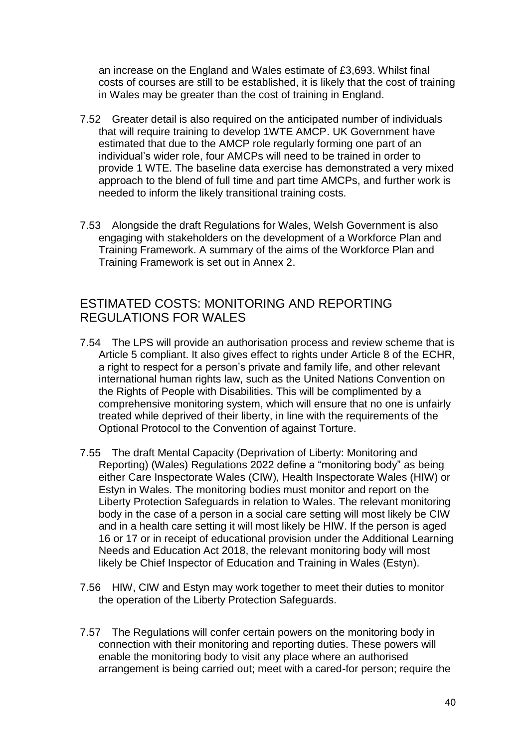an increase on the England and Wales estimate of £3,693. Whilst final costs of courses are still to be established, it is likely that the cost of training in Wales may be greater than the cost of training in England.

7.52 Greater detail is also required on the anticipated number of individuals that will require training to develop 1WTE AMCP. UK Government have estimated that due to the AMCP role regularly forming one part of an individual's wider role, four AMCPs will need to be trained in order to provide 1 WTE. The baseline data exercise has demonstrated a very mixed approach to the blend of full time and part time AMCPs, and further work is needed to inform the likely transitional training costs.

7.53 Alongside the draft Regulations for Wales, Welsh Government is also engaging with stakeholders on the development of a Workforce Plan and Training Framework. A summary of the aims of the Workforce Plan and Training Framework is set out in Annex 2.

## ESTIMATED COSTS: MONITORING AND REPORTING REGULATIONS FOR WALES

7.54 The LPS will provide an authorisation process and review scheme that is Article 5 compliant. It also gives effect to rights under Article 8 of the ECHR, a right to respect for a person's private and family life, and other relevant international human rights law, such as the United Nations Convention on the Rights of People with Disabilities. This will be complimented by a comprehensive monitoring system, which will ensure that no one is unfairly treated while deprived of their liberty, in line with the requirements of the Optional Protocol to the Convention of against Torture.

7.55 The draft Mental Capacity (Deprivation of Liberty: Monitoring and Reporting) (Wales) Regulations 2022 define a "monitoring body" as being either Care Inspectorate Wales (CIW), Health Inspectorate Wales (HIW) or Estyn in Wales. The monitoring bodies must monitor and report on the Liberty Protection Safeguards in relation to Wales. The relevant monitoring body in the case of a person in a social care setting will most likely be CIW and in a health care setting it will most likely be HIW. If the person is aged 16 or 17 or in receipt of educational provision under the Additional Learning Needs and Education Act 2018, the relevant monitoring body will most likely be Chief Inspector of Education and Training in Wales (Estyn).

7.56 HIW, CIW and Estyn may work together to meet their duties to monitor the operation of the Liberty Protection Safeguards.

7.57 The Regulations will confer certain powers on the monitoring body in connection with their monitoring and reporting duties. These powers will enable the monitoring body to visit any place where an authorised arrangement is being carried out; meet with a cared-for person; require the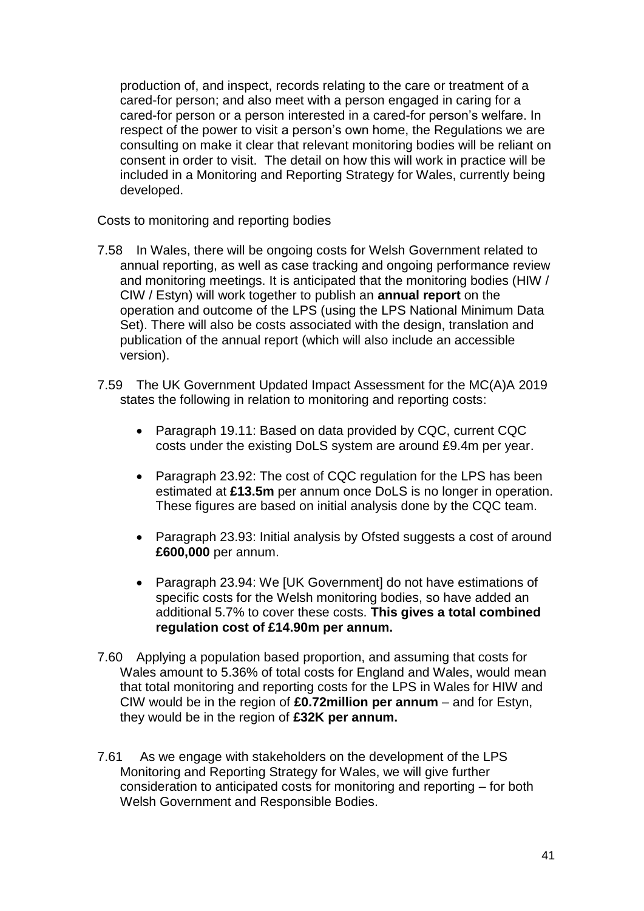production of, and inspect, records relating to the care or treatment of a cared-for person; and also meet with a person engaged in caring for a cared-for person or a person interested in a cared-for person's welfare. In respect of the power to visit a person's own home, the Regulations we are consulting on make it clear that relevant monitoring bodies will be reliant on consent in order to visit. The detail on how this will work in practice will be included in a Monitoring and Reporting Strategy for Wales, currently being developed.

Costs to monitoring and reporting bodies

7.58 In Wales, there will be ongoing costs for Welsh Government related to annual reporting, as well as case tracking and ongoing performance review and monitoring meetings. It is anticipated that the monitoring bodies (HIW / CIW / Estyn) will work together to publish an **annual report** on the operation and outcome of the LPS (using the LPS National Minimum Data Set). There will also be costs associated with the design, translation and publication of the annual report (which will also include an accessible version).

7.59 The UK Government Updated Impact Assessment for the MC(A)A 2019 states the following in relation to monitoring and reporting costs:

- Paragraph 19.11: Based on data provided by CQC, current CQC costs under the existing DoLS system are around £9.4m per year.
- Paragraph 23.92: The cost of CQC regulation for the LPS has been estimated at **£13.5m** per annum once DoLS is no longer in operation. These figures are based on initial analysis done by the CQC team.
- Paragraph 23.93: Initial analysis by Ofsted suggests a cost of around **£600,000** per annum.
- Paragraph 23.94: We [UK Government] do not have estimations of specific costs for the Welsh monitoring bodies, so have added an additional 5.7% to cover these costs. **This gives a total combined regulation cost of £14.90m per annum.**

7.60 Applying a population based proportion, and assuming that costs for Wales amount to 5.36% of total costs for England and Wales, would mean that total monitoring and reporting costs for the LPS in Wales for HIW and CIW would be in the region of **£0.72million per annum** – and for Estyn, they would be in the region of **£32K per annum.**

7.61 As we engage with stakeholders on the development of the LPS Monitoring and Reporting Strategy for Wales, we will give further consideration to anticipated costs for monitoring and reporting – for both Welsh Government and Responsible Bodies.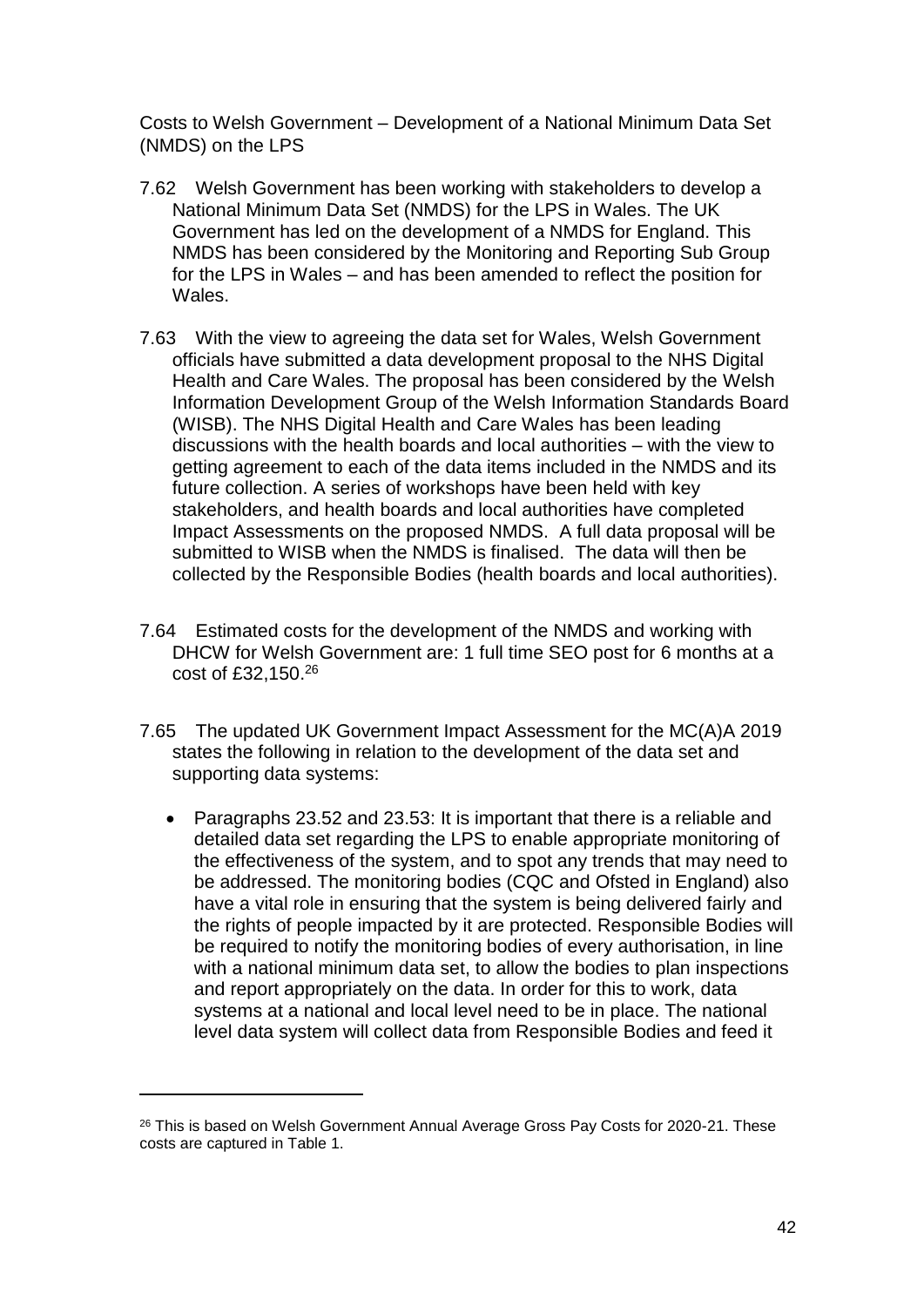Costs to Welsh Government – Development of a National Minimum Data Set (NMDS) on the LPS

7.62 Welsh Government has been working with stakeholders to develop a National Minimum Data Set (NMDS) for the LPS in Wales. The UK Government has led on the development of a NMDS for England. This NMDS has been considered by the Monitoring and Reporting Sub Group for the LPS in Wales – and has been amended to reflect the position for Wales.

7.63 With the view to agreeing the data set for Wales, Welsh Government officials have submitted a data development proposal to the NHS Digital Health and Care Wales. The proposal has been considered by the Welsh Information Development Group of the Welsh Information Standards Board (WISB). The NHS Digital Health and Care Wales has been leading discussions with the health boards and local authorities – with the view to getting agreement to each of the data items included in the NMDS and its future collection. A series of workshops have been held with key stakeholders, and health boards and local authorities have completed Impact Assessments on the proposed NMDS. A full data proposal will be submitted to WISB when the NMDS is finalised. The data will then be collected by the Responsible Bodies (health boards and local authorities).

7.64 Estimated costs for the development of the NMDS and working with DHCW for Welsh Government are: 1 full time SEO post for 6 months at a cost of £32,150.[26]

7.65 The updated UK Government Impact Assessment for the MC(A)A 2019 states the following in relation to the development of the data set and supporting data systems:

- Paragraphs 23.52 and 23.53: It is important that there is a reliable and detailed data set regarding the LPS to enable appropriate monitoring of the effectiveness of the system, and to spot any trends that may need to be addressed. The monitoring bodies (CQC and Ofsted in England) also have a vital role in ensuring that the system is being delivered fairly and the rights of people impacted by it are protected. Responsible Bodies will be required to notify the monitoring bodies of every authorisation, in line with a national minimum data set, to allow the bodies to plan inspections and report appropriately on the data. In order for this to work, data systems at a national and local level need to be in place. The national level data system will collect data from Responsible Bodies and feed it

---

[26] This is based on Welsh Government Annual Average Gross Pay Costs for 2020-21. These costs are captured in Table 1.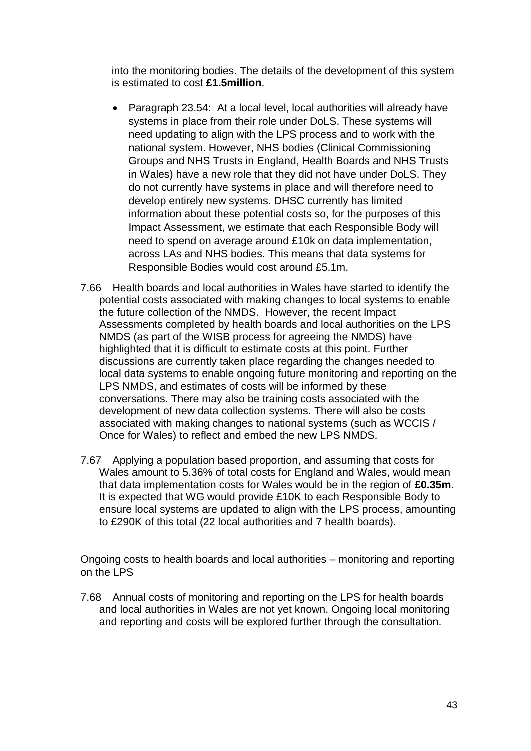into the monitoring bodies. The details of the development of this system is estimated to cost **£1.5million**.

- Paragraph 23.54: At a local level, local authorities will already have systems in place from their role under DoLS. These systems will need updating to align with the LPS process and to work with the national system. However, NHS bodies (Clinical Commissioning Groups and NHS Trusts in England, Health Boards and NHS Trusts in Wales) have a new role that they did not have under DoLS. They do not currently have systems in place and will therefore need to develop entirely new systems. DHSC currently has limited information about these potential costs so, for the purposes of this Impact Assessment, we estimate that each Responsible Body will need to spend on average around £10k on data implementation, across LAs and NHS bodies. This means that data systems for Responsible Bodies would cost around £5.1m.

7.66 Health boards and local authorities in Wales have started to identify the potential costs associated with making changes to local systems to enable the future collection of the NMDS. However, the recent Impact Assessments completed by health boards and local authorities on the LPS NMDS (as part of the WISB process for agreeing the NMDS) have highlighted that it is difficult to estimate costs at this point. Further discussions are currently taken place regarding the changes needed to local data systems to enable ongoing future monitoring and reporting on the LPS NMDS, and estimates of costs will be informed by these conversations. There may also be training costs associated with the development of new data collection systems. There will also be costs associated with making changes to national systems (such as WCCIS / Once for Wales) to reflect and embed the new LPS NMDS.

7.67 Applying a population based proportion, and assuming that costs for Wales amount to 5.36% of total costs for England and Wales, would mean that data implementation costs for Wales would be in the region of **£0.35m**. It is expected that WG would provide £10K to each Responsible Body to ensure local systems are updated to align with the LPS process, amounting to £290K of this total (22 local authorities and 7 health boards).

Ongoing costs to health boards and local authorities – monitoring and reporting on the LPS

7.68 Annual costs of monitoring and reporting on the LPS for health boards and local authorities in Wales are not yet known. Ongoing local monitoring and reporting and costs will be explored further through the consultation.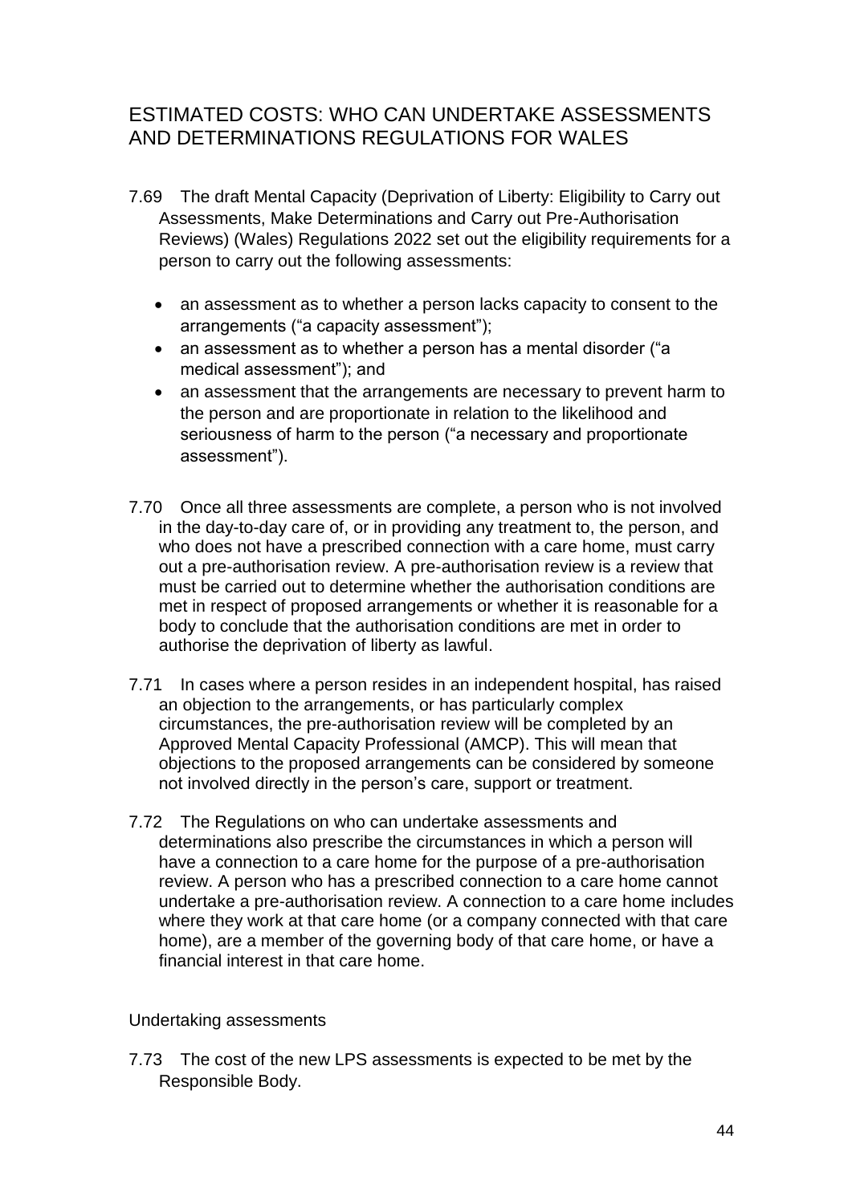## ESTIMATED COSTS: WHO CAN UNDERTAKE ASSESSMENTS AND DETERMINATIONS REGULATIONS FOR WALES

7.69 The draft Mental Capacity (Deprivation of Liberty: Eligibility to Carry out Assessments, Make Determinations and Carry out Pre-Authorisation Reviews) (Wales) Regulations 2022 set out the eligibility requirements for a person to carry out the following assessments:

- an assessment as to whether a person lacks capacity to consent to the arrangements ("a capacity assessment");
- an assessment as to whether a person has a mental disorder ("a medical assessment"); and
- an assessment that the arrangements are necessary to prevent harm to the person and are proportionate in relation to the likelihood and seriousness of harm to the person ("a necessary and proportionate assessment").

7.70 Once all three assessments are complete, a person who is not involved in the day-to-day care of, or in providing any treatment to, the person, and who does not have a prescribed connection with a care home, must carry out a pre-authorisation review. A pre-authorisation review is a review that must be carried out to determine whether the authorisation conditions are met in respect of proposed arrangements or whether it is reasonable for a body to conclude that the authorisation conditions are met in order to authorise the deprivation of liberty as lawful.

7.71 In cases where a person resides in an independent hospital, has raised an objection to the arrangements, or has particularly complex circumstances, the pre-authorisation review will be completed by an Approved Mental Capacity Professional (AMCP). This will mean that objections to the proposed arrangements can be considered by someone not involved directly in the person's care, support or treatment.

7.72 The Regulations on who can undertake assessments and determinations also prescribe the circumstances in which a person will have a connection to a care home for the purpose of a pre-authorisation review. A person who has a prescribed connection to a care home cannot undertake a pre-authorisation review. A connection to a care home includes where they work at that care home (or a company connected with that care home), are a member of the governing body of that care home, or have a financial interest in that care home.

### Undertaking assessments

7.73 The cost of the new LPS assessments is expected to be met by the Responsible Body.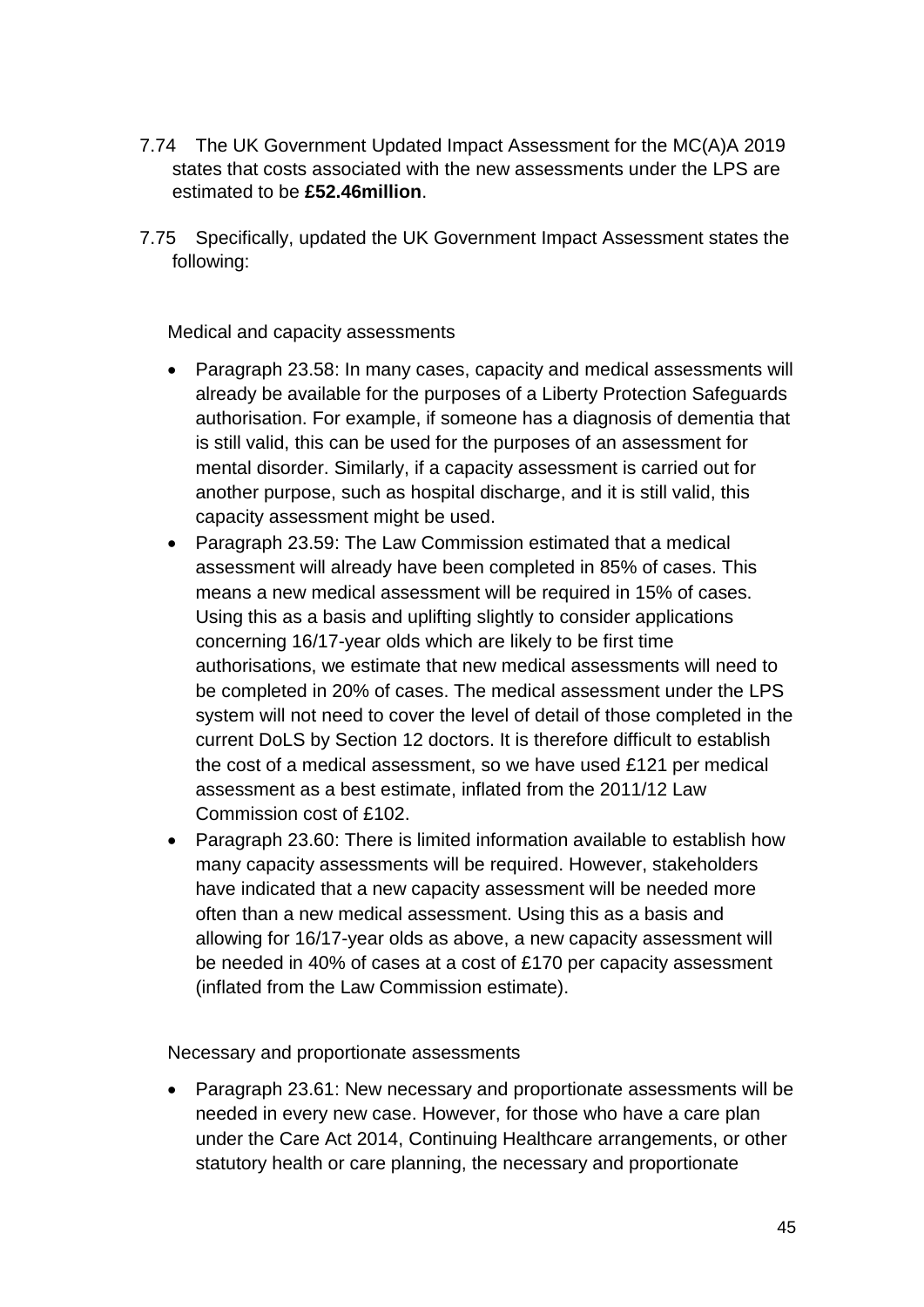7.74 The UK Government Updated Impact Assessment for the MC(A)A 2019 states that costs associated with the new assessments under the LPS are estimated to be **£52.46million**.

7.75 Specifically, updated the UK Government Impact Assessment states the following:

Medical and capacity assessments

- Paragraph 23.58: In many cases, capacity and medical assessments will already be available for the purposes of a Liberty Protection Safeguards authorisation. For example, if someone has a diagnosis of dementia that is still valid, this can be used for the purposes of an assessment for mental disorder. Similarly, if a capacity assessment is carried out for another purpose, such as hospital discharge, and it is still valid, this capacity assessment might be used.
- Paragraph 23.59: The Law Commission estimated that a medical assessment will already have been completed in 85% of cases. This means a new medical assessment will be required in 15% of cases. Using this as a basis and uplifting slightly to consider applications concerning 16/17-year olds which are likely to be first time authorisations, we estimate that new medical assessments will need to be completed in 20% of cases. The medical assessment under the LPS system will not need to cover the level of detail of those completed in the current DoLS by Section 12 doctors. It is therefore difficult to establish the cost of a medical assessment, so we have used £121 per medical assessment as a best estimate, inflated from the 2011/12 Law Commission cost of £102.
- Paragraph 23.60: There is limited information available to establish how many capacity assessments will be required. However, stakeholders have indicated that a new capacity assessment will be needed more often than a new medical assessment. Using this as a basis and allowing for 16/17-year olds as above, a new capacity assessment will be needed in 40% of cases at a cost of £170 per capacity assessment (inflated from the Law Commission estimate).

Necessary and proportionate assessments

- Paragraph 23.61: New necessary and proportionate assessments will be needed in every new case. However, for those who have a care plan under the Care Act 2014, Continuing Healthcare arrangements, or other statutory health or care planning, the necessary and proportionate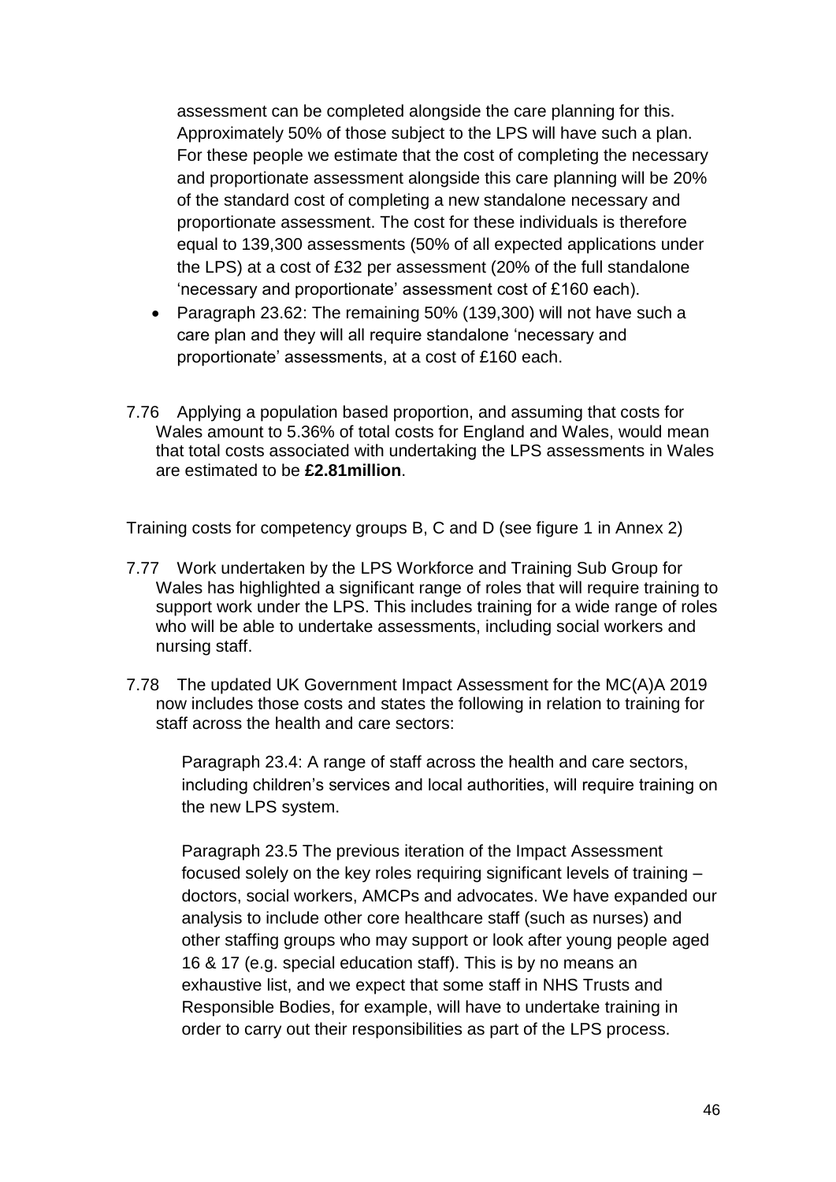assessment can be completed alongside the care planning for this. Approximately 50% of those subject to the LPS will have such a plan. For these people we estimate that the cost of completing the necessary and proportionate assessment alongside this care planning will be 20% of the standard cost of completing a new standalone necessary and proportionate assessment. The cost for these individuals is therefore equal to 139,300 assessments (50% of all expected applications under the LPS) at a cost of £32 per assessment (20% of the full standalone 'necessary and proportionate' assessment cost of £160 each).

- Paragraph 23.62: The remaining 50% (139,300) will not have such a care plan and they will all require standalone 'necessary and proportionate' assessments, at a cost of £160 each.

7.76 Applying a population based proportion, and assuming that costs for Wales amount to 5.36% of total costs for England and Wales, would mean that total costs associated with undertaking the LPS assessments in Wales are estimated to be **£2.81million**.

Training costs for competency groups B, C and D (see figure 1 in Annex 2)

7.77 Work undertaken by the LPS Workforce and Training Sub Group for Wales has highlighted a significant range of roles that will require training to support work under the LPS. This includes training for a wide range of roles who will be able to undertake assessments, including social workers and nursing staff.

7.78 The updated UK Government Impact Assessment for the MC(A)A 2019 now includes those costs and states the following in relation to training for staff across the health and care sectors:

> Paragraph 23.4: A range of staff across the health and care sectors, including children's services and local authorities, will require training on the new LPS system.
>
> Paragraph 23.5 The previous iteration of the Impact Assessment focused solely on the key roles requiring significant levels of training – doctors, social workers, AMCPs and advocates. We have expanded our analysis to include other core healthcare staff (such as nurses) and other staffing groups who may support or look after young people aged 16 & 17 (e.g. special education staff). This is by no means an exhaustive list, and we expect that some staff in NHS Trusts and Responsible Bodies, for example, will have to undertake training in order to carry out their responsibilities as part of the LPS process.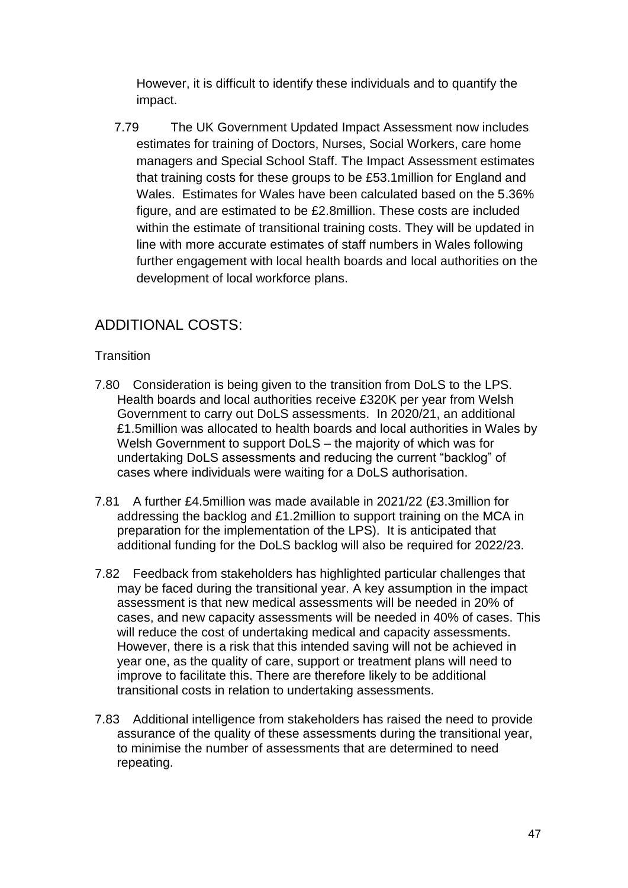However, it is difficult to identify these individuals and to quantify the impact.

7.79 The UK Government Updated Impact Assessment now includes estimates for training of Doctors, Nurses, Social Workers, care home managers and Special School Staff. The Impact Assessment estimates that training costs for these groups to be £53.1million for England and Wales. Estimates for Wales have been calculated based on the 5.36% figure, and are estimated to be £2.8million. These costs are included within the estimate of transitional training costs. They will be updated in line with more accurate estimates of staff numbers in Wales following further engagement with local health boards and local authorities on the development of local workforce plans.

## ADDITIONAL COSTS:

Transition

7.80 Consideration is being given to the transition from DoLS to the LPS. Health boards and local authorities receive £320K per year from Welsh Government to carry out DoLS assessments. In 2020/21, an additional £1.5million was allocated to health boards and local authorities in Wales by Welsh Government to support DoLS – the majority of which was for undertaking DoLS assessments and reducing the current "backlog" of cases where individuals were waiting for a DoLS authorisation.

7.81 A further £4.5million was made available in 2021/22 (£3.3million for addressing the backlog and £1.2million to support training on the MCA in preparation for the implementation of the LPS). It is anticipated that additional funding for the DoLS backlog will also be required for 2022/23.

7.82 Feedback from stakeholders has highlighted particular challenges that may be faced during the transitional year. A key assumption in the impact assessment is that new medical assessments will be needed in 20% of cases, and new capacity assessments will be needed in 40% of cases. This will reduce the cost of undertaking medical and capacity assessments. However, there is a risk that this intended saving will not be achieved in year one, as the quality of care, support or treatment plans will need to improve to facilitate this. There are therefore likely to be additional transitional costs in relation to undertaking assessments.

7.83 Additional intelligence from stakeholders has raised the need to provide assurance of the quality of these assessments during the transitional year, to minimise the number of assessments that are determined to need repeating.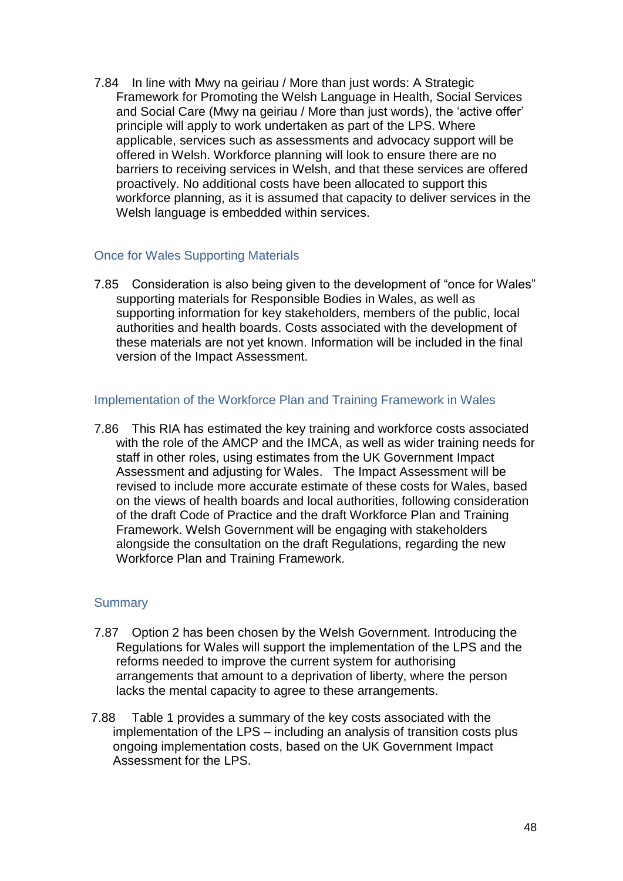7.84 In line with Mwy na geiriau / More than just words: A Strategic Framework for Promoting the Welsh Language in Health, Social Services and Social Care (Mwy na geiriau / More than just words), the 'active offer' principle will apply to work undertaken as part of the LPS. Where applicable, services such as assessments and advocacy support will be offered in Welsh. Workforce planning will look to ensure there are no barriers to receiving services in Welsh, and that these services are offered proactively. No additional costs have been allocated to support this workforce planning, as it is assumed that capacity to deliver services in the Welsh language is embedded within services.

### Once for Wales Supporting Materials

7.85 Consideration is also being given to the development of "once for Wales" supporting materials for Responsible Bodies in Wales, as well as supporting information for key stakeholders, members of the public, local authorities and health boards. Costs associated with the development of these materials are not yet known. Information will be included in the final version of the Impact Assessment.

### Implementation of the Workforce Plan and Training Framework in Wales

7.86 This RIA has estimated the key training and workforce costs associated with the role of the AMCP and the IMCA, as well as wider training needs for staff in other roles, using estimates from the UK Government Impact Assessment and adjusting for Wales. The Impact Assessment will be revised to include more accurate estimate of these costs for Wales, based on the views of health boards and local authorities, following consideration of the draft Code of Practice and the draft Workforce Plan and Training Framework. Welsh Government will be engaging with stakeholders alongside the consultation on the draft Regulations, regarding the new Workforce Plan and Training Framework.

### Summary

7.87 Option 2 has been chosen by the Welsh Government. Introducing the Regulations for Wales will support the implementation of the LPS and the reforms needed to improve the current system for authorising arrangements that amount to a deprivation of liberty, where the person lacks the mental capacity to agree to these arrangements.

7.88 Table 1 provides a summary of the key costs associated with the implementation of the LPS – including an analysis of transition costs plus ongoing implementation costs, based on the UK Government Impact Assessment for the LPS.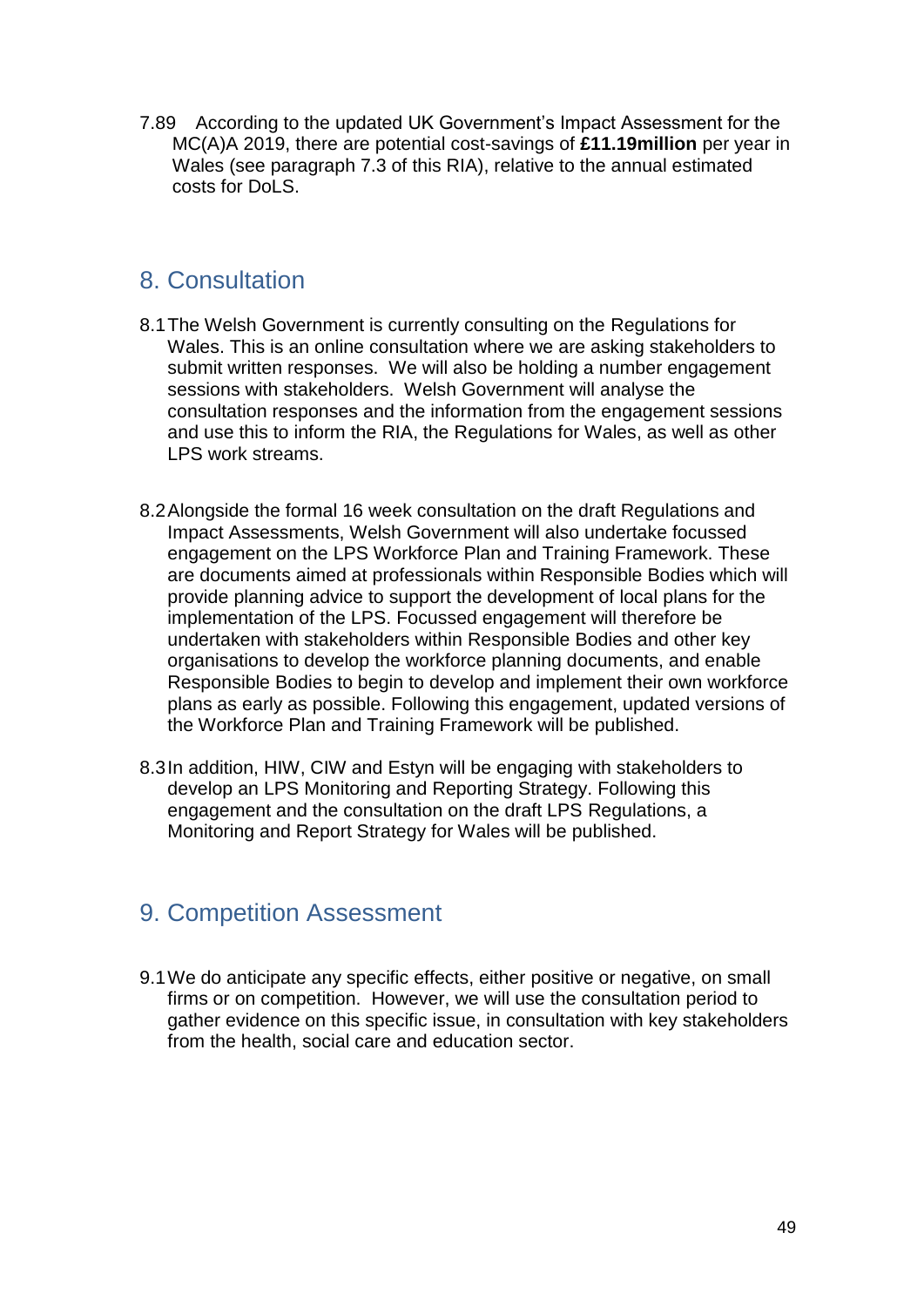7.89 According to the updated UK Government's Impact Assessment for the MC(A)A 2019, there are potential cost-savings of **£11.19million** per year in Wales (see paragraph 7.3 of this RIA), relative to the annual estimated costs for DoLS.

## 8. Consultation

8.1 The Welsh Government is currently consulting on the Regulations for Wales. This is an online consultation where we are asking stakeholders to submit written responses. We will also be holding a number engagement sessions with stakeholders. Welsh Government will analyse the consultation responses and the information from the engagement sessions and use this to inform the RIA, the Regulations for Wales, as well as other LPS work streams.

8.2 Alongside the formal 16 week consultation on the draft Regulations and Impact Assessments, Welsh Government will also undertake focussed engagement on the LPS Workforce Plan and Training Framework. These are documents aimed at professionals within Responsible Bodies which will provide planning advice to support the development of local plans for the implementation of the LPS. Focussed engagement will therefore be undertaken with stakeholders within Responsible Bodies and other key organisations to develop the workforce planning documents, and enable Responsible Bodies to begin to develop and implement their own workforce plans as early as possible. Following this engagement, updated versions of the Workforce Plan and Training Framework will be published.

8.3 In addition, HIW, CIW and Estyn will be engaging with stakeholders to develop an LPS Monitoring and Reporting Strategy. Following this engagement and the consultation on the draft LPS Regulations, a Monitoring and Report Strategy for Wales will be published.

## 9. Competition Assessment

9.1 We do anticipate any specific effects, either positive or negative, on small firms or on competition. However, we will use the consultation period to gather evidence on this specific issue, in consultation with key stakeholders from the health, social care and education sector.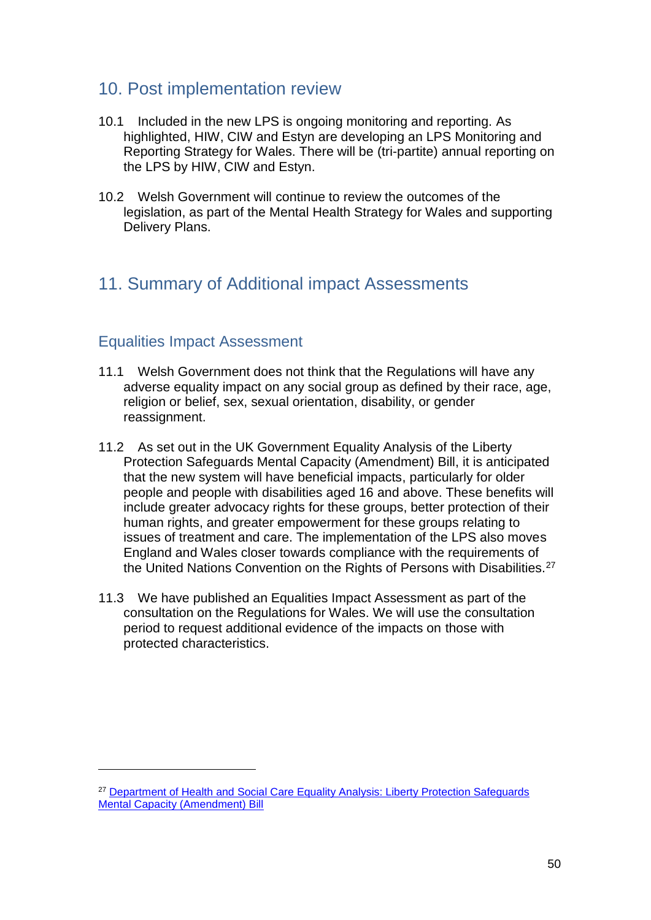## 10. Post implementation review

10.1 Included in the new LPS is ongoing monitoring and reporting. As highlighted, HIW, CIW and Estyn are developing an LPS Monitoring and Reporting Strategy for Wales. There will be (tri-partite) annual reporting on the LPS by HIW, CIW and Estyn.

10.2 Welsh Government will continue to review the outcomes of the legislation, as part of the Mental Health Strategy for Wales and supporting Delivery Plans.

## 11. Summary of Additional impact Assessments

### Equalities Impact Assessment

11.1 Welsh Government does not think that the Regulations will have any adverse equality impact on any social group as defined by their race, age, religion or belief, sex, sexual orientation, disability, or gender reassignment.

11.2 As set out in the UK Government Equality Analysis of the Liberty Protection Safeguards Mental Capacity (Amendment) Bill, it is anticipated that the new system will have beneficial impacts, particularly for older people and people with disabilities aged 16 and above. These benefits will include greater advocacy rights for these groups, better protection of their human rights, and greater empowerment for these groups relating to issues of treatment and care. The implementation of the LPS also moves England and Wales closer towards compliance with the requirements of the United Nations Convention on the Rights of Persons with Disabilities.[27]

11.3 We have published an Equalities Impact Assessment as part of the consultation on the Regulations for Wales. We will use the consultation period to request additional evidence of the impacts on those with protected characteristics.

---

[27] Department of Health and Social Care Equality Analysis: Liberty Protection Safeguards Mental Capacity (Amendment) Bill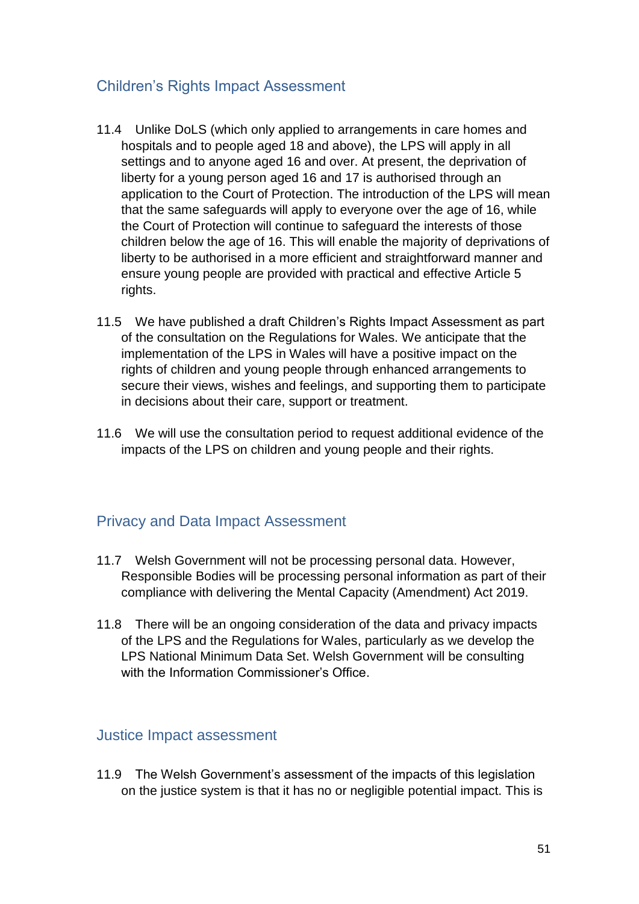## Children's Rights Impact Assessment

11.4 Unlike DoLS (which only applied to arrangements in care homes and hospitals and to people aged 18 and above), the LPS will apply in all settings and to anyone aged 16 and over. At present, the deprivation of liberty for a young person aged 16 and 17 is authorised through an application to the Court of Protection. The introduction of the LPS will mean that the same safeguards will apply to everyone over the age of 16, while the Court of Protection will continue to safeguard the interests of those children below the age of 16. This will enable the majority of deprivations of liberty to be authorised in a more efficient and straightforward manner and ensure young people are provided with practical and effective Article 5 rights.

11.5 We have published a draft Children's Rights Impact Assessment as part of the consultation on the Regulations for Wales. We anticipate that the implementation of the LPS in Wales will have a positive impact on the rights of children and young people through enhanced arrangements to secure their views, wishes and feelings, and supporting them to participate in decisions about their care, support or treatment.

11.6 We will use the consultation period to request additional evidence of the impacts of the LPS on children and young people and their rights.

## Privacy and Data Impact Assessment

11.7 Welsh Government will not be processing personal data. However, Responsible Bodies will be processing personal information as part of their compliance with delivering the Mental Capacity (Amendment) Act 2019.

11.8 There will be an ongoing consideration of the data and privacy impacts of the LPS and the Regulations for Wales, particularly as we develop the LPS National Minimum Data Set. Welsh Government will be consulting with the Information Commissioner's Office.

## Justice Impact assessment

11.9 The Welsh Government's assessment of the impacts of this legislation on the justice system is that it has no or negligible potential impact. This is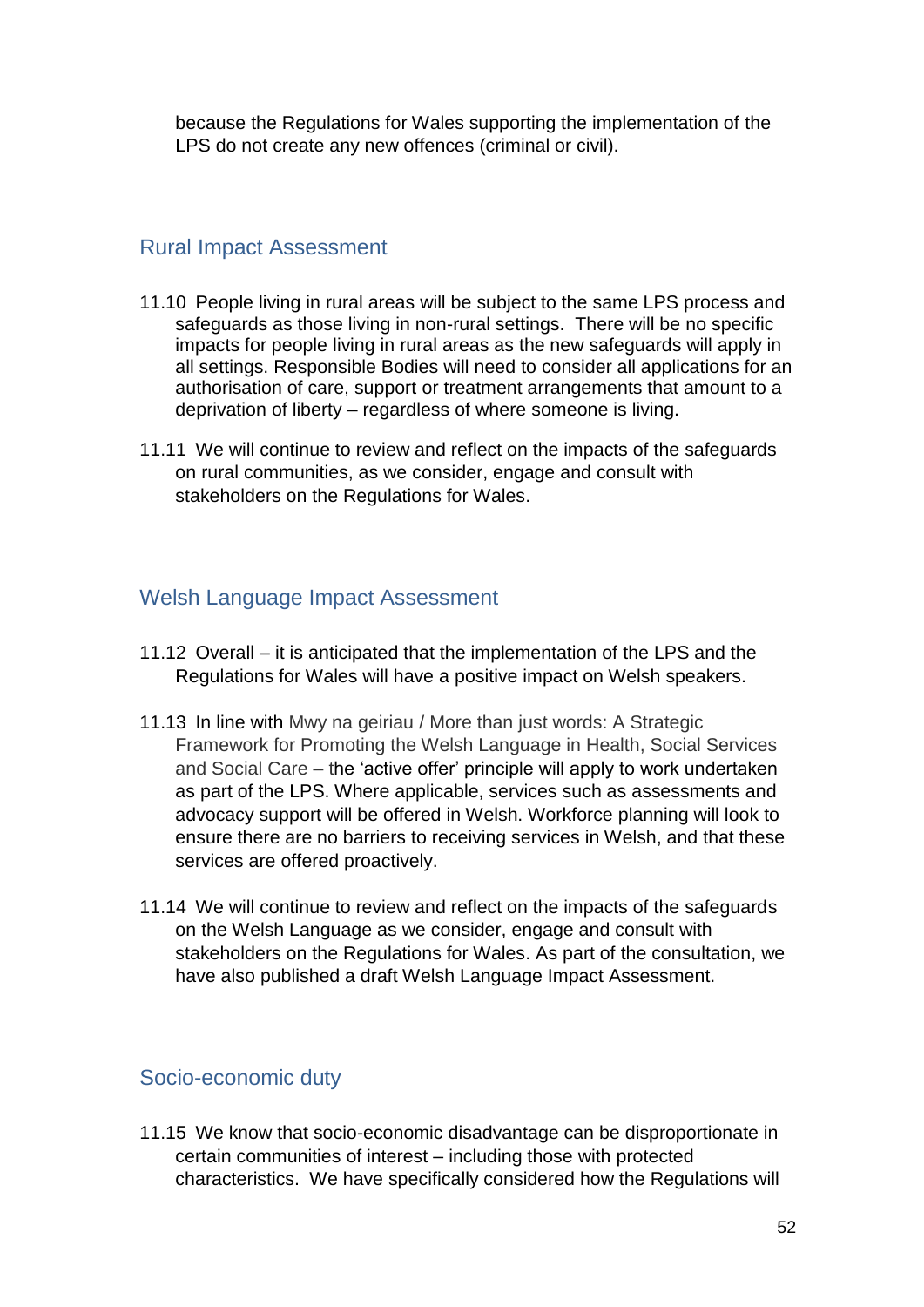because the Regulations for Wales supporting the implementation of the LPS do not create any new offences (criminal or civil).

## Rural Impact Assessment

11.10 People living in rural areas will be subject to the same LPS process and safeguards as those living in non-rural settings. There will be no specific impacts for people living in rural areas as the new safeguards will apply in all settings. Responsible Bodies will need to consider all applications for an authorisation of care, support or treatment arrangements that amount to a deprivation of liberty – regardless of where someone is living.

11.11 We will continue to review and reflect on the impacts of the safeguards on rural communities, as we consider, engage and consult with stakeholders on the Regulations for Wales.

## Welsh Language Impact Assessment

11.12 Overall – it is anticipated that the implementation of the LPS and the Regulations for Wales will have a positive impact on Welsh speakers.

11.13 In line with Mwy na geiriau / More than just words: A Strategic Framework for Promoting the Welsh Language in Health, Social Services and Social Care – the 'active offer' principle will apply to work undertaken as part of the LPS. Where applicable, services such as assessments and advocacy support will be offered in Welsh. Workforce planning will look to ensure there are no barriers to receiving services in Welsh, and that these services are offered proactively.

11.14 We will continue to review and reflect on the impacts of the safeguards on the Welsh Language as we consider, engage and consult with stakeholders on the Regulations for Wales. As part of the consultation, we have also published a draft Welsh Language Impact Assessment.

## Socio-economic duty

11.15 We know that socio-economic disadvantage can be disproportionate in certain communities of interest – including those with protected characteristics. We have specifically considered how the Regulations will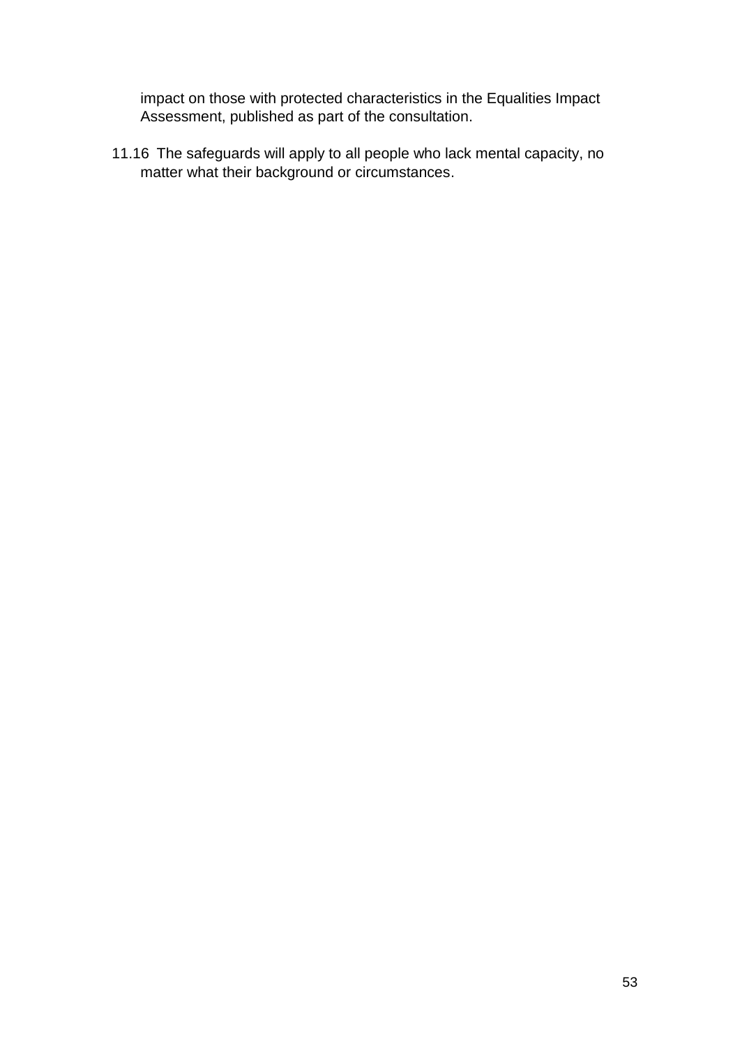impact on those with protected characteristics in the Equalities Impact Assessment, published as part of the consultation.

11.16 The safeguards will apply to all people who lack mental capacity, no matter what their background or circumstances.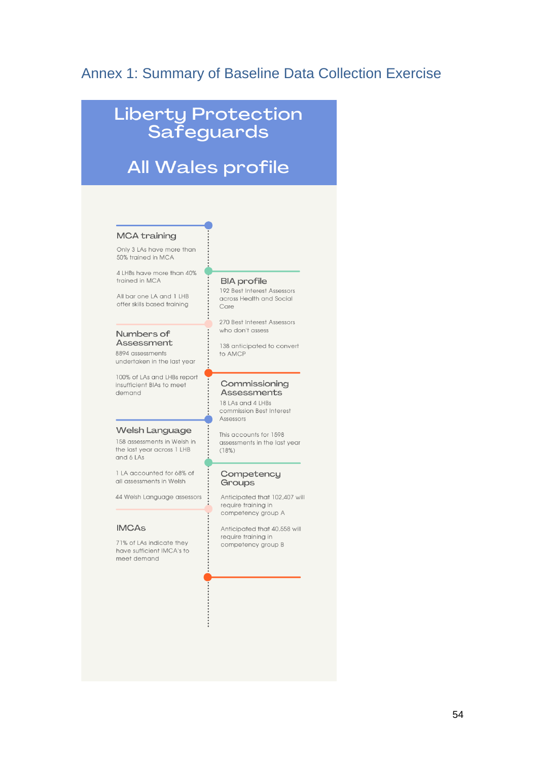## Annex 1: Summary of Baseline Data Collection Exercise

# Liberty Protection Safeguards

## All Wales profile

### MCA training

Only 3 LAs have more than 50% trained in MCA

4 LHBs have more than 40% trained in MCA

All bar one LA and 1 LHB offer skills based training

### BIA profile

192 Best Interest Assessors across Health and Social Care

270 Best Interest Assessors who don't assess

138 anticipated to convert to AMCP

### Numbers of Assessment

8894 assessments undertaken in the last year

100% of LAs and LHBs report insufficient BIAs to meet demand

### Commissioning Assessments

18 LAs and 4 LHBs commission Best Interest Assessors

This accounts for 1598 assessments in the last year (18%)

### Welsh Language

158 assessments in Welsh in the last year across 1 LHB and 6 LAs

1 LA accounted for 68% of all assessments in Welsh

44 Welsh Language assessors

### Competency Groups

Anticipated that 102,407 will require training in competency group A

Anticipated that 40,558 will require training in competency group B

### IMCAs

71% of LAs indicate they have sufficient IMCA's to meet demand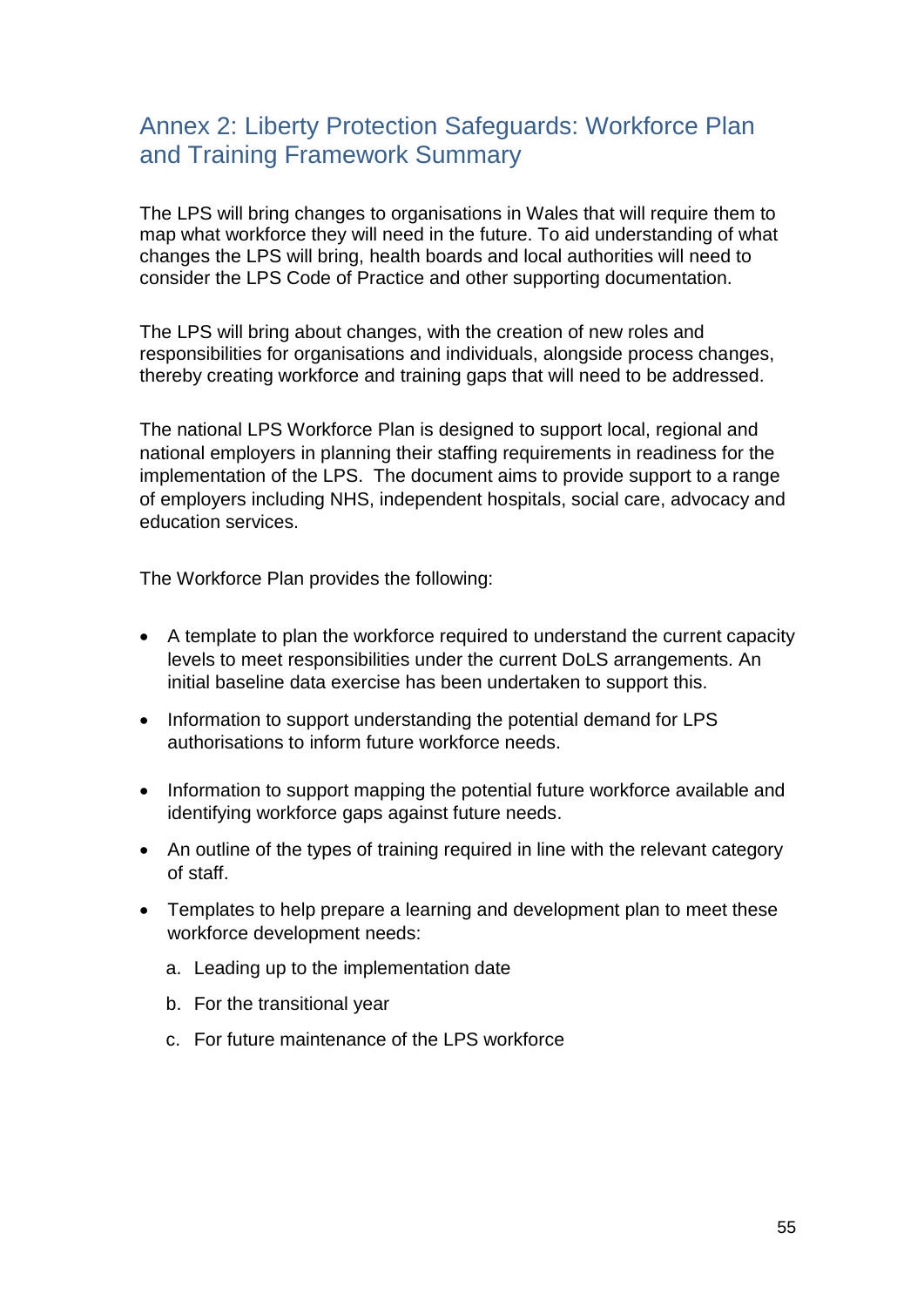## Annex 2: Liberty Protection Safeguards: Workforce Plan and Training Framework Summary

The LPS will bring changes to organisations in Wales that will require them to map what workforce they will need in the future. To aid understanding of what changes the LPS will bring, health boards and local authorities will need to consider the LPS Code of Practice and other supporting documentation.

The LPS will bring about changes, with the creation of new roles and responsibilities for organisations and individuals, alongside process changes, thereby creating workforce and training gaps that will need to be addressed.

The national LPS Workforce Plan is designed to support local, regional and national employers in planning their staffing requirements in readiness for the implementation of the LPS. The document aims to provide support to a range of employers including NHS, independent hospitals, social care, advocacy and education services.

The Workforce Plan provides the following:

- A template to plan the workforce required to understand the current capacity levels to meet responsibilities under the current DoLS arrangements. An initial baseline data exercise has been undertaken to support this.
- Information to support understanding the potential demand for LPS authorisations to inform future workforce needs.
- Information to support mapping the potential future workforce available and identifying workforce gaps against future needs.
- An outline of the types of training required in line with the relevant category of staff.
- Templates to help prepare a learning and development plan to meet these workforce development needs:
  a. Leading up to the implementation date
  b. For the transitional year
  c. For future maintenance of the LPS workforce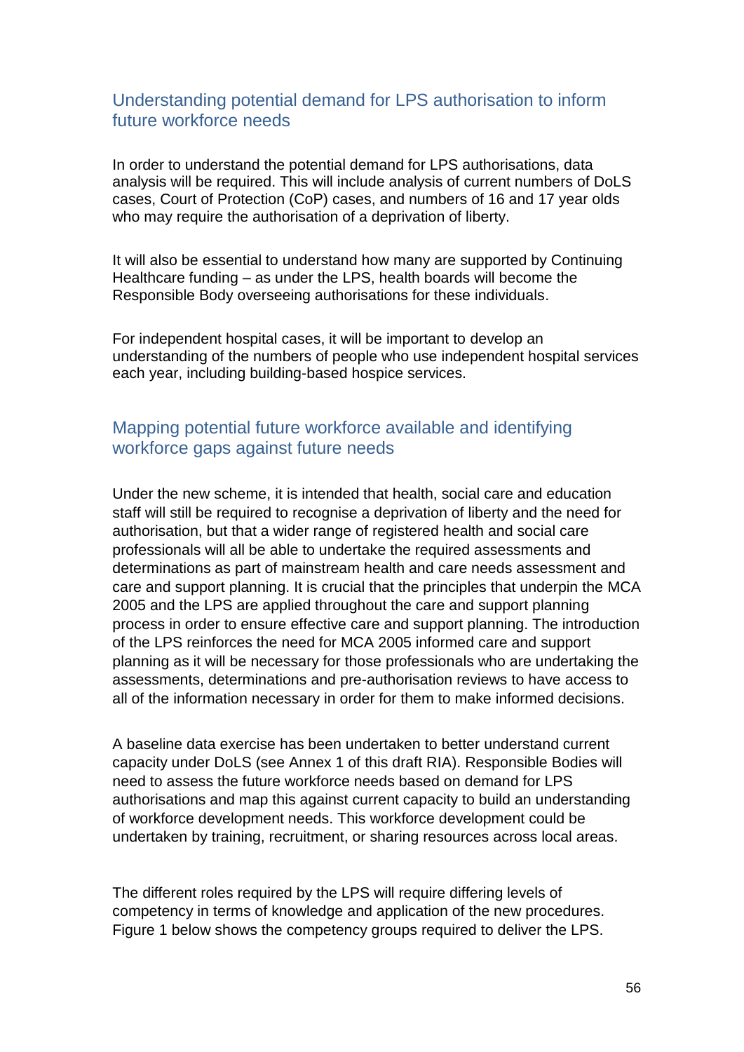## Understanding potential demand for LPS authorisation to inform future workforce needs

In order to understand the potential demand for LPS authorisations, data analysis will be required. This will include analysis of current numbers of DoLS cases, Court of Protection (CoP) cases, and numbers of 16 and 17 year olds who may require the authorisation of a deprivation of liberty.

It will also be essential to understand how many are supported by Continuing Healthcare funding – as under the LPS, health boards will become the Responsible Body overseeing authorisations for these individuals.

For independent hospital cases, it will be important to develop an understanding of the numbers of people who use independent hospital services each year, including building-based hospice services.

## Mapping potential future workforce available and identifying workforce gaps against future needs

Under the new scheme, it is intended that health, social care and education staff will still be required to recognise a deprivation of liberty and the need for authorisation, but that a wider range of registered health and social care professionals will all be able to undertake the required assessments and determinations as part of mainstream health and care needs assessment and care and support planning. It is crucial that the principles that underpin the MCA 2005 and the LPS are applied throughout the care and support planning process in order to ensure effective care and support planning. The introduction of the LPS reinforces the need for MCA 2005 informed care and support planning as it will be necessary for those professionals who are undertaking the assessments, determinations and pre-authorisation reviews to have access to all of the information necessary in order for them to make informed decisions.

A baseline data exercise has been undertaken to better understand current capacity under DoLS (see Annex 1 of this draft RIA). Responsible Bodies will need to assess the future workforce needs based on demand for LPS authorisations and map this against current capacity to build an understanding of workforce development needs. This workforce development could be undertaken by training, recruitment, or sharing resources across local areas.

The different roles required by the LPS will require differing levels of competency in terms of knowledge and application of the new procedures. Figure 1 below shows the competency groups required to deliver the LPS.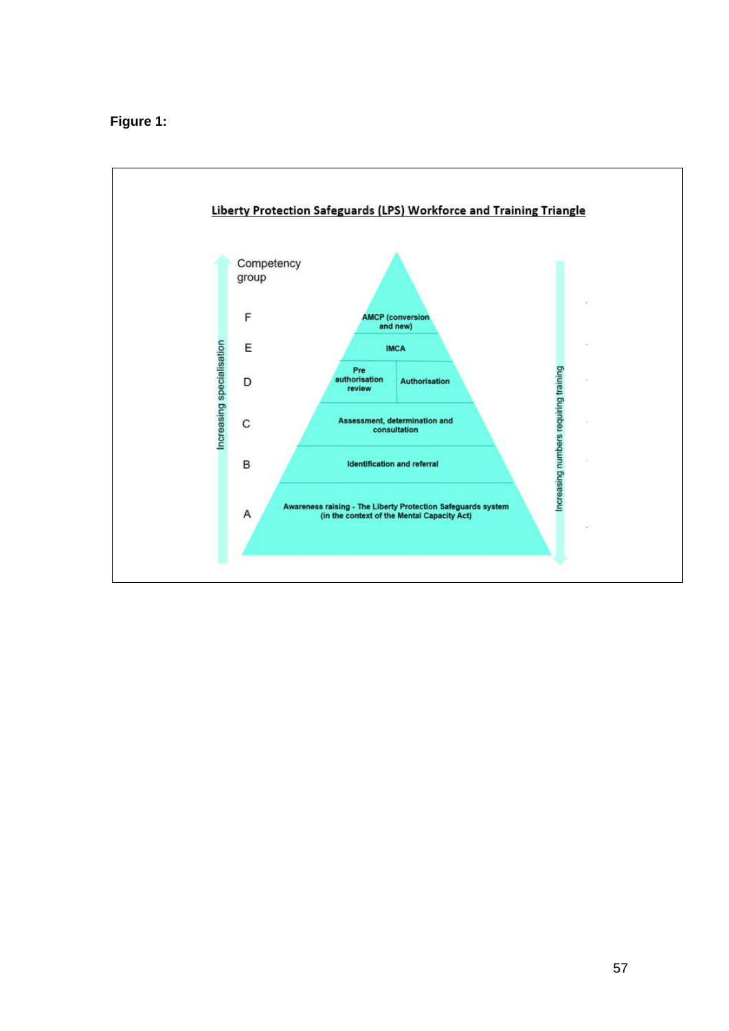**Figure 1:**

**Liberty Protection Safeguards (LPS) Workforce and Training Triangle**

| Competency group | |
|---|---|
| F | AMCP (conversion and new) |
| E | IMCA |
| D | Pre authorisation review / Authorisation |
| C | Assessment, determination and consultation |
| B | Identification and referral |
| A | Awareness raising - The Liberty Protection Safeguards system (in the context of the Mental Capacity Act) |

Increasing specialisation (A to F)

Increasing numbers requiring training (F to A)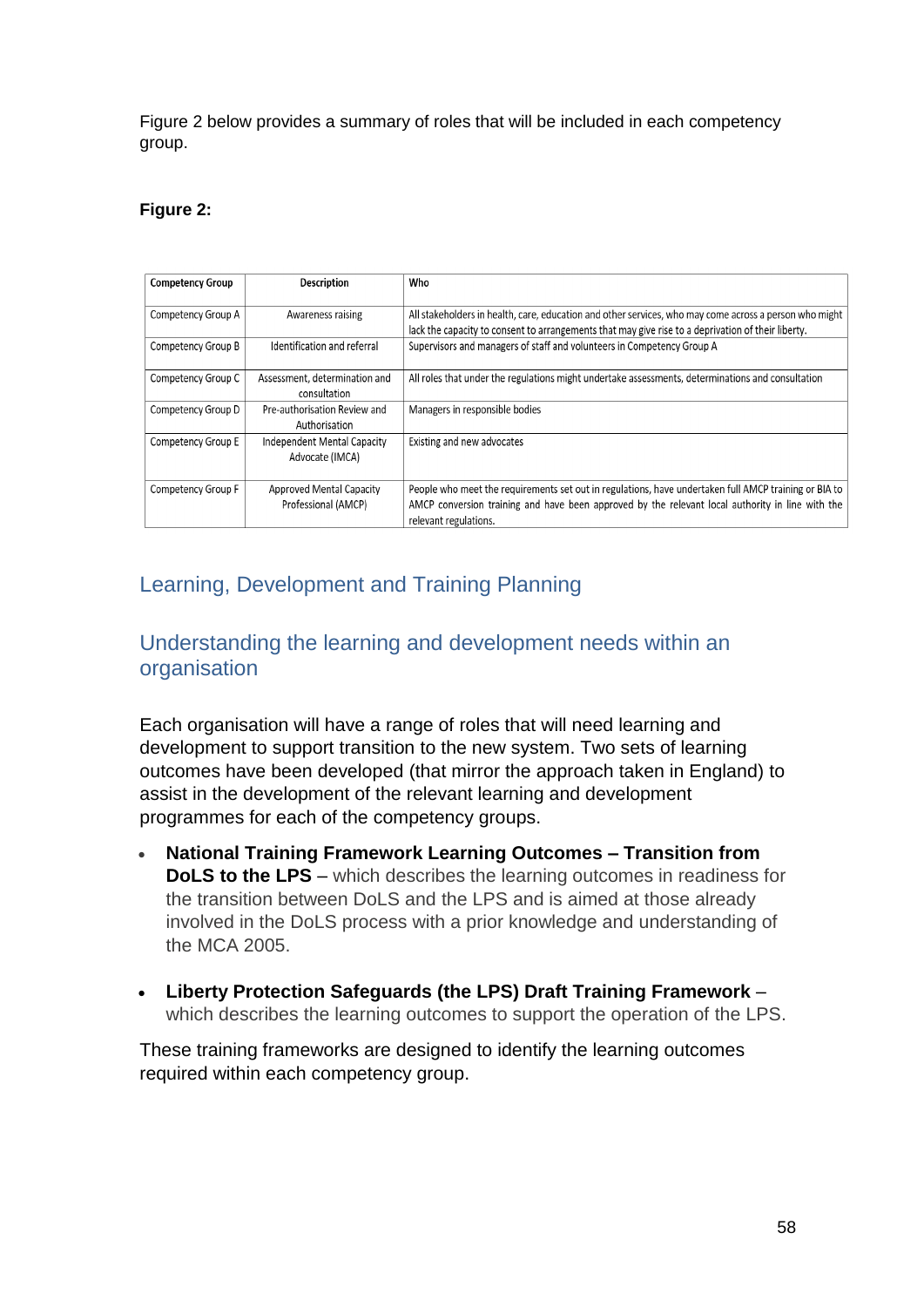Figure 2 below provides a summary of roles that will be included in each competency group.

**Figure 2:**

| Competency Group | Description | Who |
|---|---|---|
| Competency Group A | Awareness raising | All stakeholders in health, care, education and other services, who may come across a person who might lack the capacity to consent to arrangements that may give rise to a deprivation of their liberty. |
| Competency Group B | Identification and referral | Supervisors and managers of staff and volunteers in Competency Group A |
| Competency Group C | Assessment, determination and consultation | All roles that under the regulations might undertake assessments, determinations and consultation |
| Competency Group D | Pre-authorisation Review and Authorisation | Managers in responsible bodies |
| Competency Group E | Independent Mental Capacity Advocate (IMCA) | Existing and new advocates |
| Competency Group F | Approved Mental Capacity Professional (AMCP) | People who meet the requirements set out in regulations, have undertaken full AMCP training or BIA to AMCP conversion training and have been approved by the relevant local authority in line with the relevant regulations. |

## Learning, Development and Training Planning

### Understanding the learning and development needs within an organisation

Each organisation will have a range of roles that will need learning and development to support transition to the new system. Two sets of learning outcomes have been developed (that mirror the approach taken in England) to assist in the development of the relevant learning and development programmes for each of the competency groups.

- **National Training Framework Learning Outcomes – Transition from DoLS to the LPS** – which describes the learning outcomes in readiness for the transition between DoLS and the LPS and is aimed at those already involved in the DoLS process with a prior knowledge and understanding of the MCA 2005.

- **Liberty Protection Safeguards (the LPS) Draft Training Framework** – which describes the learning outcomes to support the operation of the LPS.

These training frameworks are designed to identify the learning outcomes required within each competency group.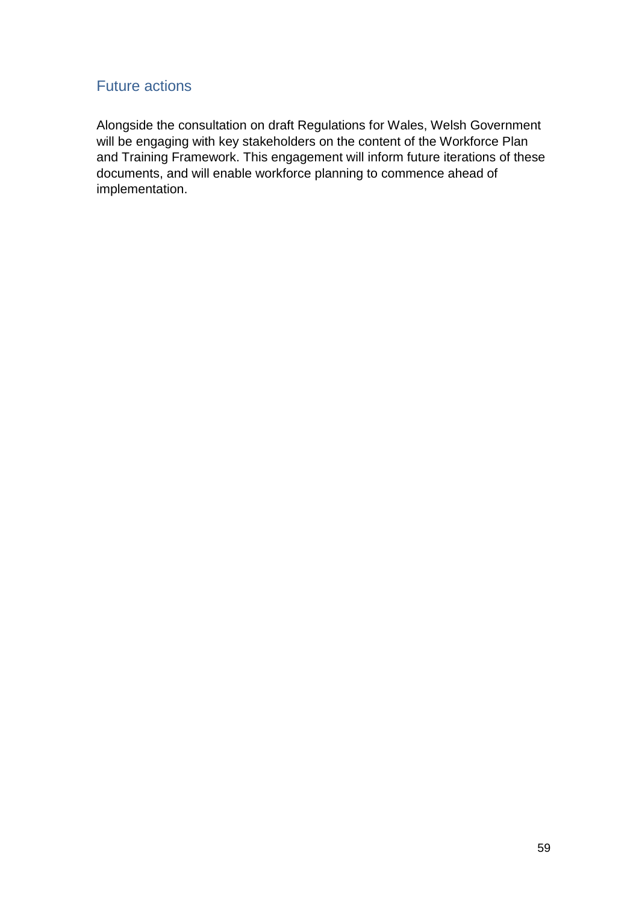## Future actions

Alongside the consultation on draft Regulations for Wales, Welsh Government will be engaging with key stakeholders on the content of the Workforce Plan and Training Framework. This engagement will inform future iterations of these documents, and will enable workforce planning to commence ahead of implementation.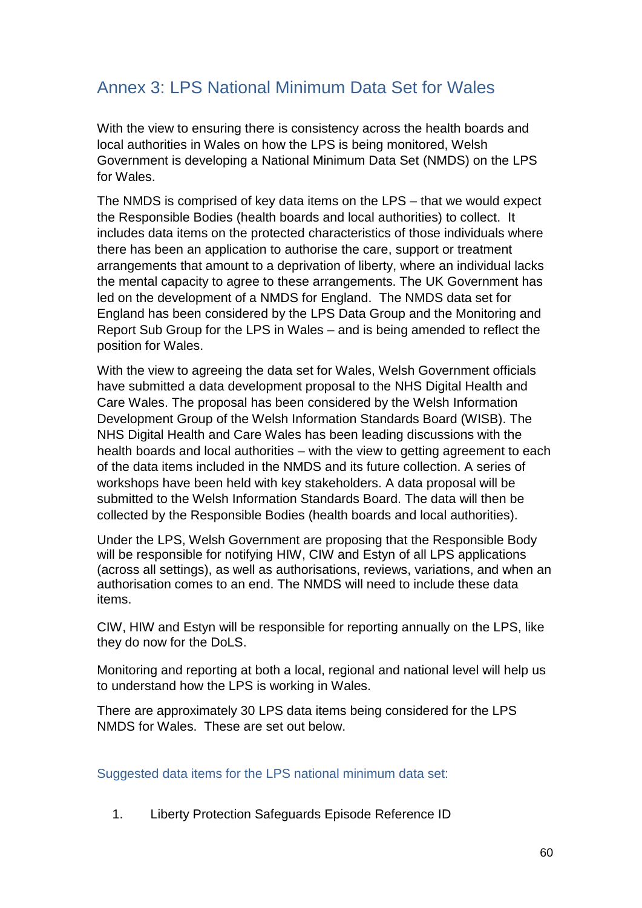# Annex 3: LPS National Minimum Data Set for Wales

With the view to ensuring there is consistency across the health boards and local authorities in Wales on how the LPS is being monitored, Welsh Government is developing a National Minimum Data Set (NMDS) on the LPS for Wales.

The NMDS is comprised of key data items on the LPS – that we would expect the Responsible Bodies (health boards and local authorities) to collect. It includes data items on the protected characteristics of those individuals where there has been an application to authorise the care, support or treatment arrangements that amount to a deprivation of liberty, where an individual lacks the mental capacity to agree to these arrangements. The UK Government has led on the development of a NMDS for England. The NMDS data set for England has been considered by the LPS Data Group and the Monitoring and Report Sub Group for the LPS in Wales – and is being amended to reflect the position for Wales.

With the view to agreeing the data set for Wales, Welsh Government officials have submitted a data development proposal to the NHS Digital Health and Care Wales. The proposal has been considered by the Welsh Information Development Group of the Welsh Information Standards Board (WISB). The NHS Digital Health and Care Wales has been leading discussions with the health boards and local authorities – with the view to getting agreement to each of the data items included in the NMDS and its future collection. A series of workshops have been held with key stakeholders. A data proposal will be submitted to the Welsh Information Standards Board. The data will then be collected by the Responsible Bodies (health boards and local authorities).

Under the LPS, Welsh Government are proposing that the Responsible Body will be responsible for notifying HIW, CIW and Estyn of all LPS applications (across all settings), as well as authorisations, reviews, variations, and when an authorisation comes to an end. The NMDS will need to include these data items.

CIW, HIW and Estyn will be responsible for reporting annually on the LPS, like they do now for the DoLS.

Monitoring and reporting at both a local, regional and national level will help us to understand how the LPS is working in Wales.

There are approximately 30 LPS data items being considered for the LPS NMDS for Wales. These are set out below.

## Suggested data items for the LPS national minimum data set:

1. Liberty Protection Safeguards Episode Reference ID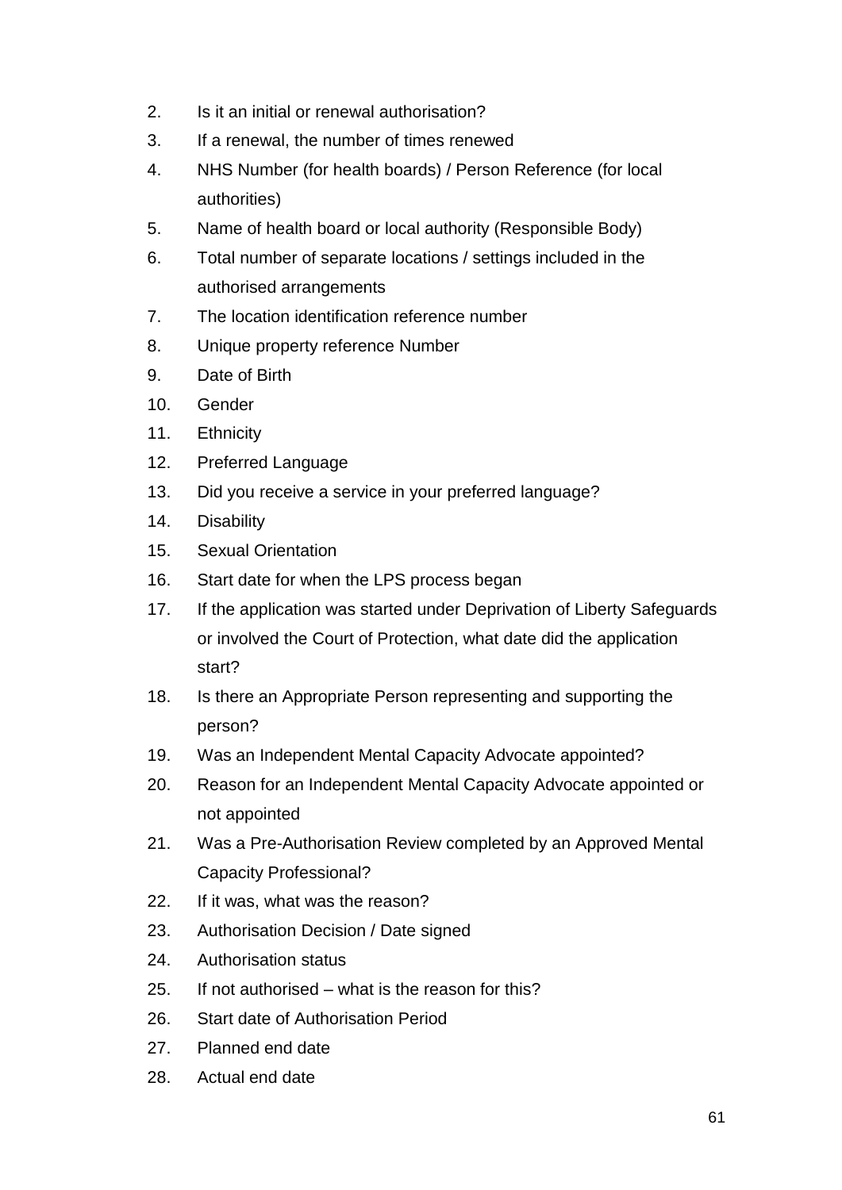2. Is it an initial or renewal authorisation?
3. If a renewal, the number of times renewed
4. NHS Number (for health boards) / Person Reference (for local authorities)
5. Name of health board or local authority (Responsible Body)
6. Total number of separate locations / settings included in the authorised arrangements
7. The location identification reference number
8. Unique property reference Number
9. Date of Birth
10. Gender
11. Ethnicity
12. Preferred Language
13. Did you receive a service in your preferred language?
14. Disability
15. Sexual Orientation
16. Start date for when the LPS process began
17. If the application was started under Deprivation of Liberty Safeguards or involved the Court of Protection, what date did the application start?
18. Is there an Appropriate Person representing and supporting the person?
19. Was an Independent Mental Capacity Advocate appointed?
20. Reason for an Independent Mental Capacity Advocate appointed or not appointed
21. Was a Pre-Authorisation Review completed by an Approved Mental Capacity Professional?
22. If it was, what was the reason?
23. Authorisation Decision / Date signed
24. Authorisation status
25. If not authorised – what is the reason for this?
26. Start date of Authorisation Period
27. Planned end date
28. Actual end date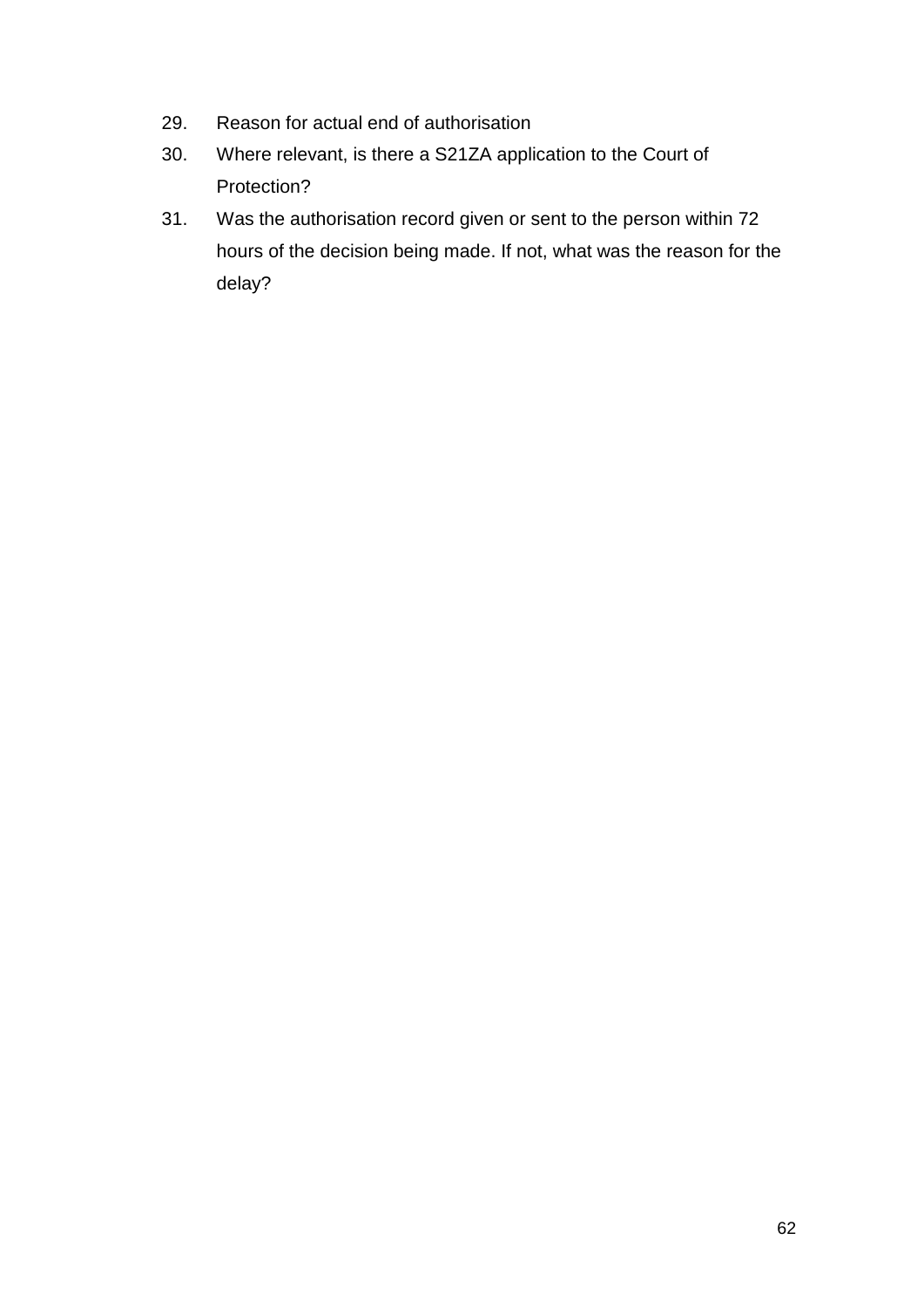29. Reason for actual end of authorisation
30. Where relevant, is there a S21ZA application to the Court of Protection?
31. Was the authorisation record given or sent to the person within 72 hours of the decision being made. If not, what was the reason for the delay?